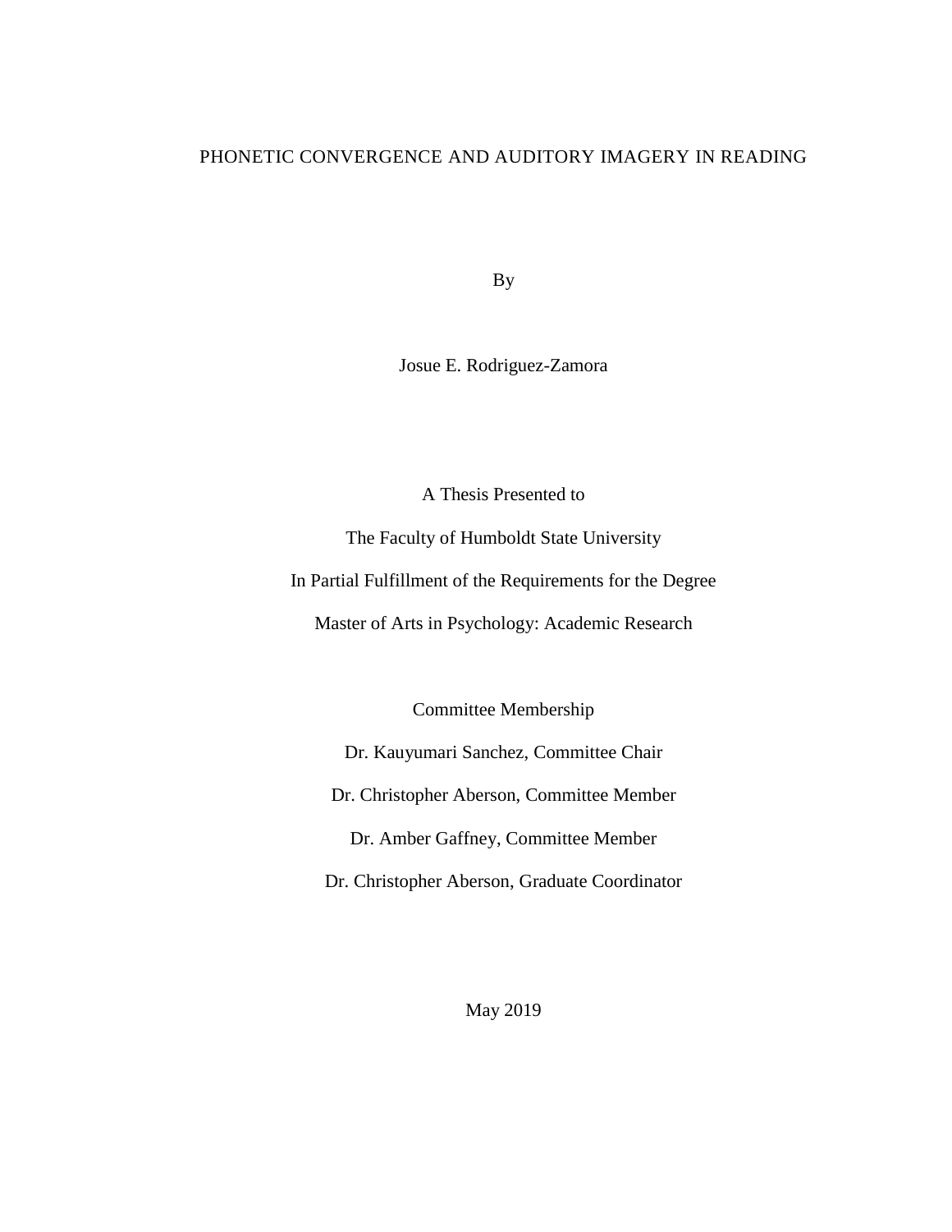# PHONETIC CONVERGENCE AND AUDITORY IMAGERY IN READING

By

Josue E. Rodriguez-Zamora

A Thesis Presented to

The Faculty of Humboldt State University

In Partial Fulfillment of the Requirements for the Degree

Master of Arts in Psychology: Academic Research

Committee Membership

Dr. Kauyumari Sanchez, Committee Chair

Dr. Christopher Aberson, Committee Member

Dr. Amber Gaffney, Committee Member

Dr. Christopher Aberson, Graduate Coordinator

May 2019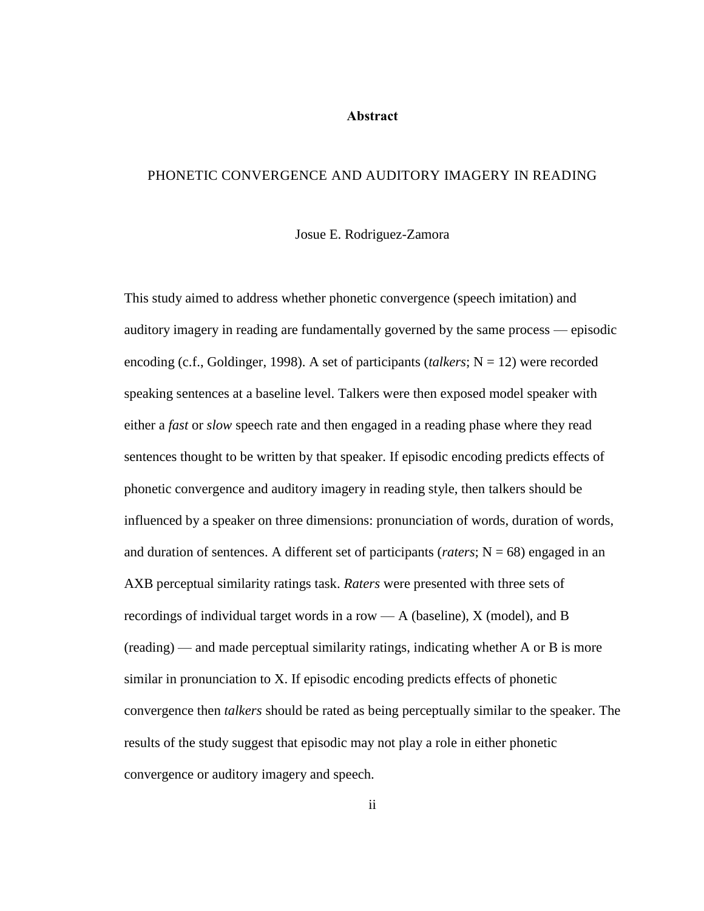# Abstract

## PHONETIC CONVERGENCE AND AUDITORY IMAGERY IN READING

Josue E. Rodriguez-Zamora

This study aimed to address whether phonetic convergence (speech imitation) and auditory imagery in reading are fundamentally governed by the same process — episodic encoding (c.f., Goldinger, 1998). A set of participants (*talkers*; N = 12) were recorded speaking sentences at a baseline level. Talkers were then exposed model speaker with either a *fast* or *slow* speech rate and then engaged in a reading phase where they read sentences thought to be written by that speaker. If episodic encoding predicts effects of phonetic convergence and auditory imagery in reading style, then talkers should be influenced by a speaker on three dimensions: pronunciation of words, duration of words, and duration of sentences. A different set of participants (*raters*; N = 68) engaged in an AXB perceptual similarity ratings task. *Raters* were presented with three sets of recordings of individual target words in a row — A (baseline), X (model), and B (reading) — and made perceptual similarity ratings, indicating whether A or B is more similar in pronunciation to X. If episodic encoding predicts effects of phonetic convergence then *talkers* should be rated as being perceptually similar to the speaker. The results of the study suggest that episodic may not play a role in either phonetic convergence or auditory imagery and speech.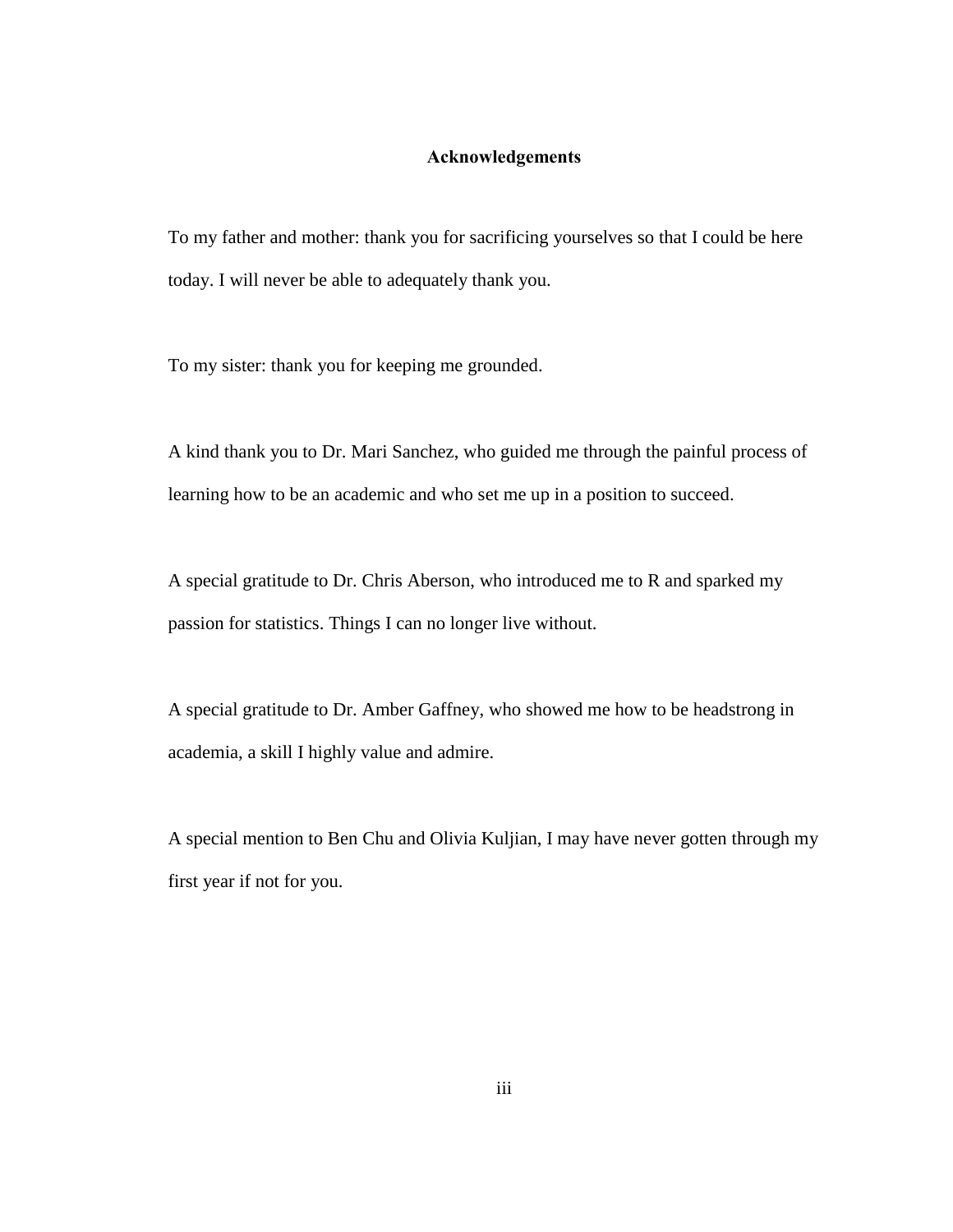# Acknowledgements

To my father and mother: thank you for sacrificing yourselves so that I could be here today. I will never be able to adequately thank you.

To my sister: thank you for keeping me grounded.

A kind thank you to Dr. Mari Sanchez, who guided me through the painful process of learning how to be an academic and who set me up in a position to succeed.

A special gratitude to Dr. Chris Aberson, who introduced me to R and sparked my passion for statistics. Things I can no longer live without.

A special gratitude to Dr. Amber Gaffney, who showed me how to be headstrong in academia, a skill I highly value and admire.

A special mention to Ben Chu and Olivia Kuljian, I may have never gotten through my first year if not for you.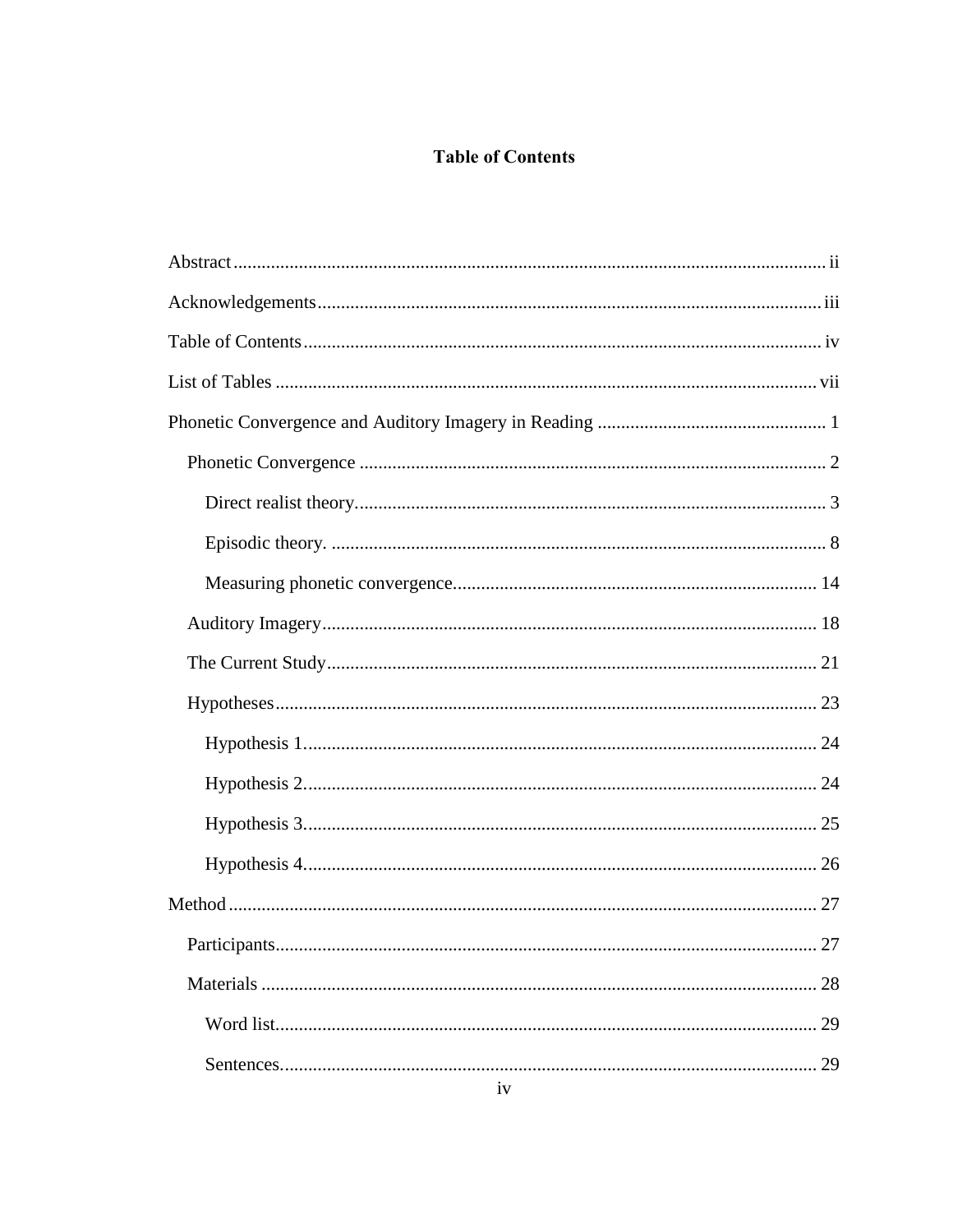# Table of Contents

Abstract ..... ii

Acknowledgements ..... iii

Table of Contents ..... iv

List of Tables ..... vii

Phonetic Convergence and Auditory Imagery in Reading ..... 1

- Phonetic Convergence ..... 2
  - Direct realist theory. ..... 3
  - Episodic theory. ..... 8
  - Measuring phonetic convergence. ..... 14
- Auditory Imagery ..... 18
- The Current Study ..... 21
- Hypotheses ..... 23
  - Hypothesis 1. ..... 24
  - Hypothesis 2. ..... 24
  - Hypothesis 3. ..... 25
  - Hypothesis 4. ..... 26

Method ..... 27

- Participants ..... 27
- Materials ..... 28
  - Word list. ..... 29
  - Sentences. ..... 29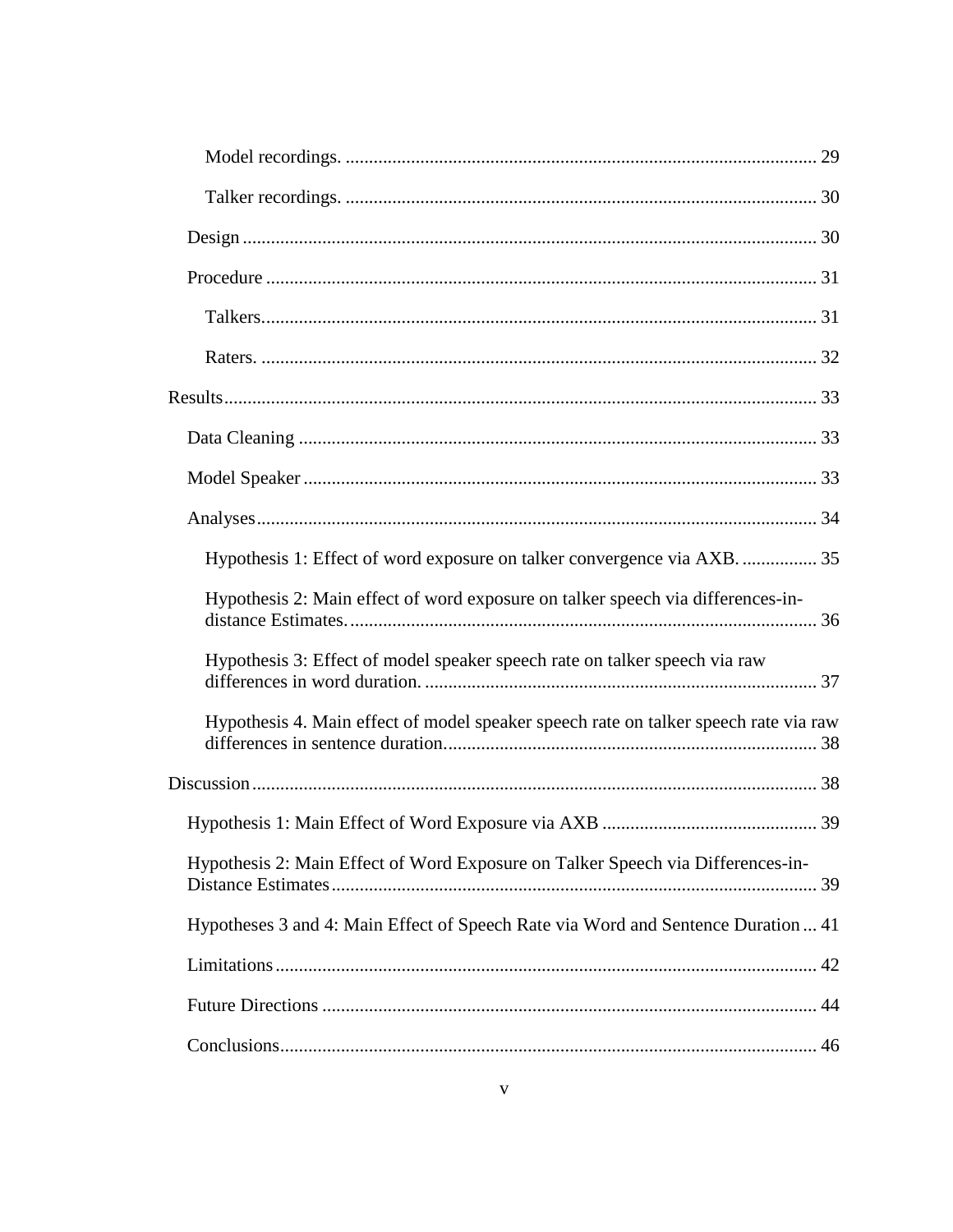Model recordings. .................................................................................................... 29

Talker recordings. .................................................................................................... 30

Design ........................................................................................................................ 30

Procedure .................................................................................................................... 31

Talkers......................................................................................................................... 31

Raters. ........................................................................................................................ 32

Results.............................................................................................................................. 33

Data Cleaning .............................................................................................................. 33

Model Speaker ............................................................................................................. 33

Analyses....................................................................................................................... 34

Hypothesis 1: Effect of word exposure on talker convergence via AXB. ................ 35

Hypothesis 2: Main effect of word exposure on talker speech via differences-in-distance Estimates. ................................................................................................... 36

Hypothesis 3: Effect of model speaker speech rate on talker speech via raw differences in word duration. ................................................................................... 37

Hypothesis 4. Main effect of model speaker speech rate on talker speech rate via raw differences in sentence duration............................................................................... 38

Discussion........................................................................................................................ 38

Hypothesis 1: Main Effect of Word Exposure via AXB ............................................. 39

Hypothesis 2: Main Effect of Word Exposure on Talker Speech via Differences-in-Distance Estimates....................................................................................................... 39

Hypotheses 3 and 4: Main Effect of Speech Rate via Word and Sentence Duration ... 41

Limitations................................................................................................................... 42

Future Directions ......................................................................................................... 44

Conclusions.................................................................................................................. 46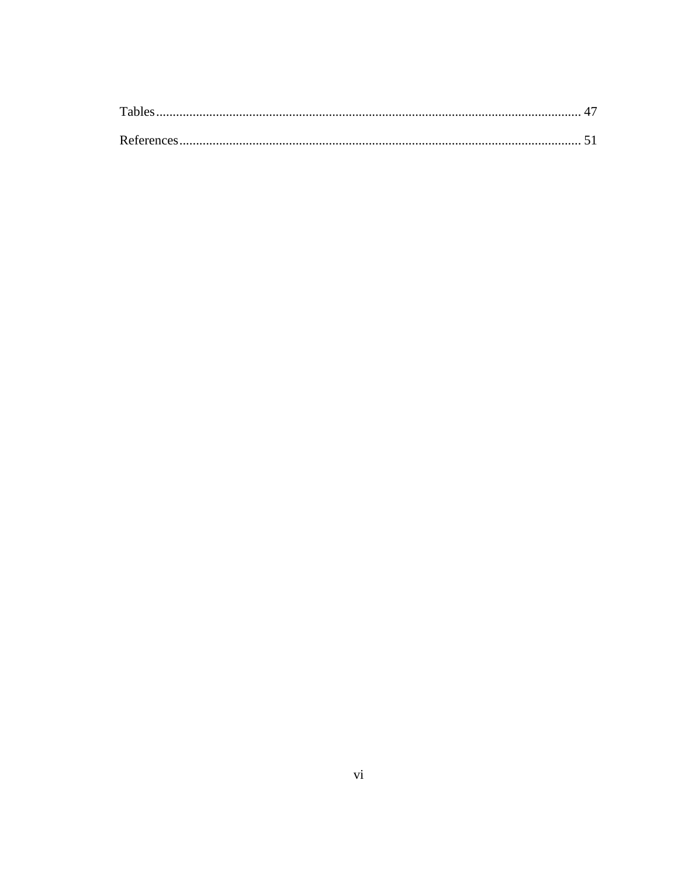Tables ........................................................................................................................ 47

References .................................................................................................................. 51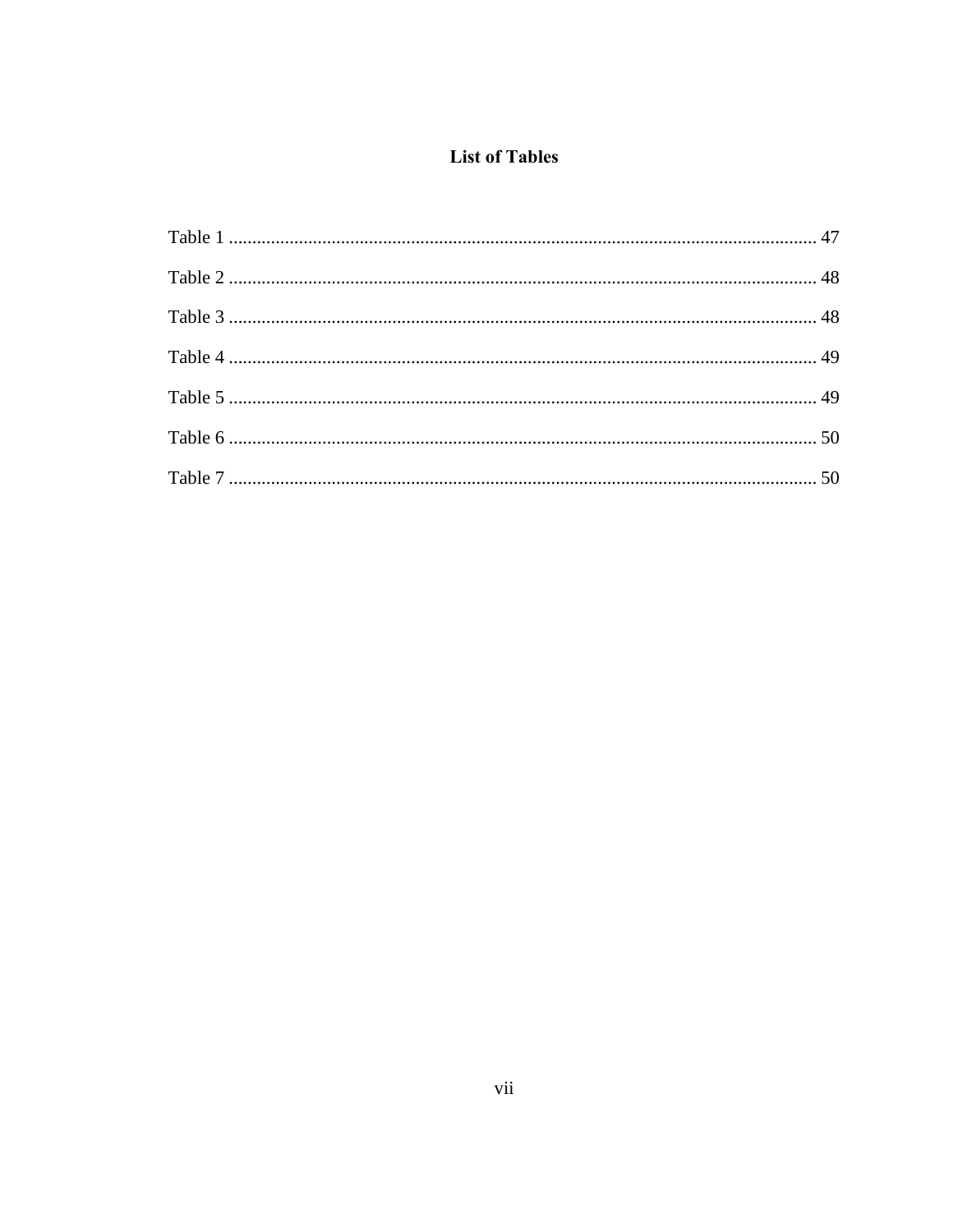# List of Tables

Table 1 .................................................................................................................................. 47

Table 2 .................................................................................................................................. 48

Table 3 .................................................................................................................................. 48

Table 4 .................................................................................................................................. 49

Table 5 .................................................................................................................................. 49

Table 6 .................................................................................................................................. 50

Table 7 .................................................................................................................................. 50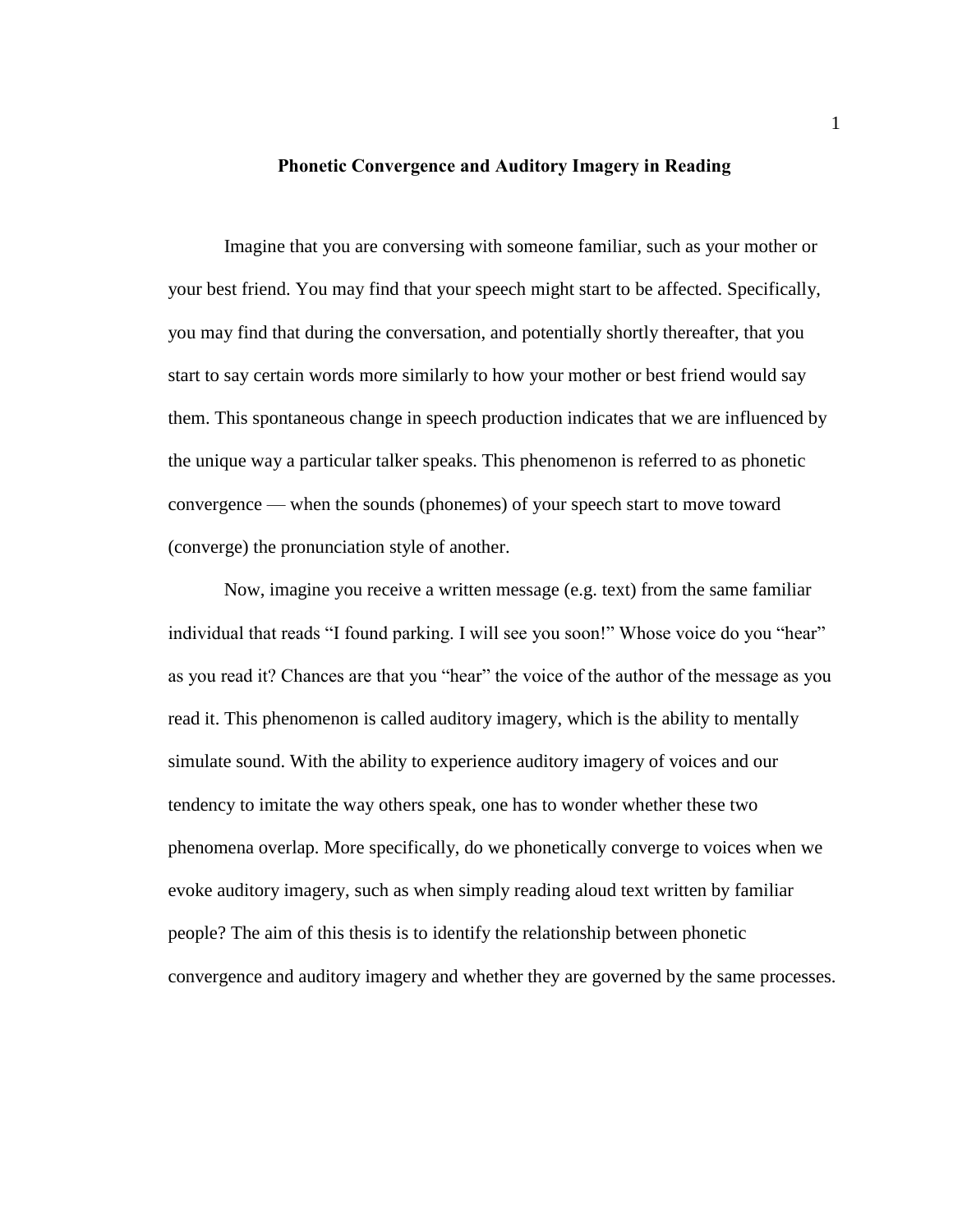# Phonetic Convergence and Auditory Imagery in Reading

Imagine that you are conversing with someone familiar, such as your mother or your best friend. You may find that your speech might start to be affected. Specifically, you may find that during the conversation, and potentially shortly thereafter, that you start to say certain words more similarly to how your mother or best friend would say them. This spontaneous change in speech production indicates that we are influenced by the unique way a particular talker speaks. This phenomenon is referred to as phonetic convergence — when the sounds (phonemes) of your speech start to move toward (converge) the pronunciation style of another.

Now, imagine you receive a written message (e.g. text) from the same familiar individual that reads "I found parking. I will see you soon!" Whose voice do you "hear" as you read it? Chances are that you "hear" the voice of the author of the message as you read it. This phenomenon is called auditory imagery, which is the ability to mentally simulate sound. With the ability to experience auditory imagery of voices and our tendency to imitate the way others speak, one has to wonder whether these two phenomena overlap. More specifically, do we phonetically converge to voices when we evoke auditory imagery, such as when simply reading aloud text written by familiar people? The aim of this thesis is to identify the relationship between phonetic convergence and auditory imagery and whether they are governed by the same processes.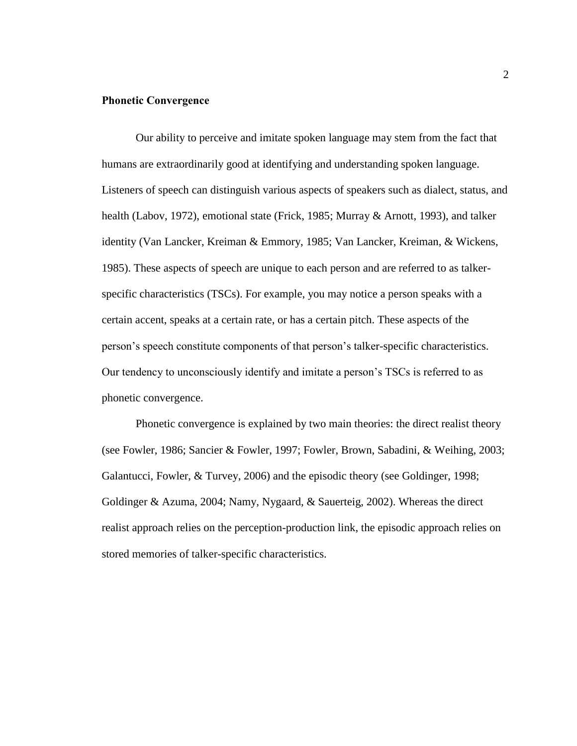## Phonetic Convergence

Our ability to perceive and imitate spoken language may stem from the fact that humans are extraordinarily good at identifying and understanding spoken language. Listeners of speech can distinguish various aspects of speakers such as dialect, status, and health (Labov, 1972), emotional state (Frick, 1985; Murray & Arnott, 1993), and talker identity (Van Lancker, Kreiman & Emmory, 1985; Van Lancker, Kreiman, & Wickens, 1985). These aspects of speech are unique to each person and are referred to as talker-specific characteristics (TSCs). For example, you may notice a person speaks with a certain accent, speaks at a certain rate, or has a certain pitch. These aspects of the person's speech constitute components of that person's talker-specific characteristics. Our tendency to unconsciously identify and imitate a person's TSCs is referred to as phonetic convergence.

Phonetic convergence is explained by two main theories: the direct realist theory (see Fowler, 1986; Sancier & Fowler, 1997; Fowler, Brown, Sabadini, & Weihing, 2003; Galantucci, Fowler, & Turvey, 2006) and the episodic theory (see Goldinger, 1998; Goldinger & Azuma, 2004; Namy, Nygaard, & Sauerteig, 2002). Whereas the direct realist approach relies on the perception-production link, the episodic approach relies on stored memories of talker-specific characteristics.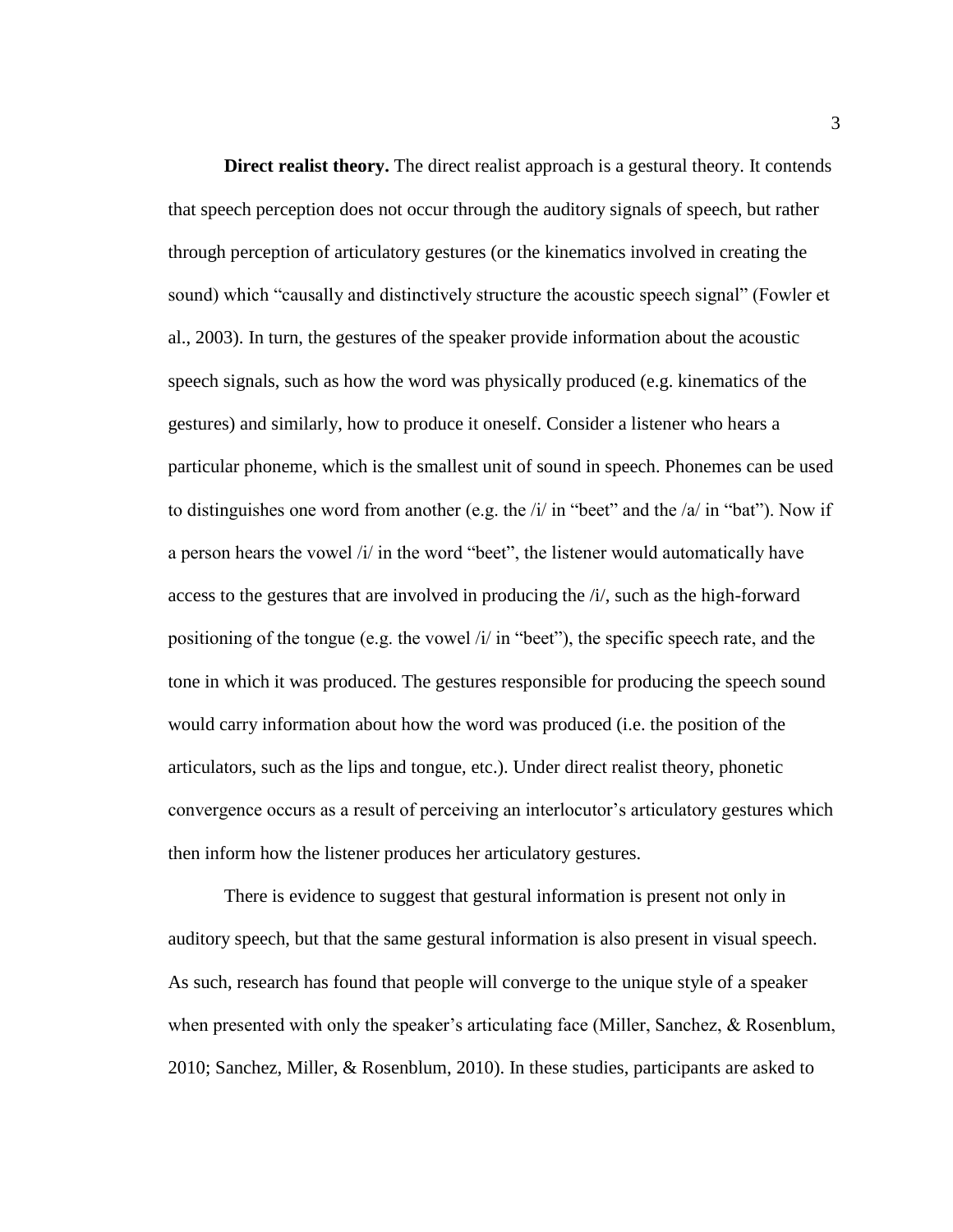**Direct realist theory.** The direct realist approach is a gestural theory. It contends that speech perception does not occur through the auditory signals of speech, but rather through perception of articulatory gestures (or the kinematics involved in creating the sound) which "causally and distinctively structure the acoustic speech signal" (Fowler et al., 2003). In turn, the gestures of the speaker provide information about the acoustic speech signals, such as how the word was physically produced (e.g. kinematics of the gestures) and similarly, how to produce it oneself. Consider a listener who hears a particular phoneme, which is the smallest unit of sound in speech. Phonemes can be used to distinguishes one word from another (e.g. the /i/ in "beet" and the /a/ in "bat"). Now if a person hears the vowel /i/ in the word "beet", the listener would automatically have access to the gestures that are involved in producing the /i/, such as the high-forward positioning of the tongue (e.g. the vowel /i/ in "beet"), the specific speech rate, and the tone in which it was produced. The gestures responsible for producing the speech sound would carry information about how the word was produced (i.e. the position of the articulators, such as the lips and tongue, etc.). Under direct realist theory, phonetic convergence occurs as a result of perceiving an interlocutor's articulatory gestures which then inform how the listener produces her articulatory gestures.

There is evidence to suggest that gestural information is present not only in auditory speech, but that the same gestural information is also present in visual speech. As such, research has found that people will converge to the unique style of a speaker when presented with only the speaker's articulating face (Miller, Sanchez, & Rosenblum, 2010; Sanchez, Miller, & Rosenblum, 2010). In these studies, participants are asked to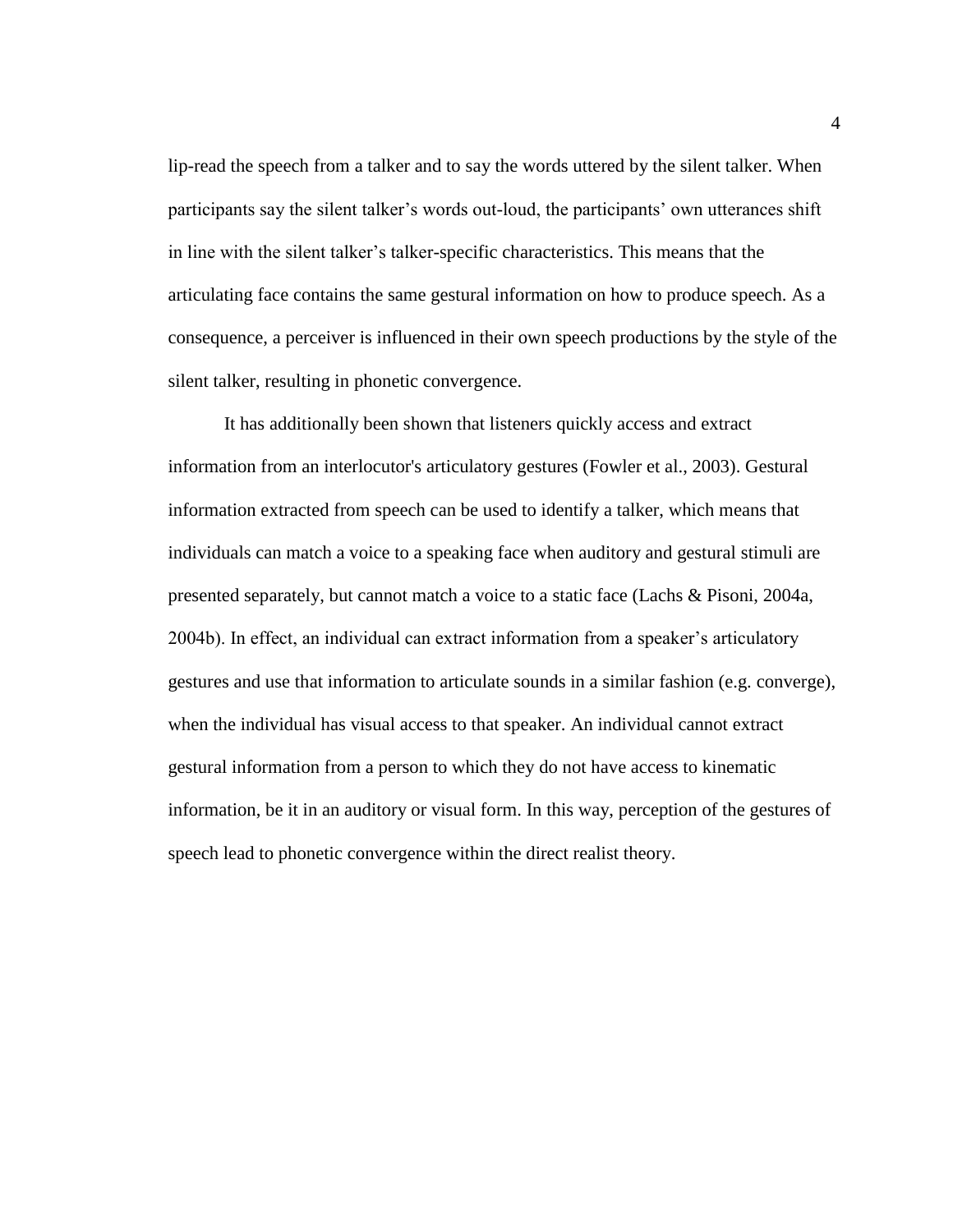lip-read the speech from a talker and to say the words uttered by the silent talker. When participants say the silent talker's words out-loud, the participants' own utterances shift in line with the silent talker's talker-specific characteristics. This means that the articulating face contains the same gestural information on how to produce speech. As a consequence, a perceiver is influenced in their own speech productions by the style of the silent talker, resulting in phonetic convergence.

It has additionally been shown that listeners quickly access and extract information from an interlocutor's articulatory gestures (Fowler et al., 2003). Gestural information extracted from speech can be used to identify a talker, which means that individuals can match a voice to a speaking face when auditory and gestural stimuli are presented separately, but cannot match a voice to a static face (Lachs & Pisoni, 2004a, 2004b). In effect, an individual can extract information from a speaker's articulatory gestures and use that information to articulate sounds in a similar fashion (e.g. converge), when the individual has visual access to that speaker. An individual cannot extract gestural information from a person to which they do not have access to kinematic information, be it in an auditory or visual form. In this way, perception of the gestures of speech lead to phonetic convergence within the direct realist theory.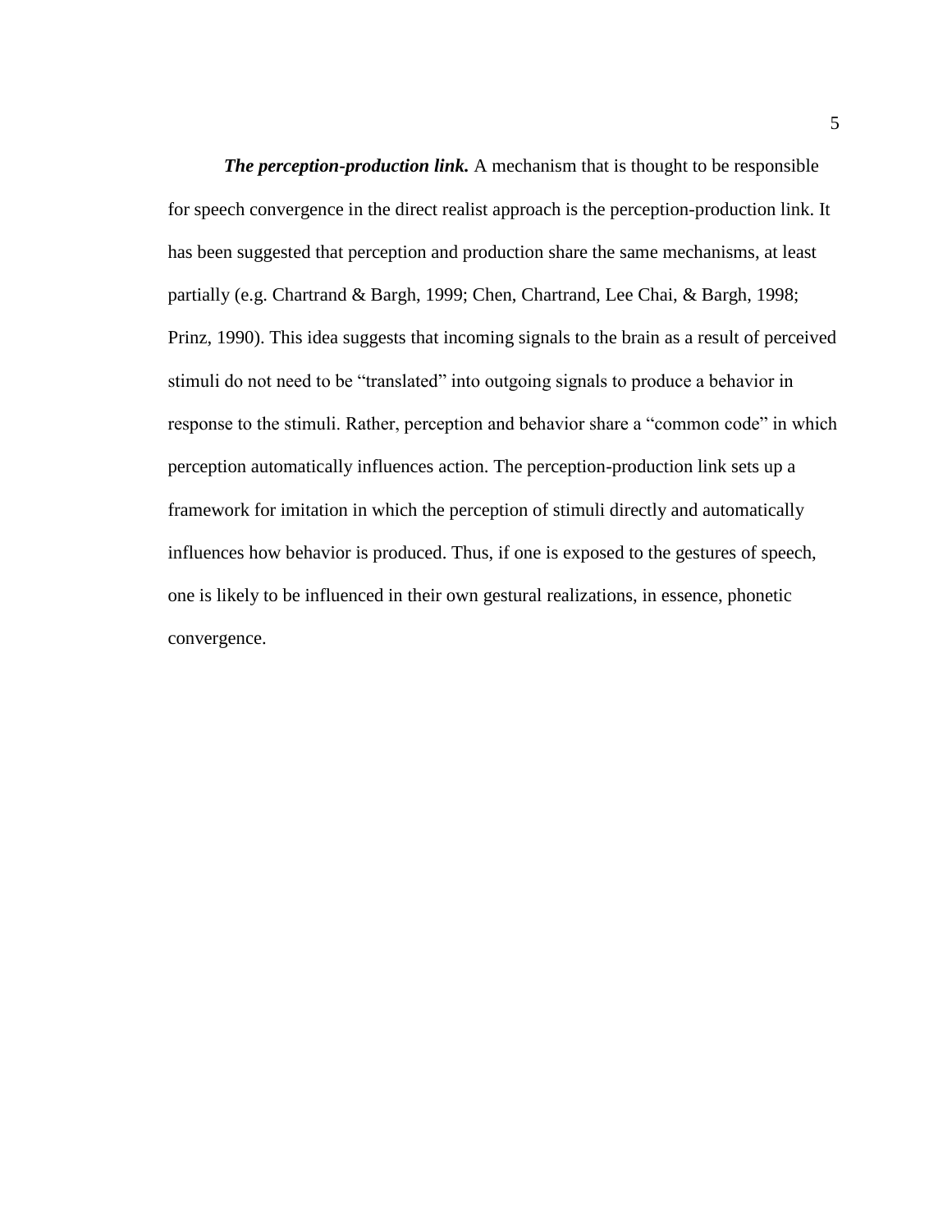***The perception-production link.*** A mechanism that is thought to be responsible for speech convergence in the direct realist approach is the perception-production link. It has been suggested that perception and production share the same mechanisms, at least partially (e.g. Chartrand & Bargh, 1999; Chen, Chartrand, Lee Chai, & Bargh, 1998; Prinz, 1990). This idea suggests that incoming signals to the brain as a result of perceived stimuli do not need to be "translated" into outgoing signals to produce a behavior in response to the stimuli. Rather, perception and behavior share a "common code" in which perception automatically influences action. The perception-production link sets up a framework for imitation in which the perception of stimuli directly and automatically influences how behavior is produced. Thus, if one is exposed to the gestures of speech, one is likely to be influenced in their own gestural realizations, in essence, phonetic convergence.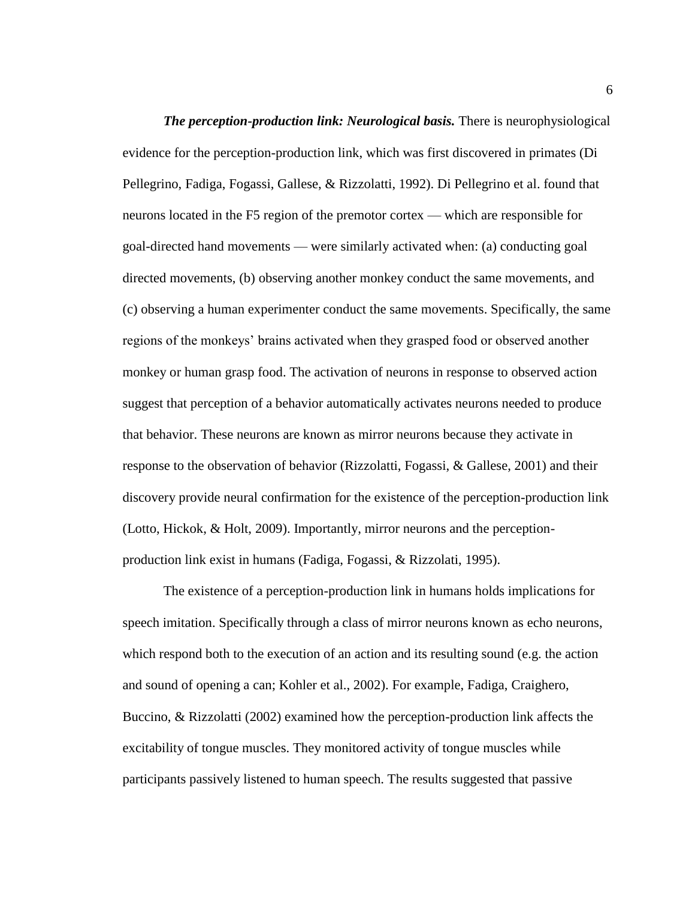***The perception-production link: Neurological basis.*** There is neurophysiological evidence for the perception-production link, which was first discovered in primates (Di Pellegrino, Fadiga, Fogassi, Gallese, & Rizzolatti, 1992). Di Pellegrino et al. found that neurons located in the F5 region of the premotor cortex — which are responsible for goal-directed hand movements — were similarly activated when: (a) conducting goal directed movements, (b) observing another monkey conduct the same movements, and (c) observing a human experimenter conduct the same movements. Specifically, the same regions of the monkeys' brains activated when they grasped food or observed another monkey or human grasp food. The activation of neurons in response to observed action suggest that perception of a behavior automatically activates neurons needed to produce that behavior. These neurons are known as mirror neurons because they activate in response to the observation of behavior (Rizzolatti, Fogassi, & Gallese, 2001) and their discovery provide neural confirmation for the existence of the perception-production link (Lotto, Hickok, & Holt, 2009). Importantly, mirror neurons and the perception-production link exist in humans (Fadiga, Fogassi, & Rizzolati, 1995).

The existence of a perception-production link in humans holds implications for speech imitation. Specifically through a class of mirror neurons known as echo neurons, which respond both to the execution of an action and its resulting sound (e.g. the action and sound of opening a can; Kohler et al., 2002). For example, Fadiga, Craighero, Buccino, & Rizzolatti (2002) examined how the perception-production link affects the excitability of tongue muscles. They monitored activity of tongue muscles while participants passively listened to human speech. The results suggested that passive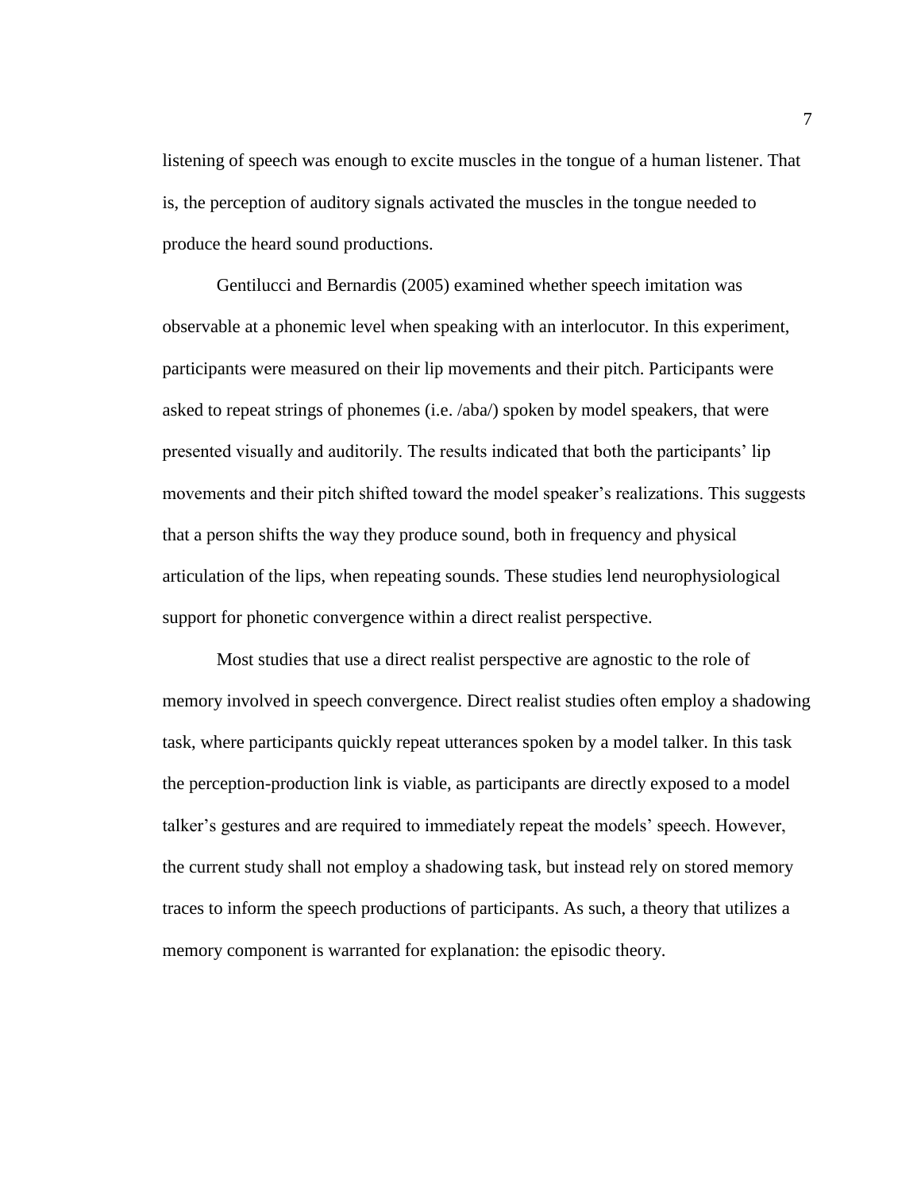listening of speech was enough to excite muscles in the tongue of a human listener. That is, the perception of auditory signals activated the muscles in the tongue needed to produce the heard sound productions.

Gentilucci and Bernardis (2005) examined whether speech imitation was observable at a phonemic level when speaking with an interlocutor. In this experiment, participants were measured on their lip movements and their pitch. Participants were asked to repeat strings of phonemes (i.e. /aba/) spoken by model speakers, that were presented visually and auditorily. The results indicated that both the participants' lip movements and their pitch shifted toward the model speaker's realizations. This suggests that a person shifts the way they produce sound, both in frequency and physical articulation of the lips, when repeating sounds. These studies lend neurophysiological support for phonetic convergence within a direct realist perspective.

Most studies that use a direct realist perspective are agnostic to the role of memory involved in speech convergence. Direct realist studies often employ a shadowing task, where participants quickly repeat utterances spoken by a model talker. In this task the perception-production link is viable, as participants are directly exposed to a model talker's gestures and are required to immediately repeat the models' speech. However, the current study shall not employ a shadowing task, but instead rely on stored memory traces to inform the speech productions of participants. As such, a theory that utilizes a memory component is warranted for explanation: the episodic theory.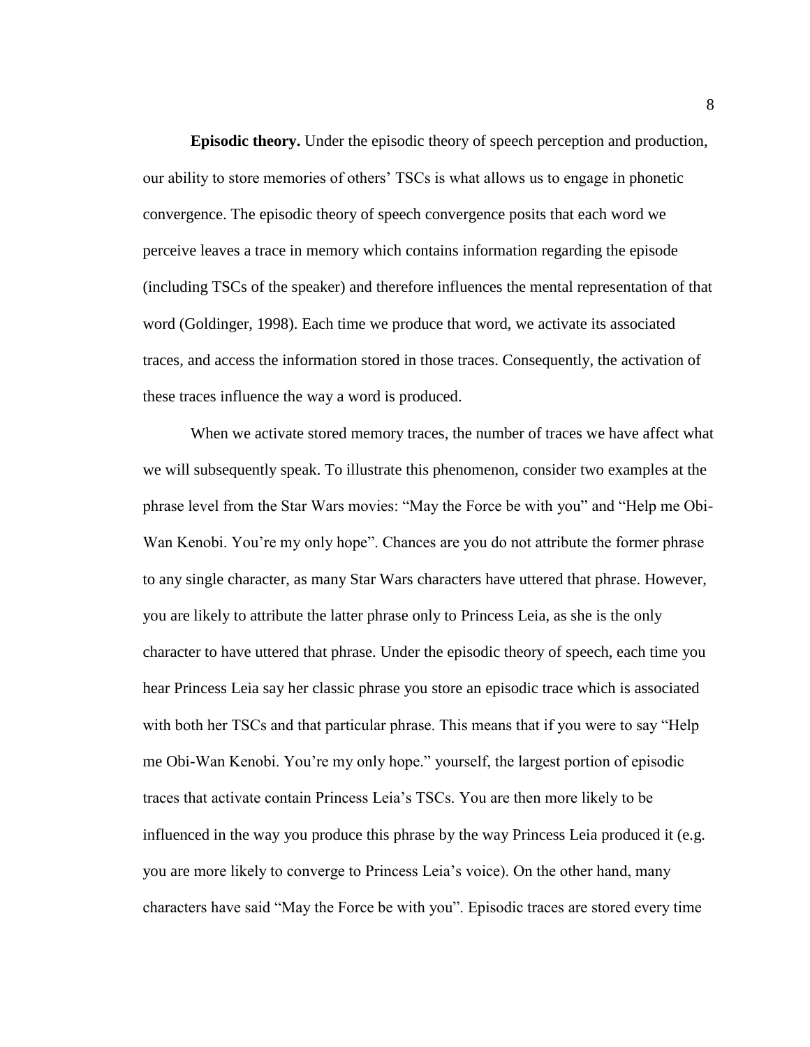**Episodic theory.** Under the episodic theory of speech perception and production, our ability to store memories of others' TSCs is what allows us to engage in phonetic convergence. The episodic theory of speech convergence posits that each word we perceive leaves a trace in memory which contains information regarding the episode (including TSCs of the speaker) and therefore influences the mental representation of that word (Goldinger, 1998). Each time we produce that word, we activate its associated traces, and access the information stored in those traces. Consequently, the activation of these traces influence the way a word is produced.

When we activate stored memory traces, the number of traces we have affect what we will subsequently speak. To illustrate this phenomenon, consider two examples at the phrase level from the Star Wars movies: "May the Force be with you" and "Help me Obi-Wan Kenobi. You're my only hope". Chances are you do not attribute the former phrase to any single character, as many Star Wars characters have uttered that phrase. However, you are likely to attribute the latter phrase only to Princess Leia, as she is the only character to have uttered that phrase. Under the episodic theory of speech, each time you hear Princess Leia say her classic phrase you store an episodic trace which is associated with both her TSCs and that particular phrase. This means that if you were to say "Help me Obi-Wan Kenobi. You're my only hope." yourself, the largest portion of episodic traces that activate contain Princess Leia's TSCs. You are then more likely to be influenced in the way you produce this phrase by the way Princess Leia produced it (e.g. you are more likely to converge to Princess Leia's voice). On the other hand, many characters have said "May the Force be with you". Episodic traces are stored every time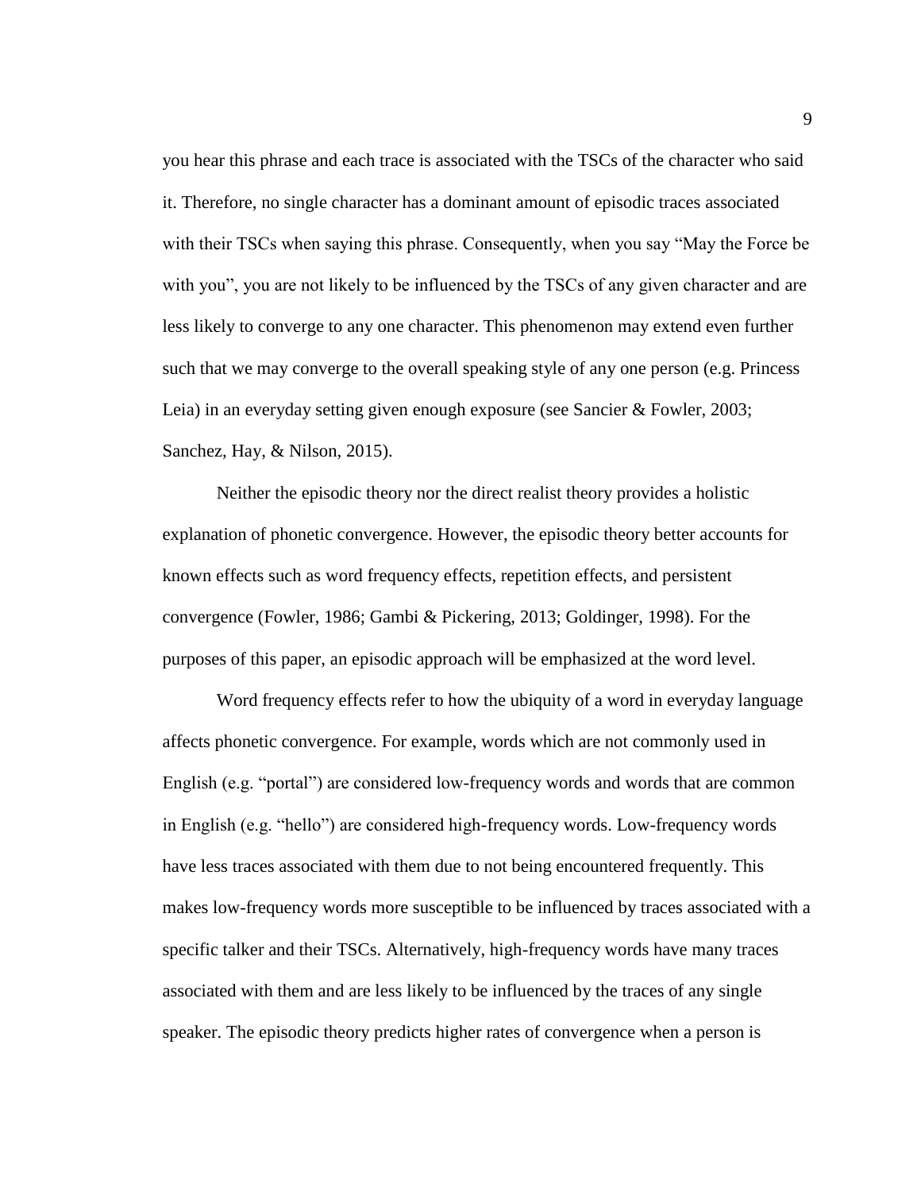you hear this phrase and each trace is associated with the TSCs of the character who said it. Therefore, no single character has a dominant amount of episodic traces associated with their TSCs when saying this phrase. Consequently, when you say "May the Force be with you", you are not likely to be influenced by the TSCs of any given character and are less likely to converge to any one character. This phenomenon may extend even further such that we may converge to the overall speaking style of any one person (e.g. Princess Leia) in an everyday setting given enough exposure (see Sancier & Fowler, 2003; Sanchez, Hay, & Nilson, 2015).

Neither the episodic theory nor the direct realist theory provides a holistic explanation of phonetic convergence. However, the episodic theory better accounts for known effects such as word frequency effects, repetition effects, and persistent convergence (Fowler, 1986; Gambi & Pickering, 2013; Goldinger, 1998). For the purposes of this paper, an episodic approach will be emphasized at the word level.

Word frequency effects refer to how the ubiquity of a word in everyday language affects phonetic convergence. For example, words which are not commonly used in English (e.g. "portal") are considered low-frequency words and words that are common in English (e.g. "hello") are considered high-frequency words. Low-frequency words have less traces associated with them due to not being encountered frequently. This makes low-frequency words more susceptible to be influenced by traces associated with a specific talker and their TSCs. Alternatively, high-frequency words have many traces associated with them and are less likely to be influenced by the traces of any single speaker. The episodic theory predicts higher rates of convergence when a person is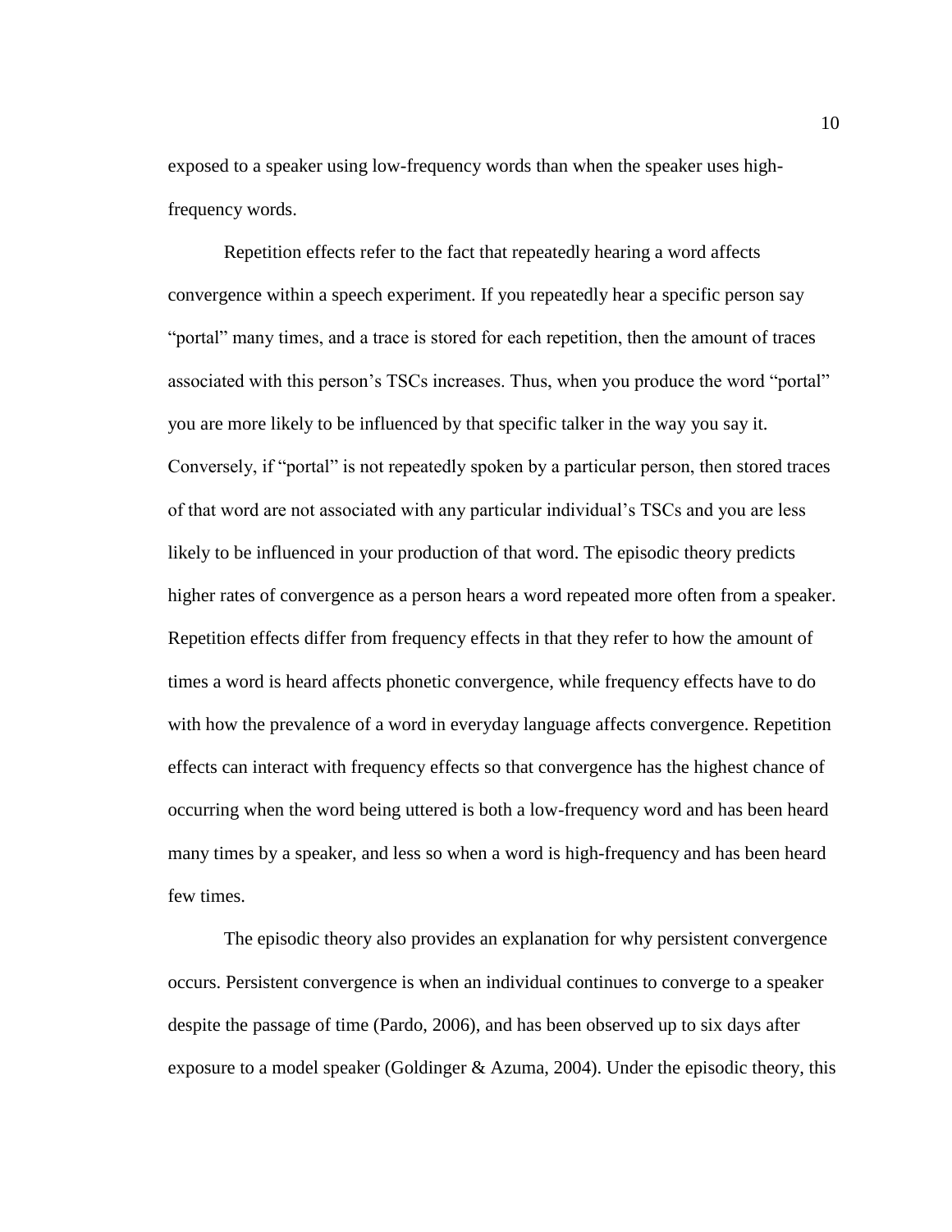exposed to a speaker using low-frequency words than when the speaker uses high-frequency words.

Repetition effects refer to the fact that repeatedly hearing a word affects convergence within a speech experiment. If you repeatedly hear a specific person say "portal" many times, and a trace is stored for each repetition, then the amount of traces associated with this person's TSCs increases. Thus, when you produce the word "portal" you are more likely to be influenced by that specific talker in the way you say it. Conversely, if "portal" is not repeatedly spoken by a particular person, then stored traces of that word are not associated with any particular individual's TSCs and you are less likely to be influenced in your production of that word. The episodic theory predicts higher rates of convergence as a person hears a word repeated more often from a speaker. Repetition effects differ from frequency effects in that they refer to how the amount of times a word is heard affects phonetic convergence, while frequency effects have to do with how the prevalence of a word in everyday language affects convergence. Repetition effects can interact with frequency effects so that convergence has the highest chance of occurring when the word being uttered is both a low-frequency word and has been heard many times by a speaker, and less so when a word is high-frequency and has been heard few times.

The episodic theory also provides an explanation for why persistent convergence occurs. Persistent convergence is when an individual continues to converge to a speaker despite the passage of time (Pardo, 2006), and has been observed up to six days after exposure to a model speaker (Goldinger & Azuma, 2004). Under the episodic theory, this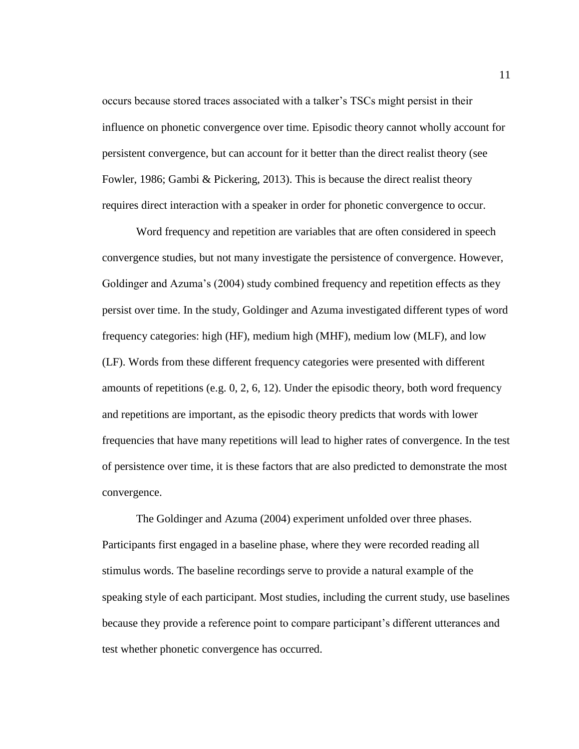occurs because stored traces associated with a talker's TSCs might persist in their influence on phonetic convergence over time. Episodic theory cannot wholly account for persistent convergence, but can account for it better than the direct realist theory (see Fowler, 1986; Gambi & Pickering, 2013). This is because the direct realist theory requires direct interaction with a speaker in order for phonetic convergence to occur.

Word frequency and repetition are variables that are often considered in speech convergence studies, but not many investigate the persistence of convergence. However, Goldinger and Azuma's (2004) study combined frequency and repetition effects as they persist over time. In the study, Goldinger and Azuma investigated different types of word frequency categories: high (HF), medium high (MHF), medium low (MLF), and low (LF). Words from these different frequency categories were presented with different amounts of repetitions (e.g. 0, 2, 6, 12). Under the episodic theory, both word frequency and repetitions are important, as the episodic theory predicts that words with lower frequencies that have many repetitions will lead to higher rates of convergence. In the test of persistence over time, it is these factors that are also predicted to demonstrate the most convergence.

The Goldinger and Azuma (2004) experiment unfolded over three phases. Participants first engaged in a baseline phase, where they were recorded reading all stimulus words. The baseline recordings serve to provide a natural example of the speaking style of each participant. Most studies, including the current study, use baselines because they provide a reference point to compare participant's different utterances and test whether phonetic convergence has occurred.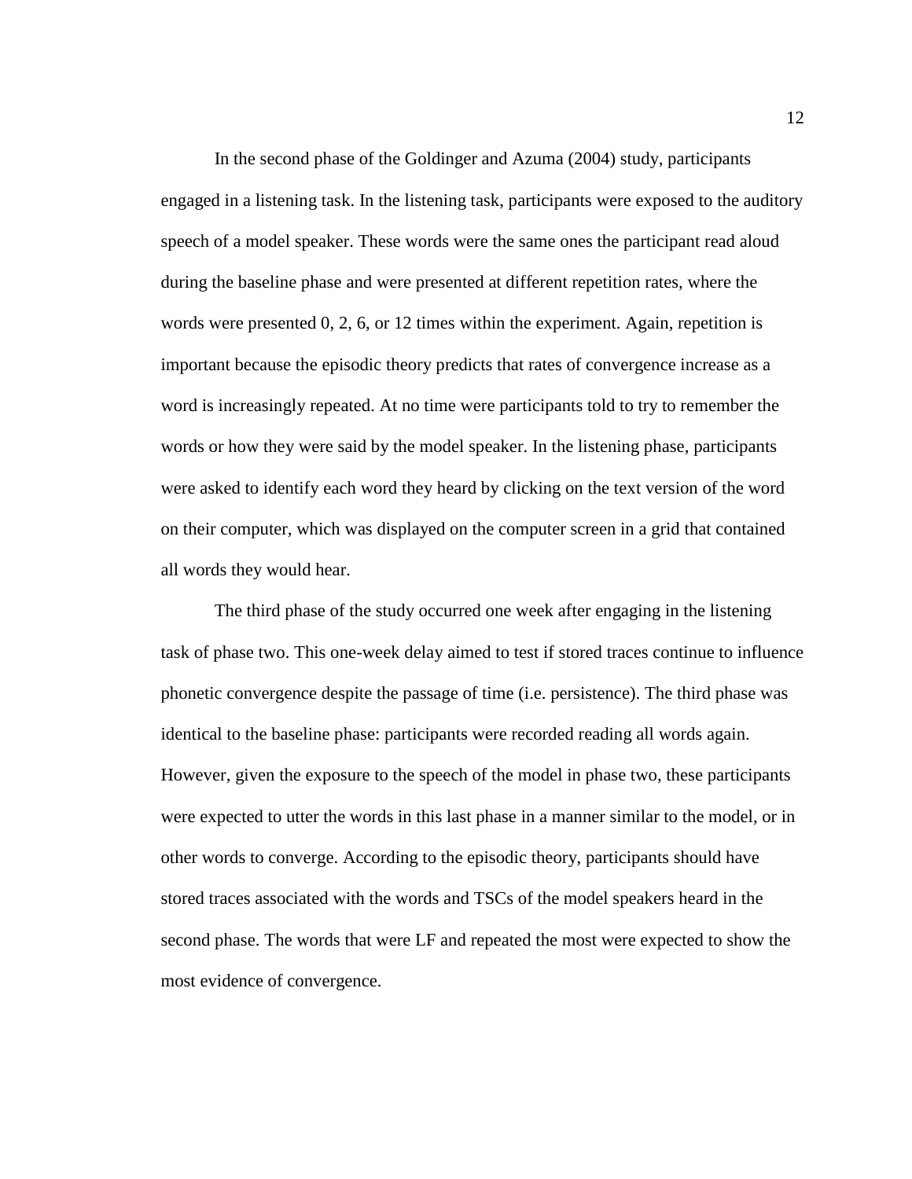In the second phase of the Goldinger and Azuma (2004) study, participants engaged in a listening task. In the listening task, participants were exposed to the auditory speech of a model speaker. These words were the same ones the participant read aloud during the baseline phase and were presented at different repetition rates, where the words were presented 0, 2, 6, or 12 times within the experiment. Again, repetition is important because the episodic theory predicts that rates of convergence increase as a word is increasingly repeated. At no time were participants told to try to remember the words or how they were said by the model speaker. In the listening phase, participants were asked to identify each word they heard by clicking on the text version of the word on their computer, which was displayed on the computer screen in a grid that contained all words they would hear.

The third phase of the study occurred one week after engaging in the listening task of phase two. This one-week delay aimed to test if stored traces continue to influence phonetic convergence despite the passage of time (i.e. persistence). The third phase was identical to the baseline phase: participants were recorded reading all words again. However, given the exposure to the speech of the model in phase two, these participants were expected to utter the words in this last phase in a manner similar to the model, or in other words to converge. According to the episodic theory, participants should have stored traces associated with the words and TSCs of the model speakers heard in the second phase. The words that were LF and repeated the most were expected to show the most evidence of convergence.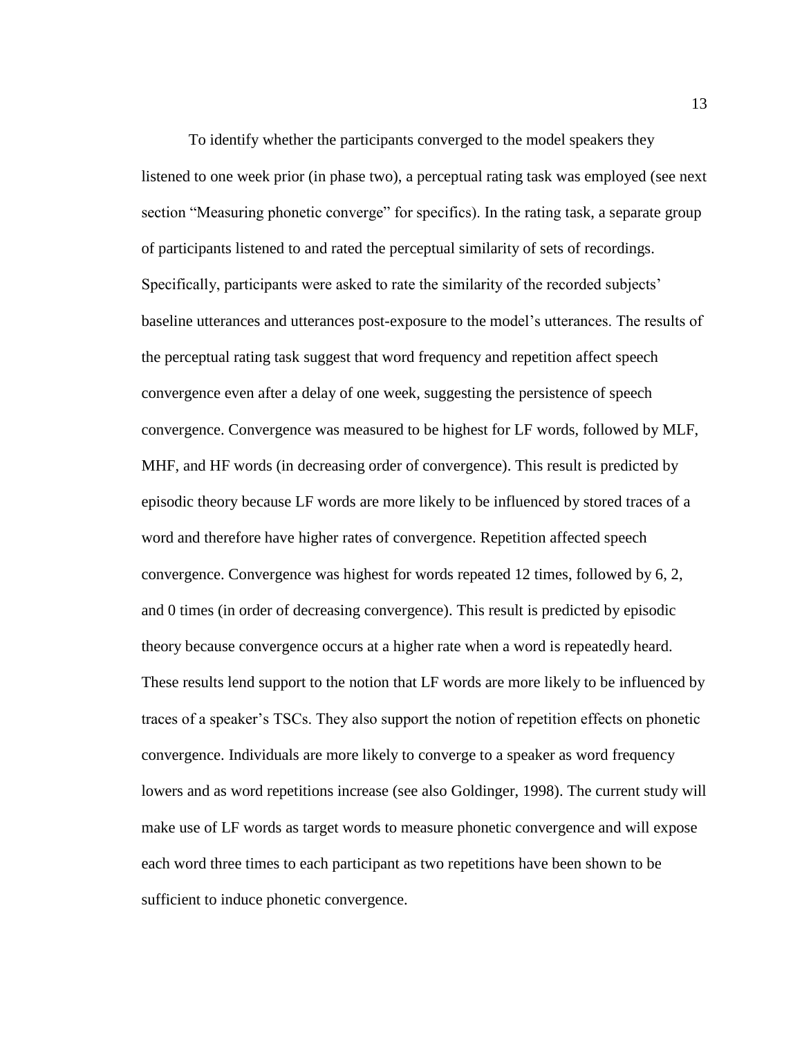To identify whether the participants converged to the model speakers they listened to one week prior (in phase two), a perceptual rating task was employed (see next section "Measuring phonetic converge" for specifics). In the rating task, a separate group of participants listened to and rated the perceptual similarity of sets of recordings. Specifically, participants were asked to rate the similarity of the recorded subjects' baseline utterances and utterances post-exposure to the model's utterances. The results of the perceptual rating task suggest that word frequency and repetition affect speech convergence even after a delay of one week, suggesting the persistence of speech convergence. Convergence was measured to be highest for LF words, followed by MLF, MHF, and HF words (in decreasing order of convergence). This result is predicted by episodic theory because LF words are more likely to be influenced by stored traces of a word and therefore have higher rates of convergence. Repetition affected speech convergence. Convergence was highest for words repeated 12 times, followed by 6, 2, and 0 times (in order of decreasing convergence). This result is predicted by episodic theory because convergence occurs at a higher rate when a word is repeatedly heard. These results lend support to the notion that LF words are more likely to be influenced by traces of a speaker's TSCs. They also support the notion of repetition effects on phonetic convergence. Individuals are more likely to converge to a speaker as word frequency lowers and as word repetitions increase (see also Goldinger, 1998). The current study will make use of LF words as target words to measure phonetic convergence and will expose each word three times to each participant as two repetitions have been shown to be sufficient to induce phonetic convergence.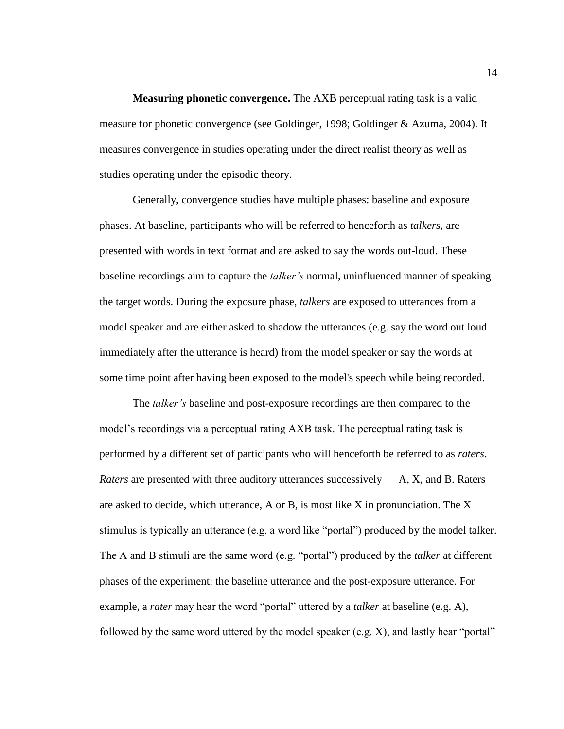**Measuring phonetic convergence.** The AXB perceptual rating task is a valid measure for phonetic convergence (see Goldinger, 1998; Goldinger & Azuma, 2004). It measures convergence in studies operating under the direct realist theory as well as studies operating under the episodic theory.

Generally, convergence studies have multiple phases: baseline and exposure phases. At baseline, participants who will be referred to henceforth as *talkers*, are presented with words in text format and are asked to say the words out-loud. These baseline recordings aim to capture the *talker's* normal, uninfluenced manner of speaking the target words. During the exposure phase, *talkers* are exposed to utterances from a model speaker and are either asked to shadow the utterances (e.g. say the word out loud immediately after the utterance is heard) from the model speaker or say the words at some time point after having been exposed to the model's speech while being recorded.

The *talker's* baseline and post-exposure recordings are then compared to the model's recordings via a perceptual rating AXB task. The perceptual rating task is performed by a different set of participants who will henceforth be referred to as *raters*. *Raters* are presented with three auditory utterances successively — A, X, and B. Raters are asked to decide, which utterance, A or B, is most like X in pronunciation. The X stimulus is typically an utterance (e.g. a word like "portal") produced by the model talker. The A and B stimuli are the same word (e.g. "portal") produced by the *talker* at different phases of the experiment: the baseline utterance and the post-exposure utterance. For example, a *rater* may hear the word "portal" uttered by a *talker* at baseline (e.g. A), followed by the same word uttered by the model speaker (e.g. X), and lastly hear "portal"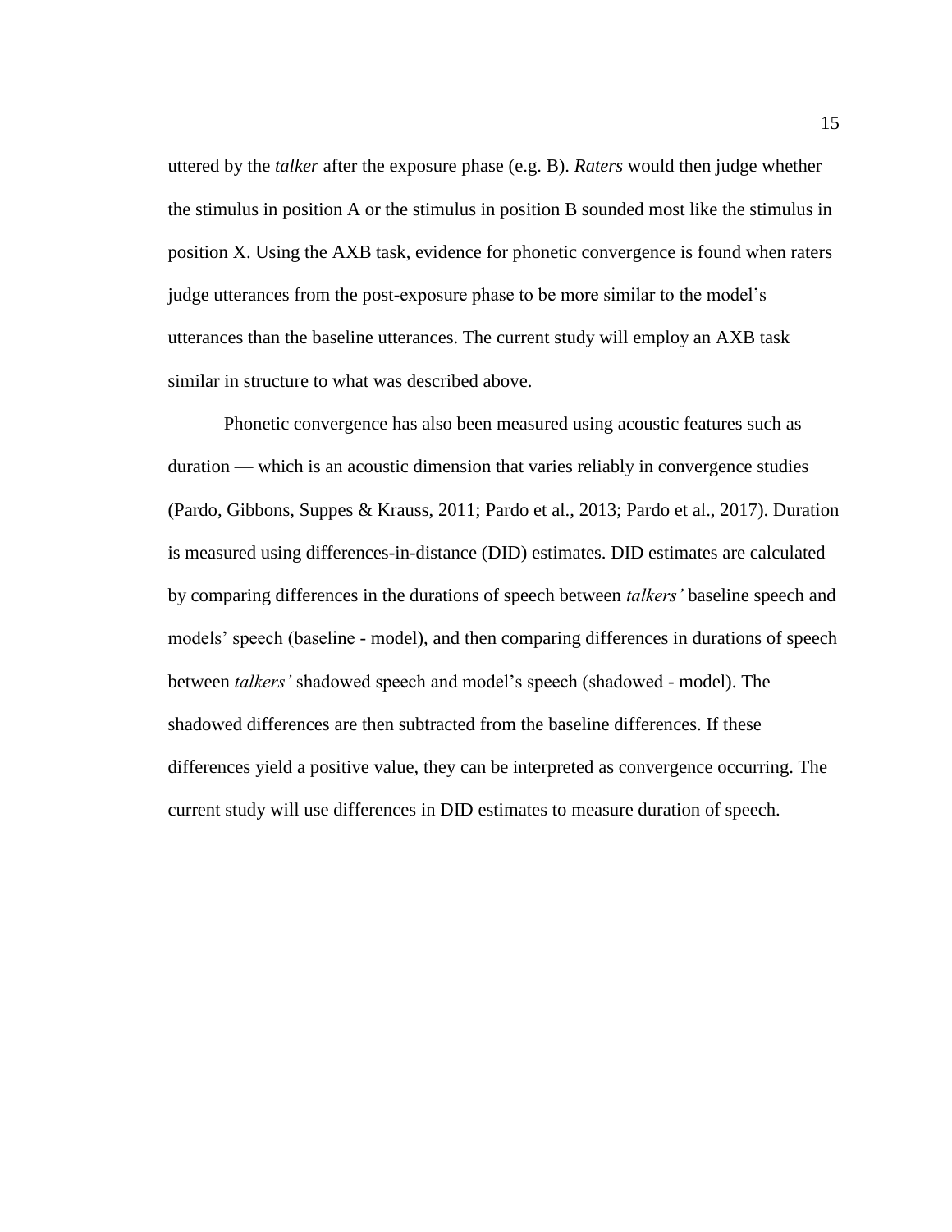uttered by the *talker* after the exposure phase (e.g. B). *Raters* would then judge whether the stimulus in position A or the stimulus in position B sounded most like the stimulus in position X. Using the AXB task, evidence for phonetic convergence is found when raters judge utterances from the post-exposure phase to be more similar to the model's utterances than the baseline utterances. The current study will employ an AXB task similar in structure to what was described above.

Phonetic convergence has also been measured using acoustic features such as duration — which is an acoustic dimension that varies reliably in convergence studies (Pardo, Gibbons, Suppes & Krauss, 2011; Pardo et al., 2013; Pardo et al., 2017). Duration is measured using differences-in-distance (DID) estimates. DID estimates are calculated by comparing differences in the durations of speech between *talkers'* baseline speech and models' speech (baseline - model), and then comparing differences in durations of speech between *talkers'* shadowed speech and model's speech (shadowed - model). The shadowed differences are then subtracted from the baseline differences. If these differences yield a positive value, they can be interpreted as convergence occurring. The current study will use differences in DID estimates to measure duration of speech.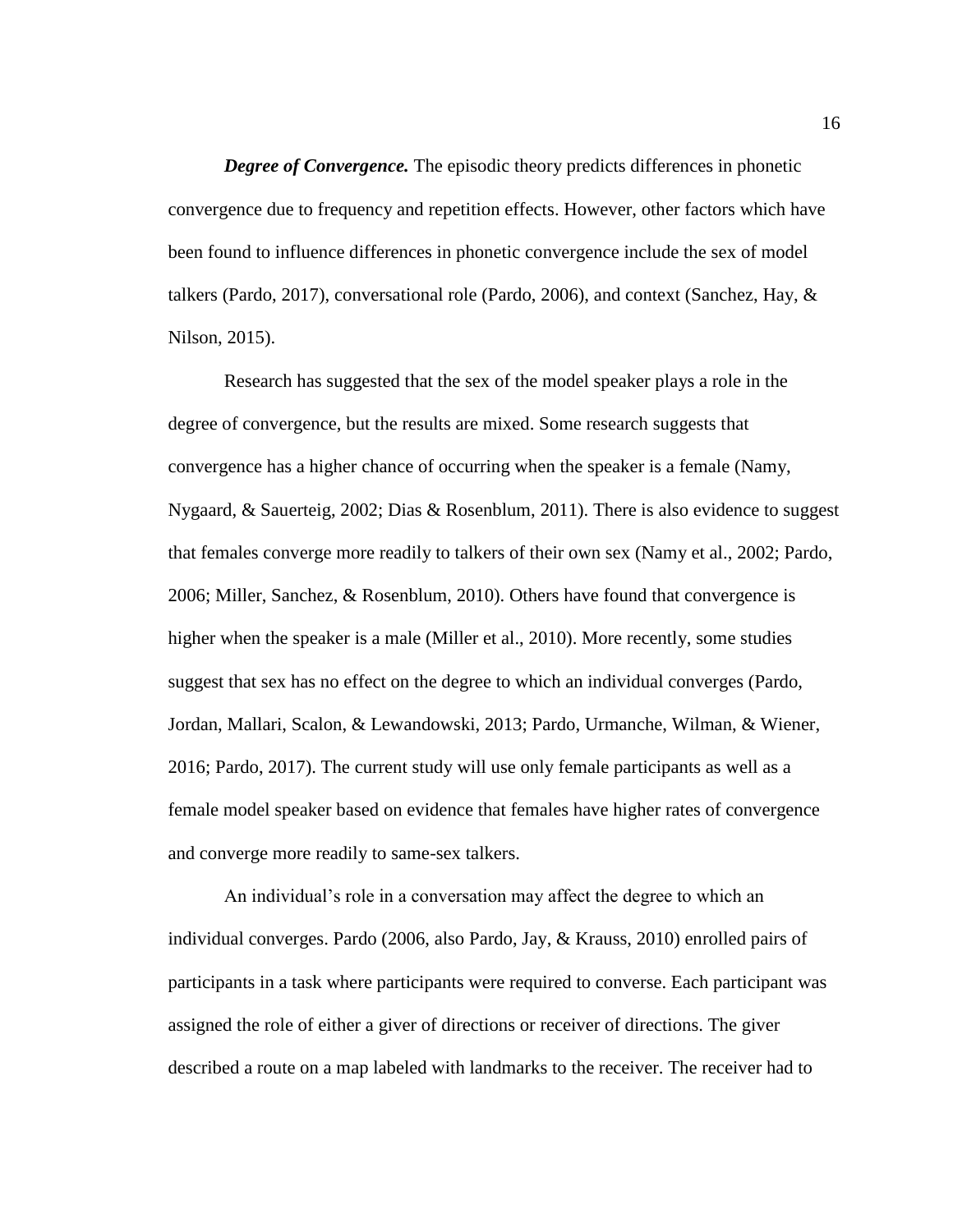***Degree of Convergence.*** The episodic theory predicts differences in phonetic convergence due to frequency and repetition effects. However, other factors which have been found to influence differences in phonetic convergence include the sex of model talkers (Pardo, 2017), conversational role (Pardo, 2006), and context (Sanchez, Hay, & Nilson, 2015).

Research has suggested that the sex of the model speaker plays a role in the degree of convergence, but the results are mixed. Some research suggests that convergence has a higher chance of occurring when the speaker is a female (Namy, Nygaard, & Sauerteig, 2002; Dias & Rosenblum, 2011). There is also evidence to suggest that females converge more readily to talkers of their own sex (Namy et al., 2002; Pardo, 2006; Miller, Sanchez, & Rosenblum, 2010). Others have found that convergence is higher when the speaker is a male (Miller et al., 2010). More recently, some studies suggest that sex has no effect on the degree to which an individual converges (Pardo, Jordan, Mallari, Scalon, & Lewandowski, 2013; Pardo, Urmanche, Wilman, & Wiener, 2016; Pardo, 2017). The current study will use only female participants as well as a female model speaker based on evidence that females have higher rates of convergence and converge more readily to same-sex talkers.

An individual's role in a conversation may affect the degree to which an individual converges. Pardo (2006, also Pardo, Jay, & Krauss, 2010) enrolled pairs of participants in a task where participants were required to converse. Each participant was assigned the role of either a giver of directions or receiver of directions. The giver described a route on a map labeled with landmarks to the receiver. The receiver had to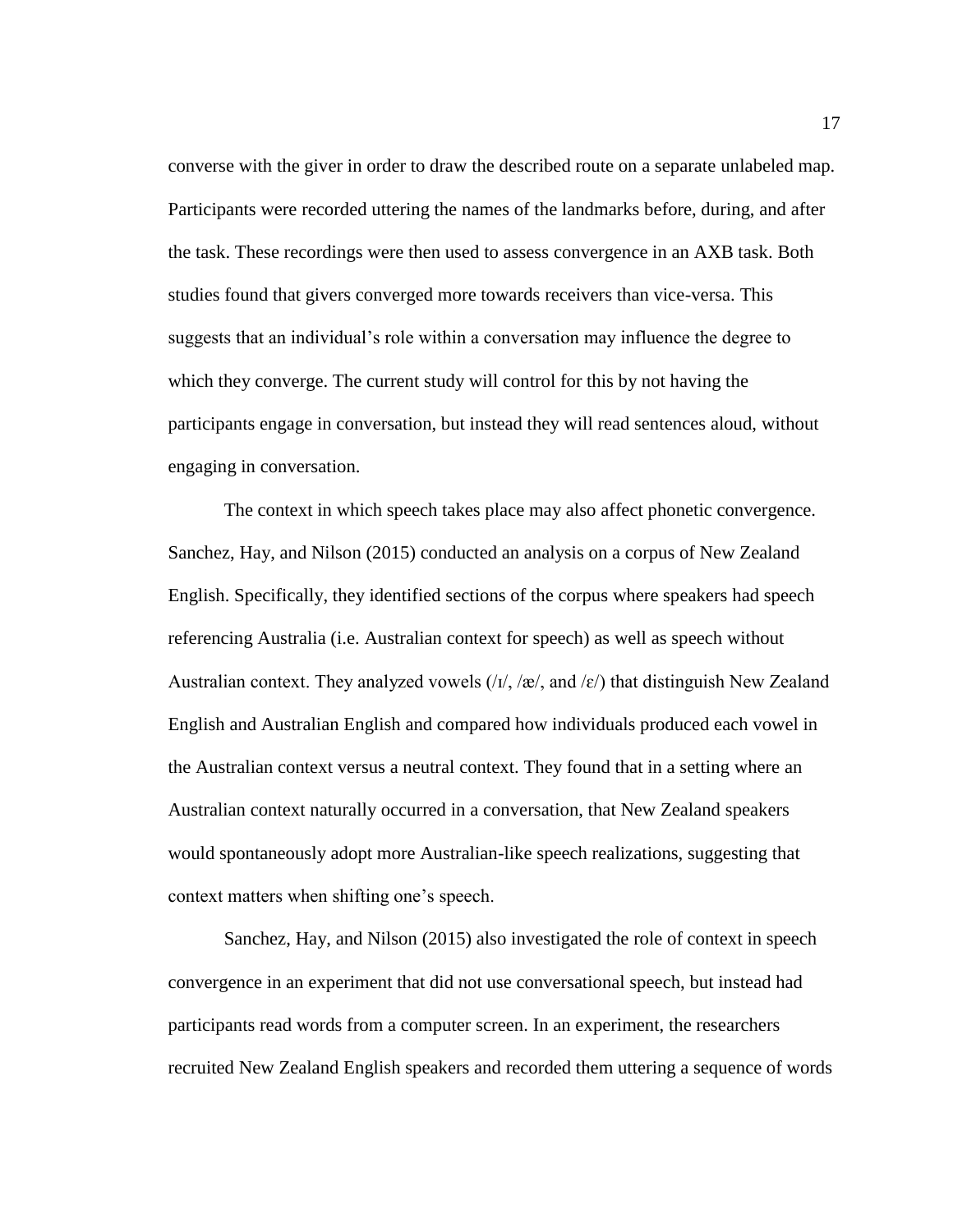converse with the giver in order to draw the described route on a separate unlabeled map. Participants were recorded uttering the names of the landmarks before, during, and after the task. These recordings were then used to assess convergence in an AXB task. Both studies found that givers converged more towards receivers than vice-versa. This suggests that an individual's role within a conversation may influence the degree to which they converge. The current study will control for this by not having the participants engage in conversation, but instead they will read sentences aloud, without engaging in conversation.

The context in which speech takes place may also affect phonetic convergence. Sanchez, Hay, and Nilson (2015) conducted an analysis on a corpus of New Zealand English. Specifically, they identified sections of the corpus where speakers had speech referencing Australia (i.e. Australian context for speech) as well as speech without Australian context. They analyzed vowels (/ɪ/, /æ/, and /ɛ/) that distinguish New Zealand English and Australian English and compared how individuals produced each vowel in the Australian context versus a neutral context. They found that in a setting where an Australian context naturally occurred in a conversation, that New Zealand speakers would spontaneously adopt more Australian-like speech realizations, suggesting that context matters when shifting one's speech.

Sanchez, Hay, and Nilson (2015) also investigated the role of context in speech convergence in an experiment that did not use conversational speech, but instead had participants read words from a computer screen. In an experiment, the researchers recruited New Zealand English speakers and recorded them uttering a sequence of words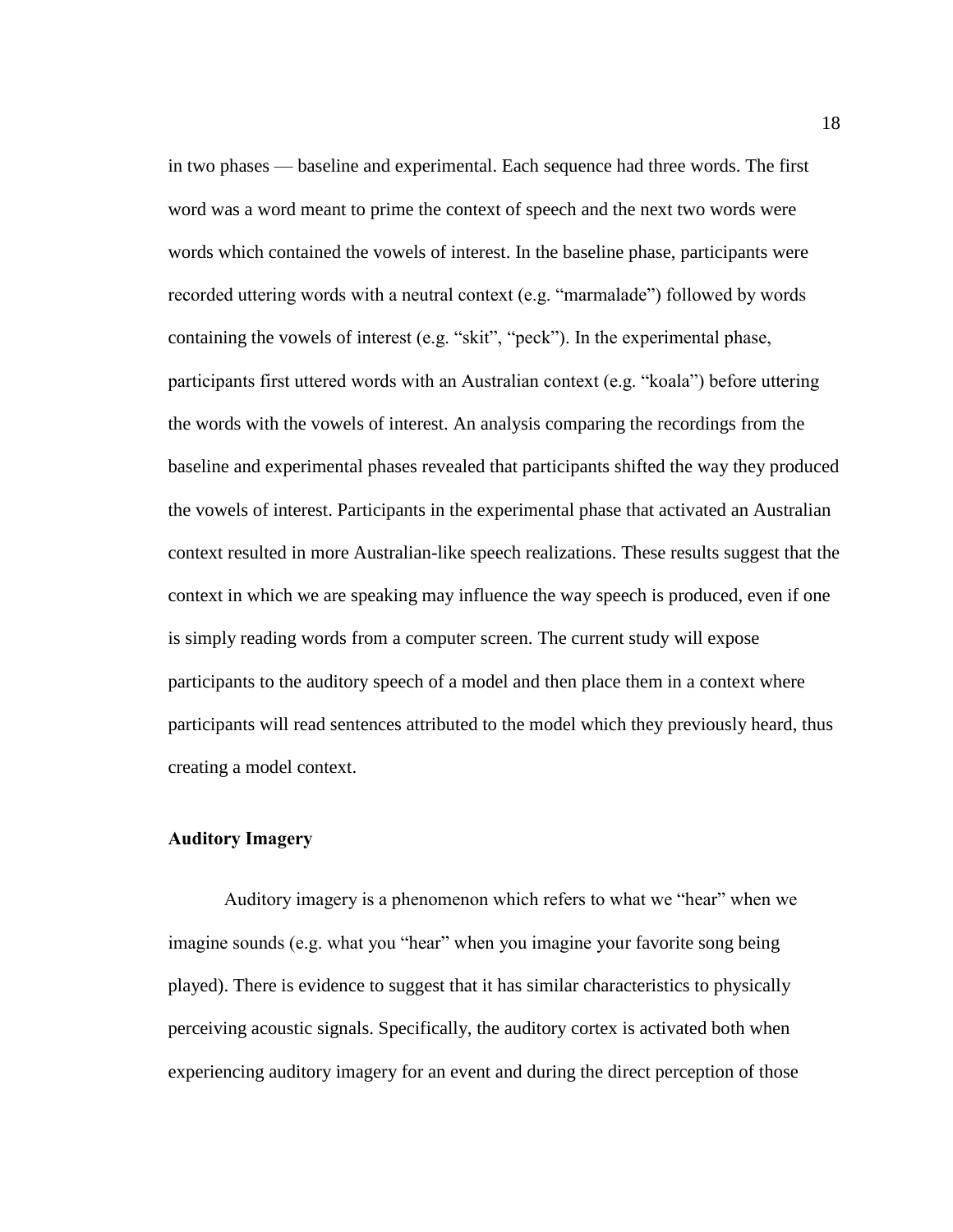in two phases — baseline and experimental. Each sequence had three words. The first word was a word meant to prime the context of speech and the next two words were words which contained the vowels of interest. In the baseline phase, participants were recorded uttering words with a neutral context (e.g. "marmalade") followed by words containing the vowels of interest (e.g. "skit", "peck"). In the experimental phase, participants first uttered words with an Australian context (e.g. "koala") before uttering the words with the vowels of interest. An analysis comparing the recordings from the baseline and experimental phases revealed that participants shifted the way they produced the vowels of interest. Participants in the experimental phase that activated an Australian context resulted in more Australian-like speech realizations. These results suggest that the context in which we are speaking may influence the way speech is produced, even if one is simply reading words from a computer screen. The current study will expose participants to the auditory speech of a model and then place them in a context where participants will read sentences attributed to the model which they previously heard, thus creating a model context.

### Auditory Imagery

Auditory imagery is a phenomenon which refers to what we "hear" when we imagine sounds (e.g. what you "hear" when you imagine your favorite song being played). There is evidence to suggest that it has similar characteristics to physically perceiving acoustic signals. Specifically, the auditory cortex is activated both when experiencing auditory imagery for an event and during the direct perception of those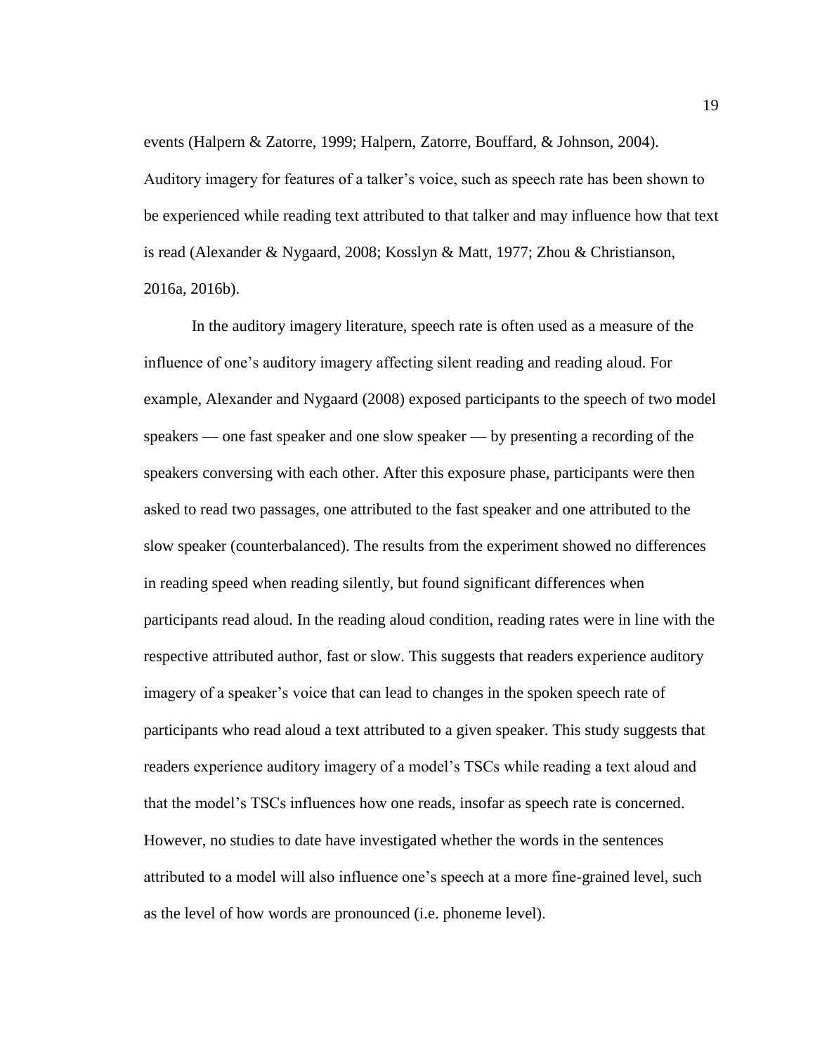events (Halpern & Zatorre, 1999; Halpern, Zatorre, Bouffard, & Johnson, 2004). Auditory imagery for features of a talker's voice, such as speech rate has been shown to be experienced while reading text attributed to that talker and may influence how that text is read (Alexander & Nygaard, 2008; Kosslyn & Matt, 1977; Zhou & Christianson, 2016a, 2016b).

In the auditory imagery literature, speech rate is often used as a measure of the influence of one's auditory imagery affecting silent reading and reading aloud. For example, Alexander and Nygaard (2008) exposed participants to the speech of two model speakers — one fast speaker and one slow speaker — by presenting a recording of the speakers conversing with each other. After this exposure phase, participants were then asked to read two passages, one attributed to the fast speaker and one attributed to the slow speaker (counterbalanced). The results from the experiment showed no differences in reading speed when reading silently, but found significant differences when participants read aloud. In the reading aloud condition, reading rates were in line with the respective attributed author, fast or slow. This suggests that readers experience auditory imagery of a speaker's voice that can lead to changes in the spoken speech rate of participants who read aloud a text attributed to a given speaker. This study suggests that readers experience auditory imagery of a model's TSCs while reading a text aloud and that the model's TSCs influences how one reads, insofar as speech rate is concerned. However, no studies to date have investigated whether the words in the sentences attributed to a model will also influence one's speech at a more fine-grained level, such as the level of how words are pronounced (i.e. phoneme level).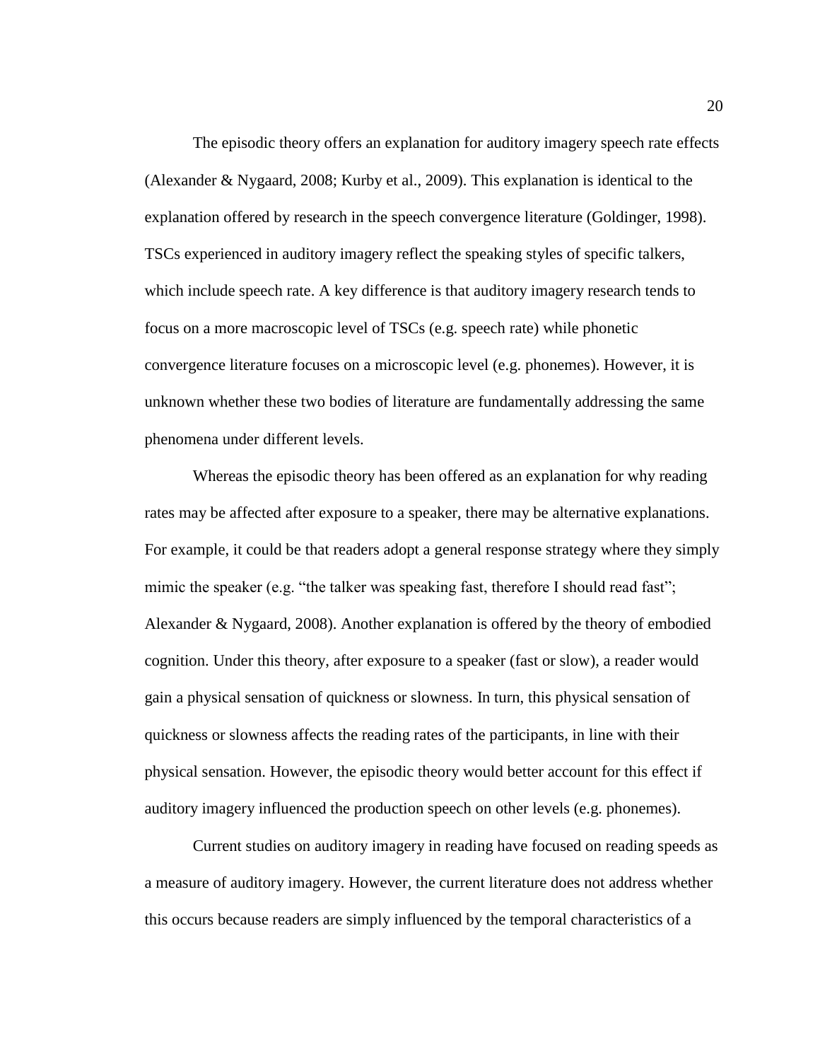The episodic theory offers an explanation for auditory imagery speech rate effects (Alexander & Nygaard, 2008; Kurby et al., 2009). This explanation is identical to the explanation offered by research in the speech convergence literature (Goldinger, 1998). TSCs experienced in auditory imagery reflect the speaking styles of specific talkers, which include speech rate. A key difference is that auditory imagery research tends to focus on a more macroscopic level of TSCs (e.g. speech rate) while phonetic convergence literature focuses on a microscopic level (e.g. phonemes). However, it is unknown whether these two bodies of literature are fundamentally addressing the same phenomena under different levels.

Whereas the episodic theory has been offered as an explanation for why reading rates may be affected after exposure to a speaker, there may be alternative explanations. For example, it could be that readers adopt a general response strategy where they simply mimic the speaker (e.g. "the talker was speaking fast, therefore I should read fast"; Alexander & Nygaard, 2008). Another explanation is offered by the theory of embodied cognition. Under this theory, after exposure to a speaker (fast or slow), a reader would gain a physical sensation of quickness or slowness. In turn, this physical sensation of quickness or slowness affects the reading rates of the participants, in line with their physical sensation. However, the episodic theory would better account for this effect if auditory imagery influenced the production speech on other levels (e.g. phonemes).

Current studies on auditory imagery in reading have focused on reading speeds as a measure of auditory imagery. However, the current literature does not address whether this occurs because readers are simply influenced by the temporal characteristics of a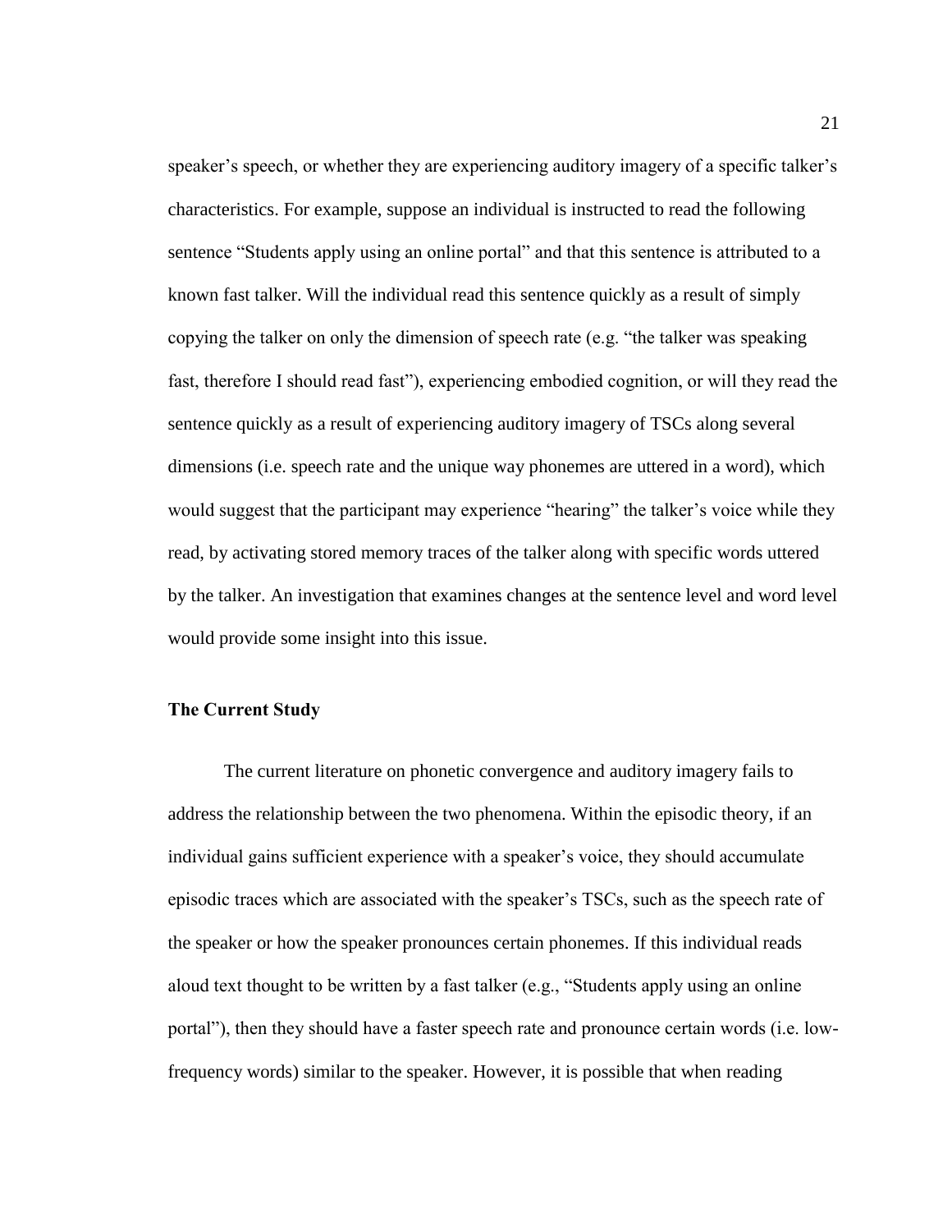speaker's speech, or whether they are experiencing auditory imagery of a specific talker's characteristics. For example, suppose an individual is instructed to read the following sentence "Students apply using an online portal" and that this sentence is attributed to a known fast talker. Will the individual read this sentence quickly as a result of simply copying the talker on only the dimension of speech rate (e.g. "the talker was speaking fast, therefore I should read fast"), experiencing embodied cognition, or will they read the sentence quickly as a result of experiencing auditory imagery of TSCs along several dimensions (i.e. speech rate and the unique way phonemes are uttered in a word), which would suggest that the participant may experience "hearing" the talker's voice while they read, by activating stored memory traces of the talker along with specific words uttered by the talker. An investigation that examines changes at the sentence level and word level would provide some insight into this issue.

## The Current Study

The current literature on phonetic convergence and auditory imagery fails to address the relationship between the two phenomena. Within the episodic theory, if an individual gains sufficient experience with a speaker's voice, they should accumulate episodic traces which are associated with the speaker's TSCs, such as the speech rate of the speaker or how the speaker pronounces certain phonemes. If this individual reads aloud text thought to be written by a fast talker (e.g., "Students apply using an online portal"), then they should have a faster speech rate and pronounce certain words (i.e. low-frequency words) similar to the speaker. However, it is possible that when reading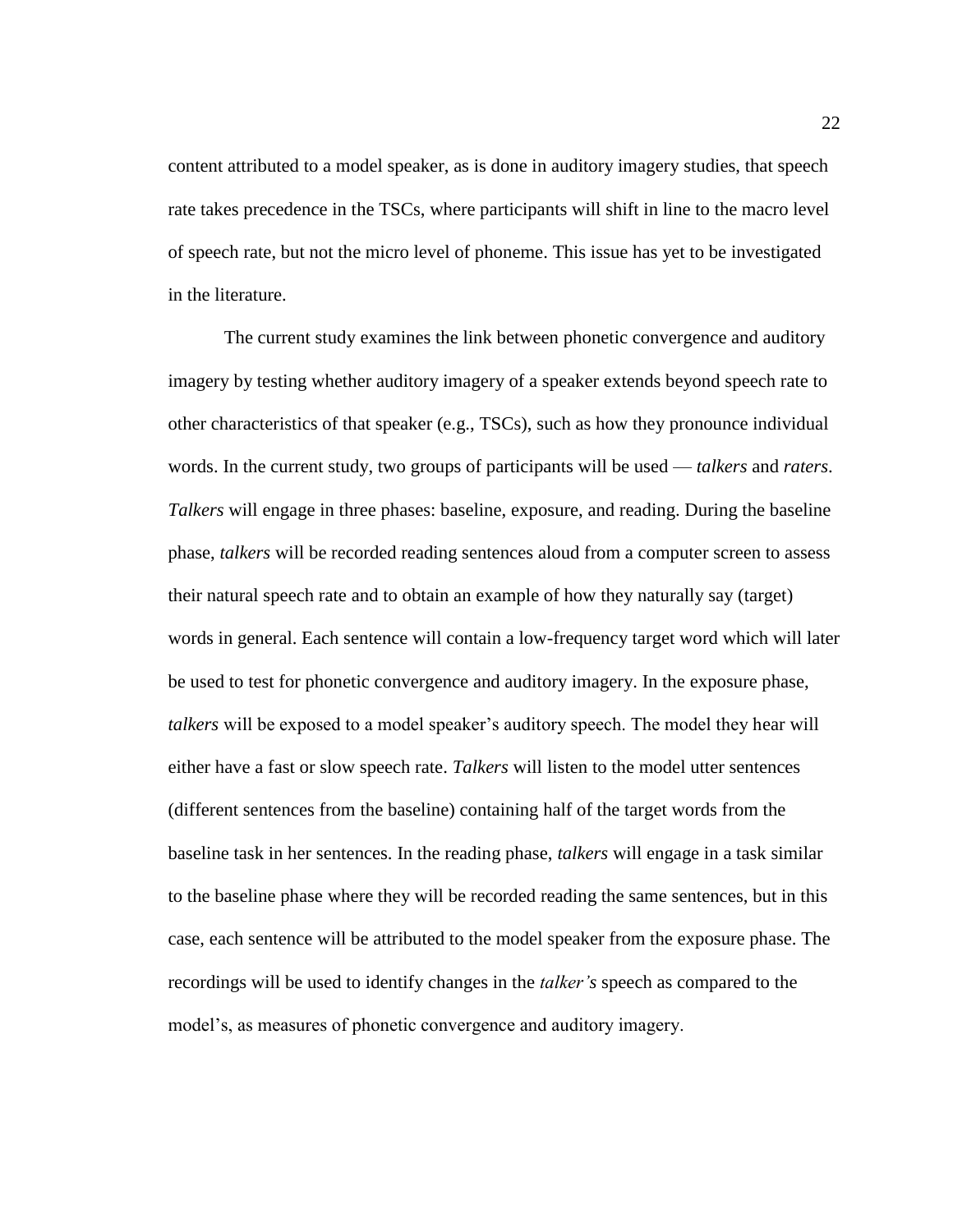content attributed to a model speaker, as is done in auditory imagery studies, that speech rate takes precedence in the TSCs, where participants will shift in line to the macro level of speech rate, but not the micro level of phoneme. This issue has yet to be investigated in the literature.

The current study examines the link between phonetic convergence and auditory imagery by testing whether auditory imagery of a speaker extends beyond speech rate to other characteristics of that speaker (e.g., TSCs), such as how they pronounce individual words. In the current study, two groups of participants will be used — *talkers* and *raters*. *Talkers* will engage in three phases: baseline, exposure, and reading. During the baseline phase, *talkers* will be recorded reading sentences aloud from a computer screen to assess their natural speech rate and to obtain an example of how they naturally say (target) words in general. Each sentence will contain a low-frequency target word which will later be used to test for phonetic convergence and auditory imagery. In the exposure phase, *talkers* will be exposed to a model speaker's auditory speech. The model they hear will either have a fast or slow speech rate. *Talkers* will listen to the model utter sentences (different sentences from the baseline) containing half of the target words from the baseline task in her sentences. In the reading phase, *talkers* will engage in a task similar to the baseline phase where they will be recorded reading the same sentences, but in this case, each sentence will be attributed to the model speaker from the exposure phase. The recordings will be used to identify changes in the *talker's* speech as compared to the model's, as measures of phonetic convergence and auditory imagery.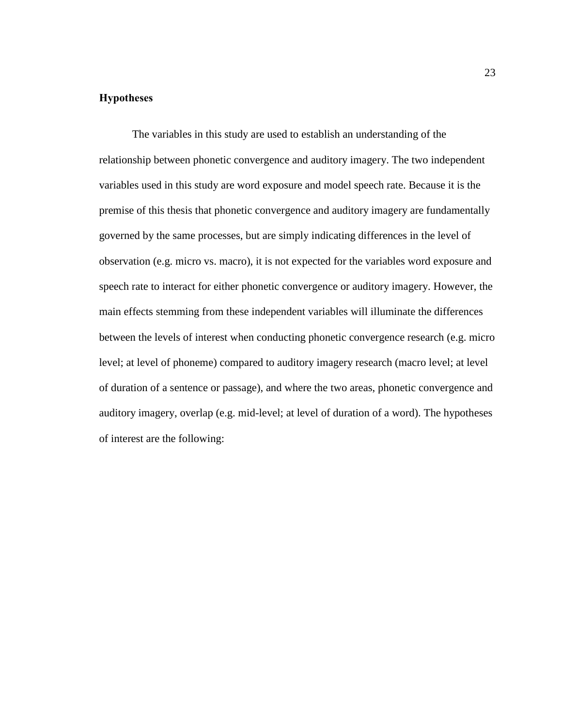## Hypotheses

The variables in this study are used to establish an understanding of the relationship between phonetic convergence and auditory imagery. The two independent variables used in this study are word exposure and model speech rate. Because it is the premise of this thesis that phonetic convergence and auditory imagery are fundamentally governed by the same processes, but are simply indicating differences in the level of observation (e.g. micro vs. macro), it is not expected for the variables word exposure and speech rate to interact for either phonetic convergence or auditory imagery. However, the main effects stemming from these independent variables will illuminate the differences between the levels of interest when conducting phonetic convergence research (e.g. micro level; at level of phoneme) compared to auditory imagery research (macro level; at level of duration of a sentence or passage), and where the two areas, phonetic convergence and auditory imagery, overlap (e.g. mid-level; at level of duration of a word). The hypotheses of interest are the following: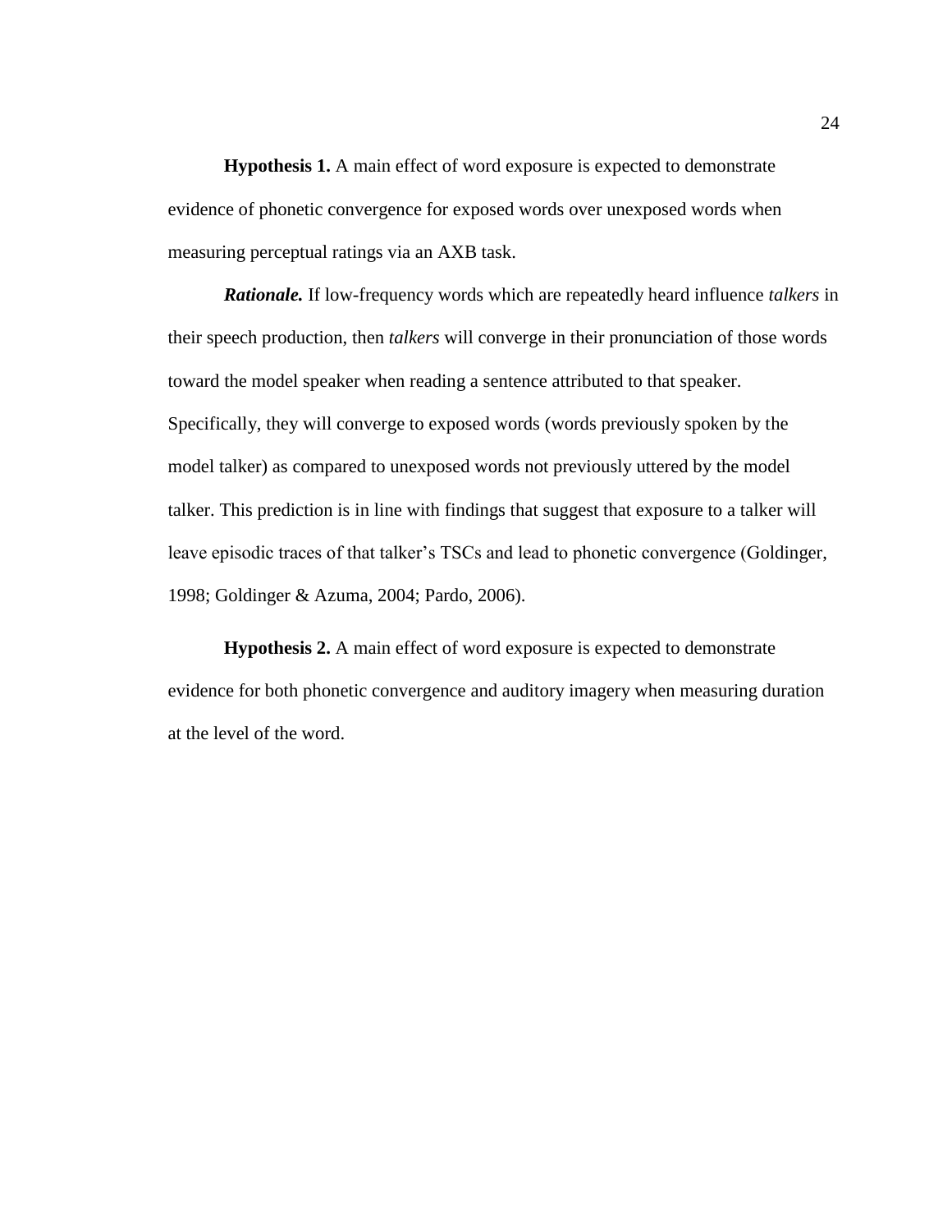**Hypothesis 1.** A main effect of word exposure is expected to demonstrate evidence of phonetic convergence for exposed words over unexposed words when measuring perceptual ratings via an AXB task.

***Rationale.*** If low-frequency words which are repeatedly heard influence *talkers* in their speech production, then *talkers* will converge in their pronunciation of those words toward the model speaker when reading a sentence attributed to that speaker. Specifically, they will converge to exposed words (words previously spoken by the model talker) as compared to unexposed words not previously uttered by the model talker. This prediction is in line with findings that suggest that exposure to a talker will leave episodic traces of that talker's TSCs and lead to phonetic convergence (Goldinger, 1998; Goldinger & Azuma, 2004; Pardo, 2006).

**Hypothesis 2.** A main effect of word exposure is expected to demonstrate evidence for both phonetic convergence and auditory imagery when measuring duration at the level of the word.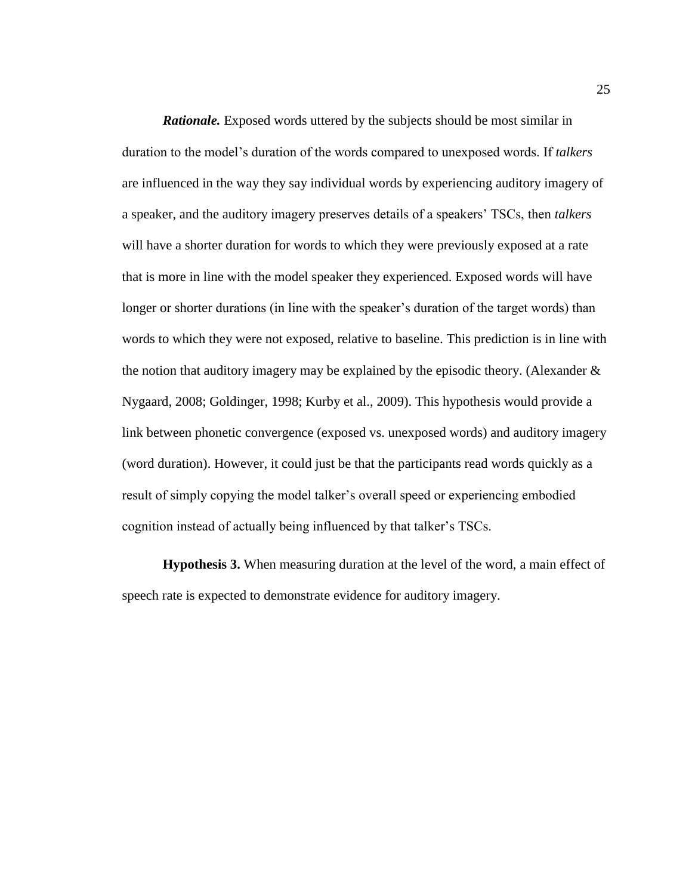***Rationale.*** Exposed words uttered by the subjects should be most similar in duration to the model's duration of the words compared to unexposed words. If *talkers* are influenced in the way they say individual words by experiencing auditory imagery of a speaker, and the auditory imagery preserves details of a speakers' TSCs, then *talkers* will have a shorter duration for words to which they were previously exposed at a rate that is more in line with the model speaker they experienced. Exposed words will have longer or shorter durations (in line with the speaker's duration of the target words) than words to which they were not exposed, relative to baseline. This prediction is in line with the notion that auditory imagery may be explained by the episodic theory. (Alexander & Nygaard, 2008; Goldinger, 1998; Kurby et al., 2009). This hypothesis would provide a link between phonetic convergence (exposed vs. unexposed words) and auditory imagery (word duration). However, it could just be that the participants read words quickly as a result of simply copying the model talker's overall speed or experiencing embodied cognition instead of actually being influenced by that talker's TSCs.

**Hypothesis 3.** When measuring duration at the level of the word, a main effect of speech rate is expected to demonstrate evidence for auditory imagery.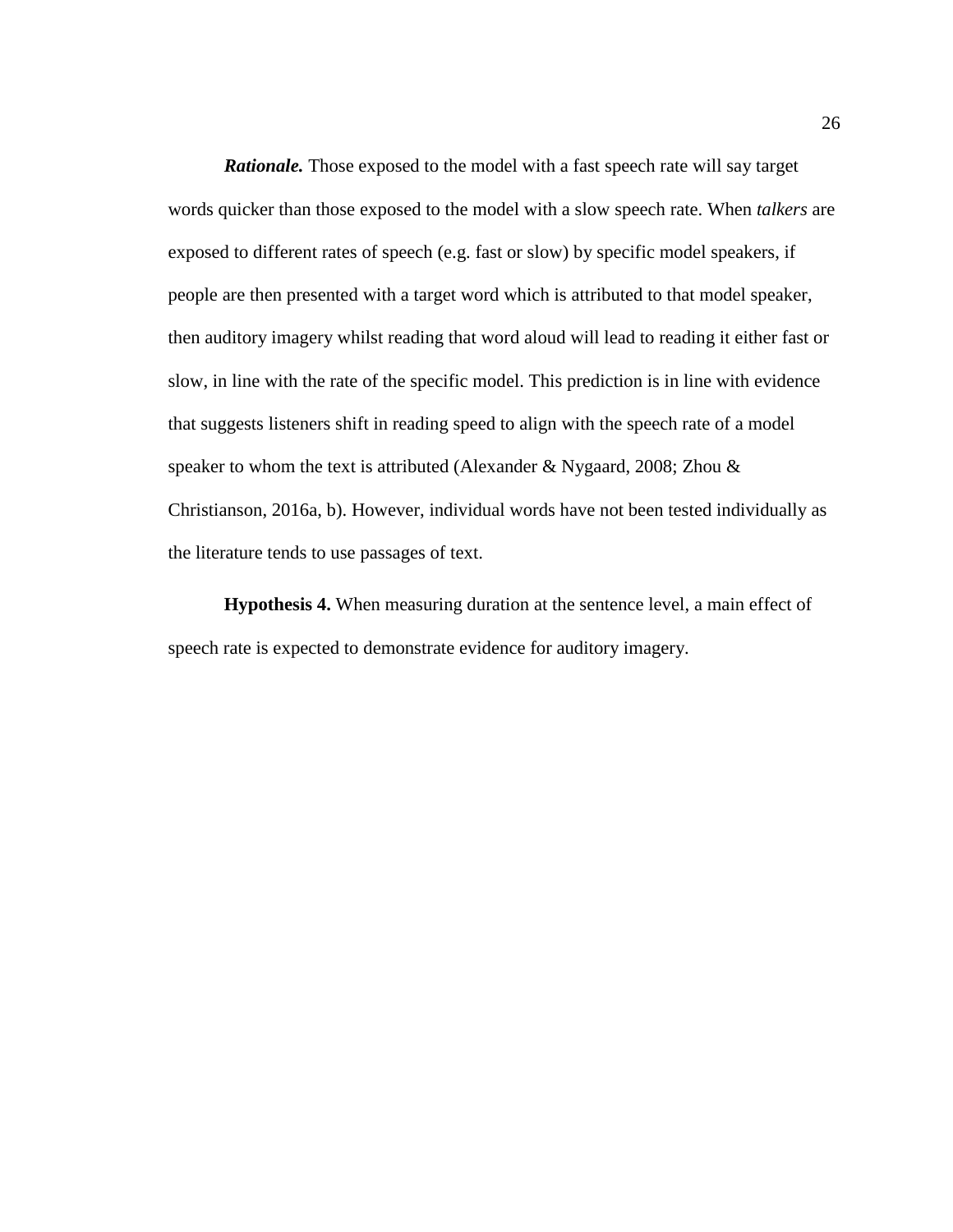***Rationale.*** Those exposed to the model with a fast speech rate will say target words quicker than those exposed to the model with a slow speech rate. When *talkers* are exposed to different rates of speech (e.g. fast or slow) by specific model speakers, if people are then presented with a target word which is attributed to that model speaker, then auditory imagery whilst reading that word aloud will lead to reading it either fast or slow, in line with the rate of the specific model. This prediction is in line with evidence that suggests listeners shift in reading speed to align with the speech rate of a model speaker to whom the text is attributed (Alexander & Nygaard, 2008; Zhou & Christianson, 2016a, b). However, individual words have not been tested individually as the literature tends to use passages of text.

**Hypothesis 4.** When measuring duration at the sentence level, a main effect of speech rate is expected to demonstrate evidence for auditory imagery.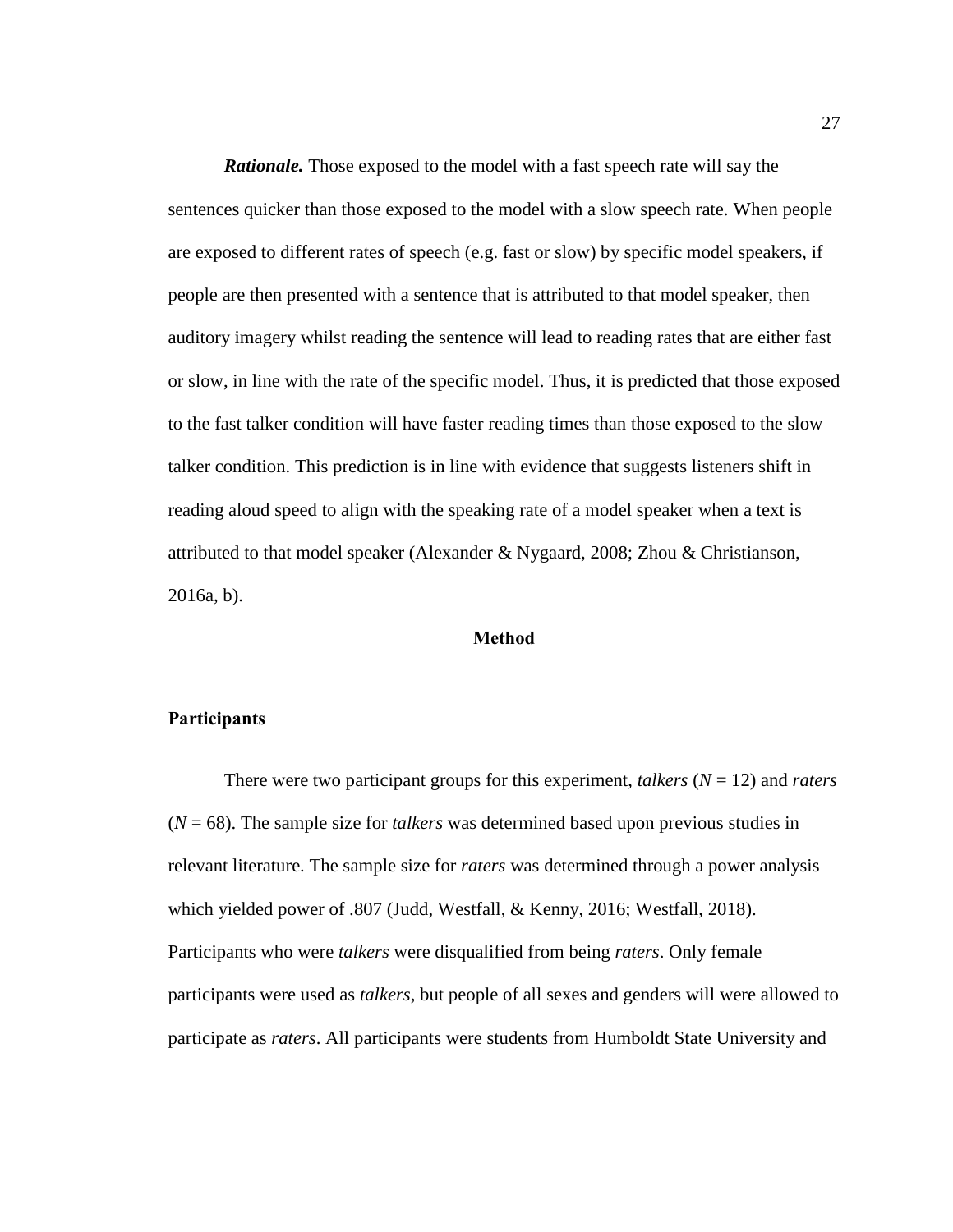***Rationale.*** Those exposed to the model with a fast speech rate will say the sentences quicker than those exposed to the model with a slow speech rate. When people are exposed to different rates of speech (e.g. fast or slow) by specific model speakers, if people are then presented with a sentence that is attributed to that model speaker, then auditory imagery whilst reading the sentence will lead to reading rates that are either fast or slow, in line with the rate of the specific model. Thus, it is predicted that those exposed to the fast talker condition will have faster reading times than those exposed to the slow talker condition. This prediction is in line with evidence that suggests listeners shift in reading aloud speed to align with the speaking rate of a model speaker when a text is attributed to that model speaker (Alexander & Nygaard, 2008; Zhou & Christianson, 2016a, b).

## Method

### Participants

There were two participant groups for this experiment, *talkers* ($N$ = 12) and *raters* ($N$ = 68). The sample size for *talkers* was determined based upon previous studies in relevant literature. The sample size for *raters* was determined through a power analysis which yielded power of .807 (Judd, Westfall, & Kenny, 2016; Westfall, 2018). Participants who were *talkers* were disqualified from being *raters*. Only female participants were used as *talkers*, but people of all sexes and genders will were allowed to participate as *raters*. All participants were students from Humboldt State University and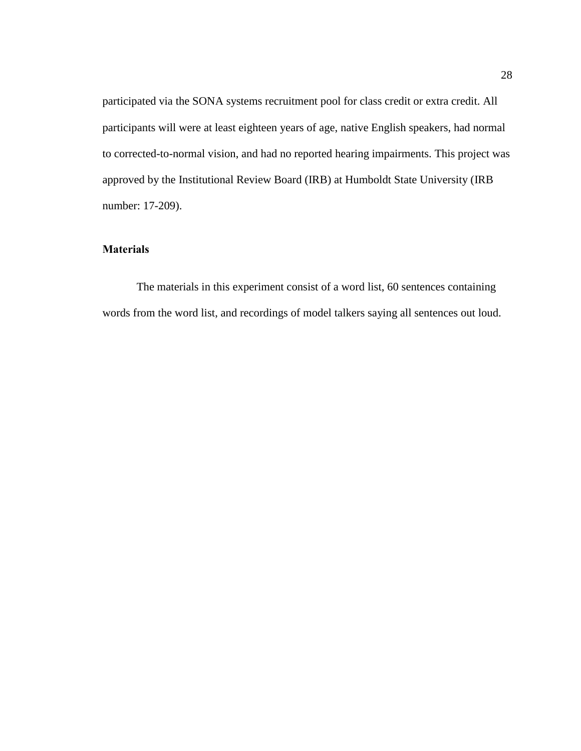participated via the SONA systems recruitment pool for class credit or extra credit. All participants will were at least eighteen years of age, native English speakers, had normal to corrected-to-normal vision, and had no reported hearing impairments. This project was approved by the Institutional Review Board (IRB) at Humboldt State University (IRB number: 17-209).

### Materials

The materials in this experiment consist of a word list, 60 sentences containing words from the word list, and recordings of model talkers saying all sentences out loud.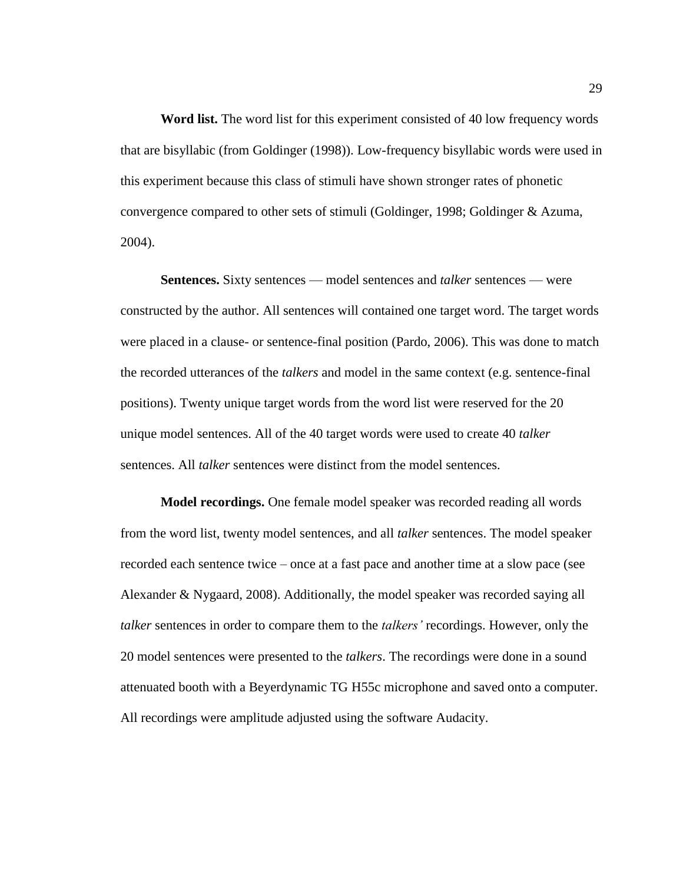**Word list.** The word list for this experiment consisted of 40 low frequency words that are bisyllabic (from Goldinger (1998)). Low-frequency bisyllabic words were used in this experiment because this class of stimuli have shown stronger rates of phonetic convergence compared to other sets of stimuli (Goldinger, 1998; Goldinger & Azuma, 2004).

**Sentences.** Sixty sentences — model sentences and *talker* sentences — were constructed by the author. All sentences will contained one target word. The target words were placed in a clause- or sentence-final position (Pardo, 2006). This was done to match the recorded utterances of the *talkers* and model in the same context (e.g. sentence-final positions). Twenty unique target words from the word list were reserved for the 20 unique model sentences. All of the 40 target words were used to create 40 *talker* sentences. All *talker* sentences were distinct from the model sentences.

**Model recordings.** One female model speaker was recorded reading all words from the word list, twenty model sentences, and all *talker* sentences. The model speaker recorded each sentence twice – once at a fast pace and another time at a slow pace (see Alexander & Nygaard, 2008). Additionally, the model speaker was recorded saying all *talker* sentences in order to compare them to the *talkers'* recordings. However, only the 20 model sentences were presented to the *talkers*. The recordings were done in a sound attenuated booth with a Beyerdynamic TG H55c microphone and saved onto a computer. All recordings were amplitude adjusted using the software Audacity.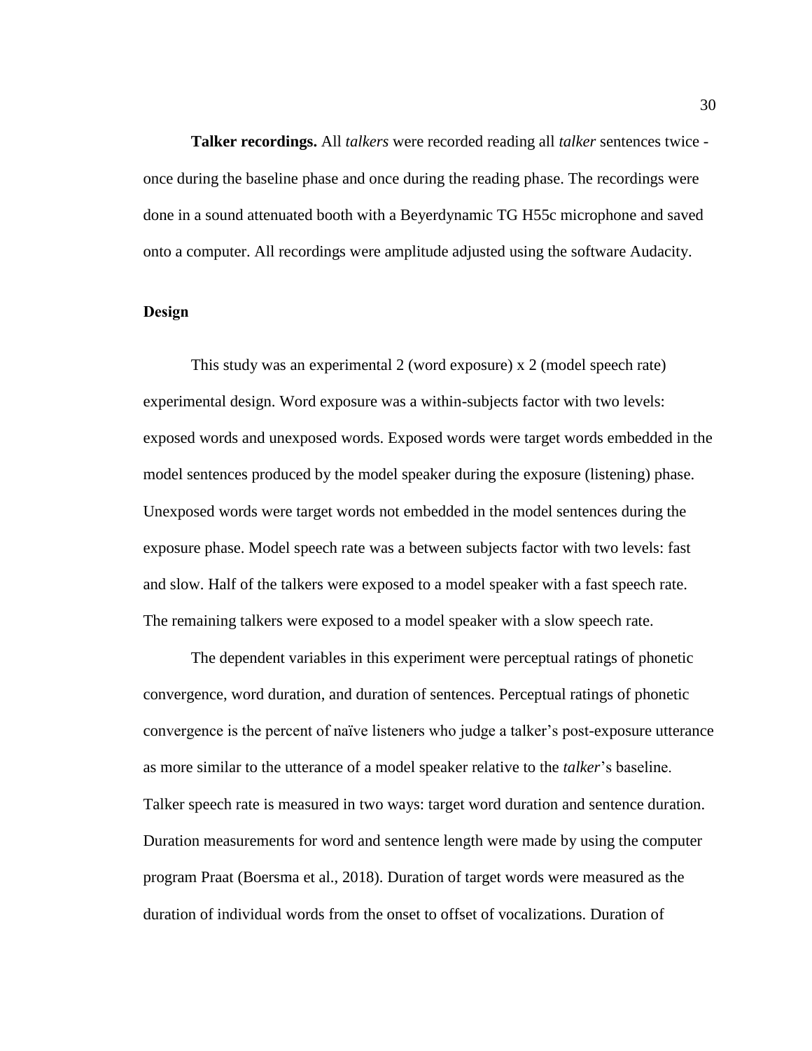**Talker recordings.** All *talkers* were recorded reading all *talker* sentences twice - once during the baseline phase and once during the reading phase. The recordings were done in a sound attenuated booth with a Beyerdynamic TG H55c microphone and saved onto a computer. All recordings were amplitude adjusted using the software Audacity.

**Design**

This study was an experimental 2 (word exposure) x 2 (model speech rate) experimental design. Word exposure was a within-subjects factor with two levels: exposed words and unexposed words. Exposed words were target words embedded in the model sentences produced by the model speaker during the exposure (listening) phase. Unexposed words were target words not embedded in the model sentences during the exposure phase. Model speech rate was a between subjects factor with two levels: fast and slow. Half of the talkers were exposed to a model speaker with a fast speech rate. The remaining talkers were exposed to a model speaker with a slow speech rate.

The dependent variables in this experiment were perceptual ratings of phonetic convergence, word duration, and duration of sentences. Perceptual ratings of phonetic convergence is the percent of naïve listeners who judge a talker's post-exposure utterance as more similar to the utterance of a model speaker relative to the *talker*'s baseline. Talker speech rate is measured in two ways: target word duration and sentence duration. Duration measurements for word and sentence length were made by using the computer program Praat (Boersma et al., 2018). Duration of target words were measured as the duration of individual words from the onset to offset of vocalizations. Duration of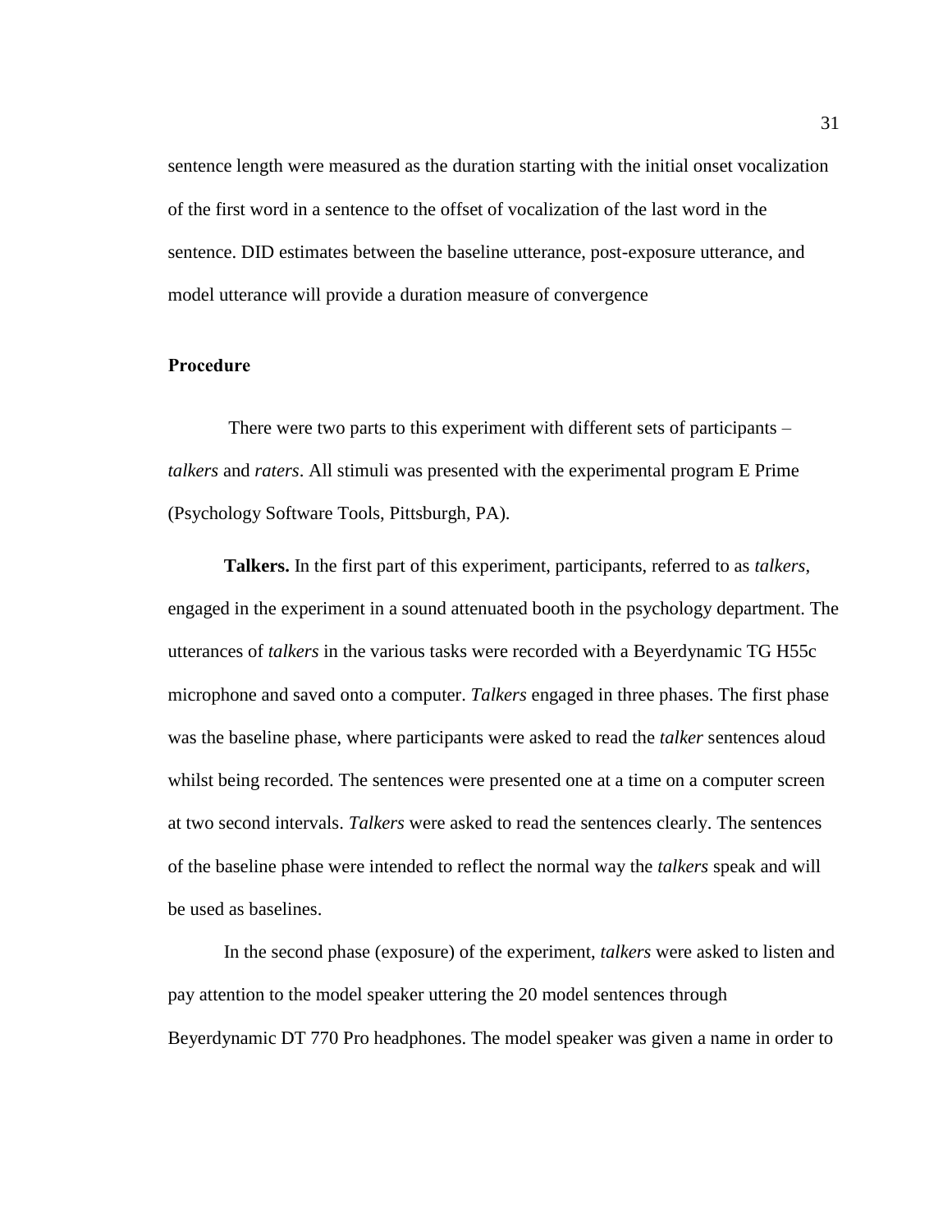sentence length were measured as the duration starting with the initial onset vocalization of the first word in a sentence to the offset of vocalization of the last word in the sentence. DID estimates between the baseline utterance, post-exposure utterance, and model utterance will provide a duration measure of convergence

## Procedure

There were two parts to this experiment with different sets of participants – *talkers* and *raters*. All stimuli was presented with the experimental program E Prime (Psychology Software Tools, Pittsburgh, PA).

**Talkers.** In the first part of this experiment, participants, referred to as *talkers*, engaged in the experiment in a sound attenuated booth in the psychology department. The utterances of *talkers* in the various tasks were recorded with a Beyerdynamic TG H55c microphone and saved onto a computer. *Talkers* engaged in three phases. The first phase was the baseline phase, where participants were asked to read the *talker* sentences aloud whilst being recorded. The sentences were presented one at a time on a computer screen at two second intervals. *Talkers* were asked to read the sentences clearly. The sentences of the baseline phase were intended to reflect the normal way the *talkers* speak and will be used as baselines.

In the second phase (exposure) of the experiment, *talkers* were asked to listen and pay attention to the model speaker uttering the 20 model sentences through Beyerdynamic DT 770 Pro headphones. The model speaker was given a name in order to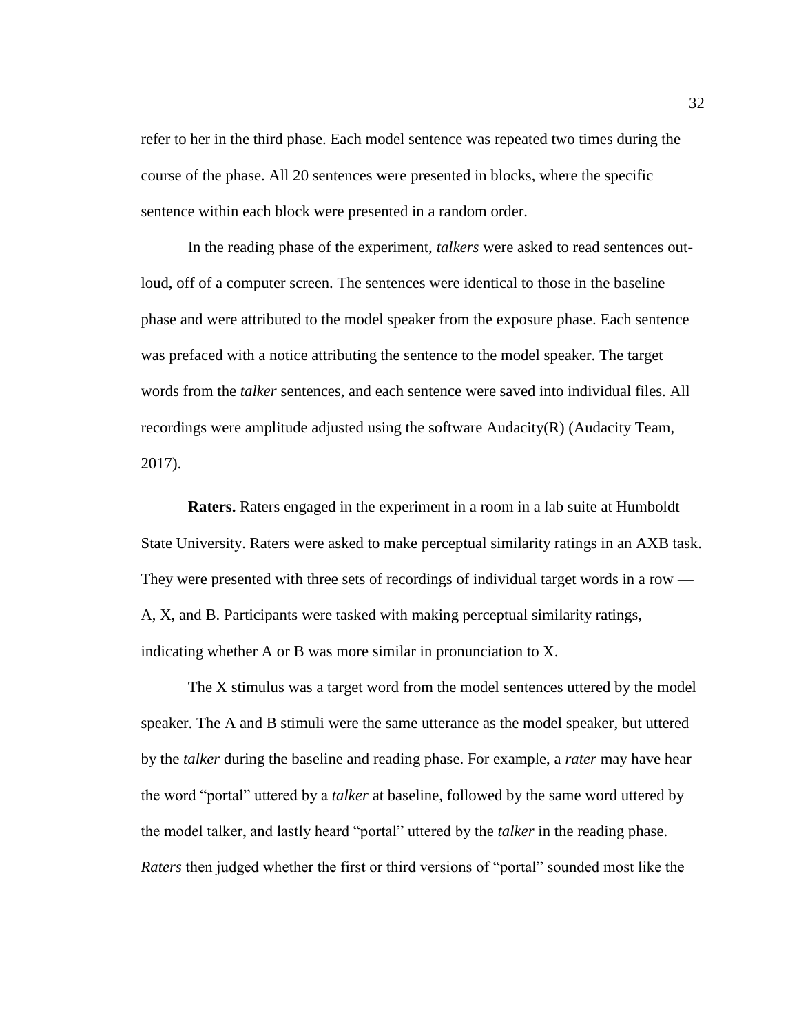refer to her in the third phase. Each model sentence was repeated two times during the course of the phase. All 20 sentences were presented in blocks, where the specific sentence within each block were presented in a random order.

In the reading phase of the experiment, *talkers* were asked to read sentences out-loud, off of a computer screen. The sentences were identical to those in the baseline phase and were attributed to the model speaker from the exposure phase. Each sentence was prefaced with a notice attributing the sentence to the model speaker. The target words from the *talker* sentences, and each sentence were saved into individual files. All recordings were amplitude adjusted using the software Audacity(R) (Audacity Team, 2017).

**Raters.** Raters engaged in the experiment in a room in a lab suite at Humboldt State University. Raters were asked to make perceptual similarity ratings in an AXB task. They were presented with three sets of recordings of individual target words in a row — A, X, and B. Participants were tasked with making perceptual similarity ratings, indicating whether A or B was more similar in pronunciation to X.

The X stimulus was a target word from the model sentences uttered by the model speaker. The A and B stimuli were the same utterance as the model speaker, but uttered by the *talker* during the baseline and reading phase. For example, a *rater* may have hear the word "portal" uttered by a *talker* at baseline, followed by the same word uttered by the model talker, and lastly heard "portal" uttered by the *talker* in the reading phase. *Raters* then judged whether the first or third versions of "portal" sounded most like the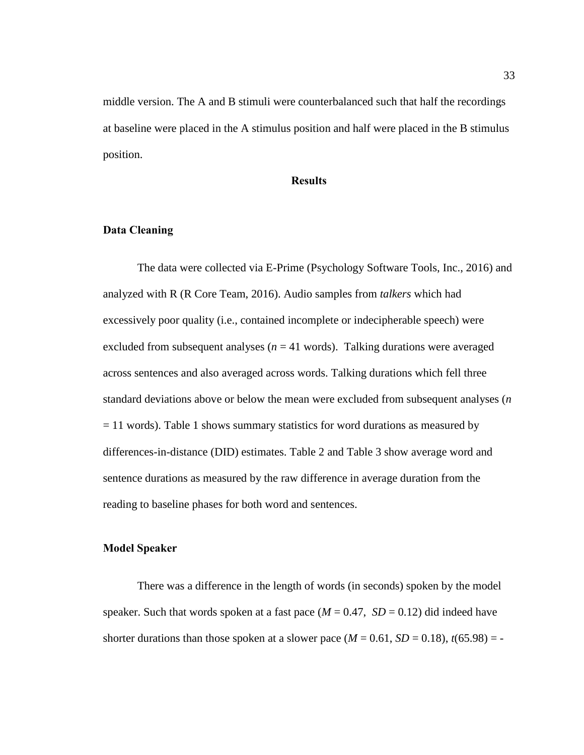middle version. The A and B stimuli were counterbalanced such that half the recordings at baseline were placed in the A stimulus position and half were placed in the B stimulus position.

# Results

## Data Cleaning

The data were collected via E-Prime (Psychology Software Tools, Inc., 2016) and analyzed with R (R Core Team, 2016). Audio samples from *talkers* which had excessively poor quality (i.e., contained incomplete or indecipherable speech) were excluded from subsequent analyses ($n$ = 41 words). Talking durations were averaged across sentences and also averaged across words. Talking durations which fell three standard deviations above or below the mean were excluded from subsequent analyses ($n$ = 11 words). Table 1 shows summary statistics for word durations as measured by differences-in-distance (DID) estimates. Table 2 and Table 3 show average word and sentence durations as measured by the raw difference in average duration from the reading to baseline phases for both word and sentences.

## Model Speaker

There was a difference in the length of words (in seconds) spoken by the model speaker. Such that words spoken at a fast pace ($M$ = 0.47, $SD$ = 0.12) did indeed have shorter durations than those spoken at a slower pace ($M$ = 0.61, $SD$ = 0.18), $t$(65.98) = -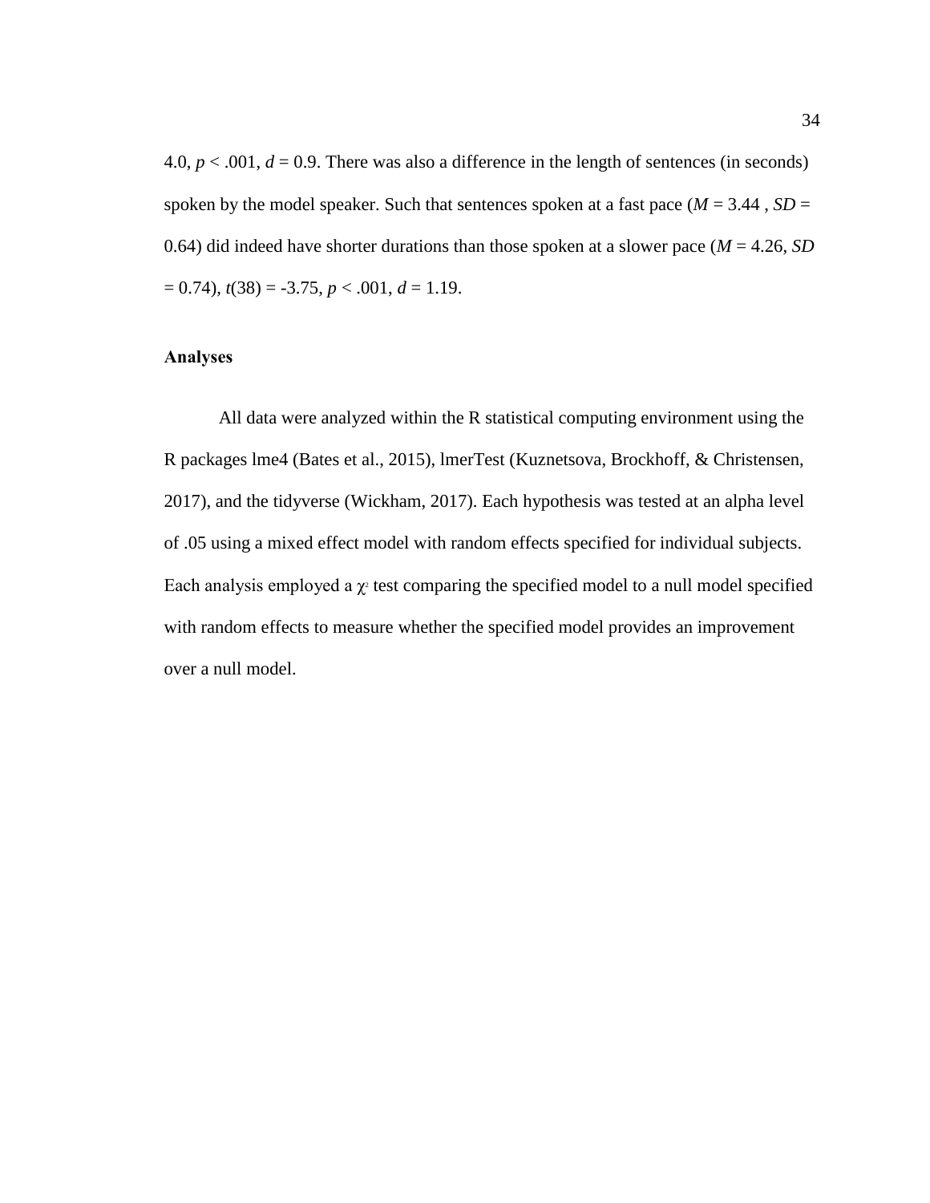4.0, $p < .001$, $d = 0.9$. There was also a difference in the length of sentences (in seconds) spoken by the model speaker. Such that sentences spoken at a fast pace ($M = 3.44$ , $SD = 0.64$) did indeed have shorter durations than those spoken at a slower pace ($M = 4.26$, $SD = 0.74$), $t(38) = -3.75$, $p < .001$, $d = 1.19$.

### Analyses

All data were analyzed within the R statistical computing environment using the R packages lme4 (Bates et al., 2015), lmerTest (Kuznetsova, Brockhoff, & Christensen, 2017), and the tidyverse (Wickham, 2017). Each hypothesis was tested at an alpha level of .05 using a mixed effect model with random effects specified for individual subjects. Each analysis employed a $\chi^2$ test comparing the specified model to a null model specified with random effects to measure whether the specified model provides an improvement over a null model.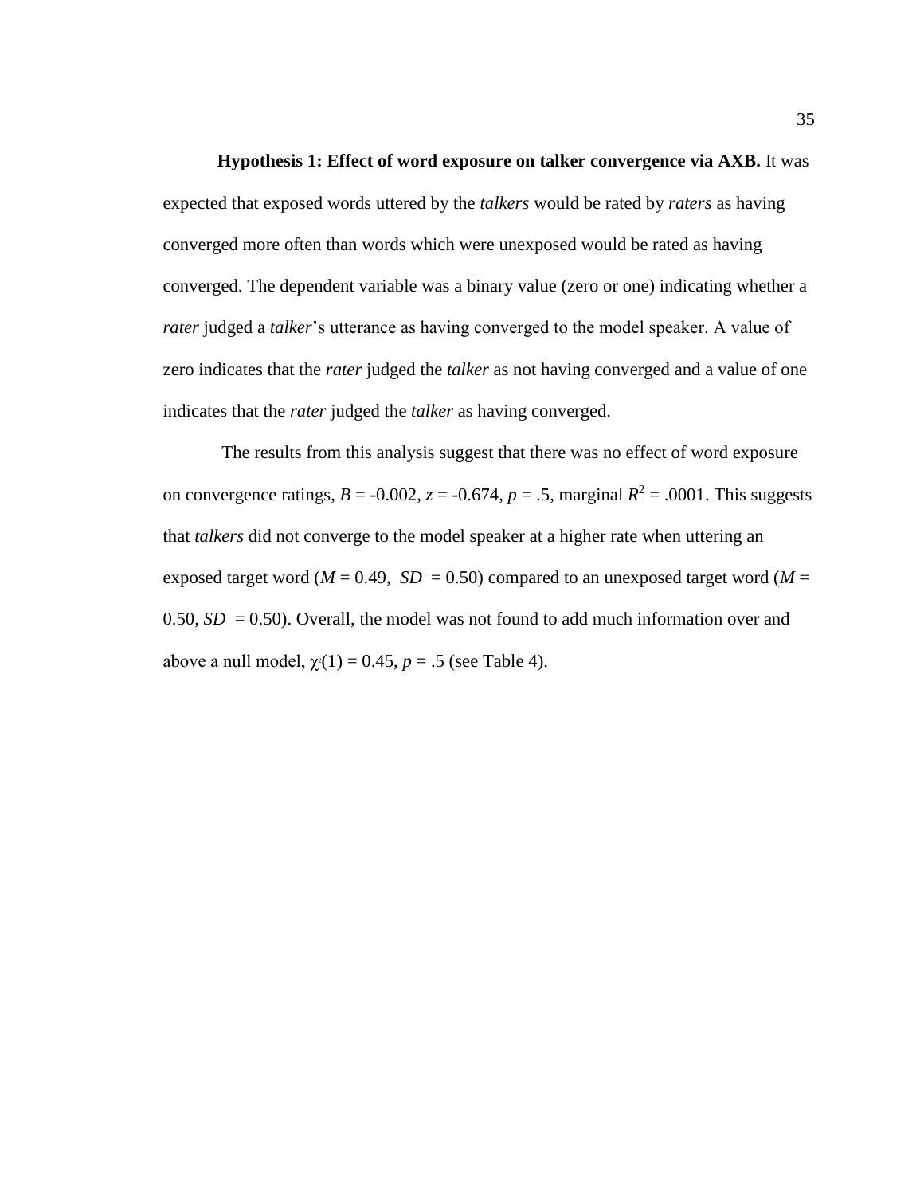**Hypothesis 1: Effect of word exposure on talker convergence via AXB.** It was expected that exposed words uttered by the *talkers* would be rated by *raters* as having converged more often than words which were unexposed would be rated as having converged. The dependent variable was a binary value (zero or one) indicating whether a *rater* judged a *talker*'s utterance as having converged to the model speaker. A value of zero indicates that the *rater* judged the *talker* as not having converged and a value of one indicates that the *rater* judged the *talker* as having converged.

The results from this analysis suggest that there was no effect of word exposure on convergence ratings, $B$ = -0.002, $z$ = -0.674, $p$ = .5, marginal $R^2$ = .0001. This suggests that *talkers* did not converge to the model speaker at a higher rate when uttering an exposed target word ($M$ = 0.49, $SD$ = 0.50) compared to an unexposed target word ($M$ = 0.50, $SD$ = 0.50). Overall, the model was not found to add much information over and above a null model, $\chi^2(1)$ = 0.45, $p$ = .5 (see Table 4).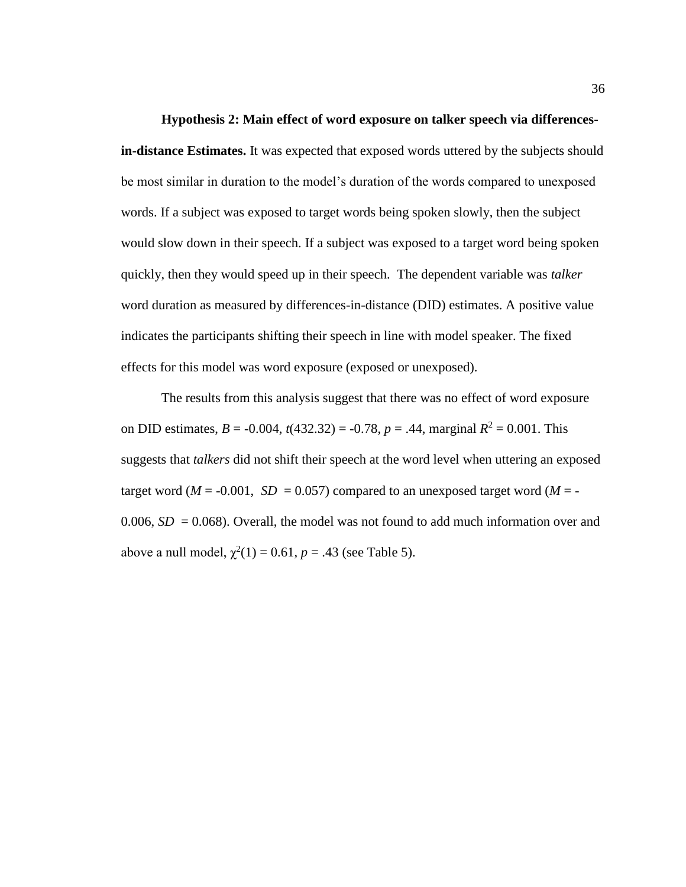**Hypothesis 2: Main effect of word exposure on talker speech via differences-in-distance Estimates.** It was expected that exposed words uttered by the subjects should be most similar in duration to the model's duration of the words compared to unexposed words. If a subject was exposed to target words being spoken slowly, then the subject would slow down in their speech. If a subject was exposed to a target word being spoken quickly, then they would speed up in their speech. The dependent variable was *talker* word duration as measured by differences-in-distance (DID) estimates. A positive value indicates the participants shifting their speech in line with model speaker. The fixed effects for this model was word exposure (exposed or unexposed).

The results from this analysis suggest that there was no effect of word exposure on DID estimates, $B$ = -0.004, $t(432.32)$ = -0.78, $p$ = .44, marginal $R^2$ = 0.001. This suggests that *talkers* did not shift their speech at the word level when uttering an exposed target word ($M$ = -0.001, $SD$ = 0.057) compared to an unexposed target word ($M$ = -0.006, $SD$ = 0.068). Overall, the model was not found to add much information over and above a null model, $\chi^2(1)$ = 0.61, $p$ = .43 (see Table 5).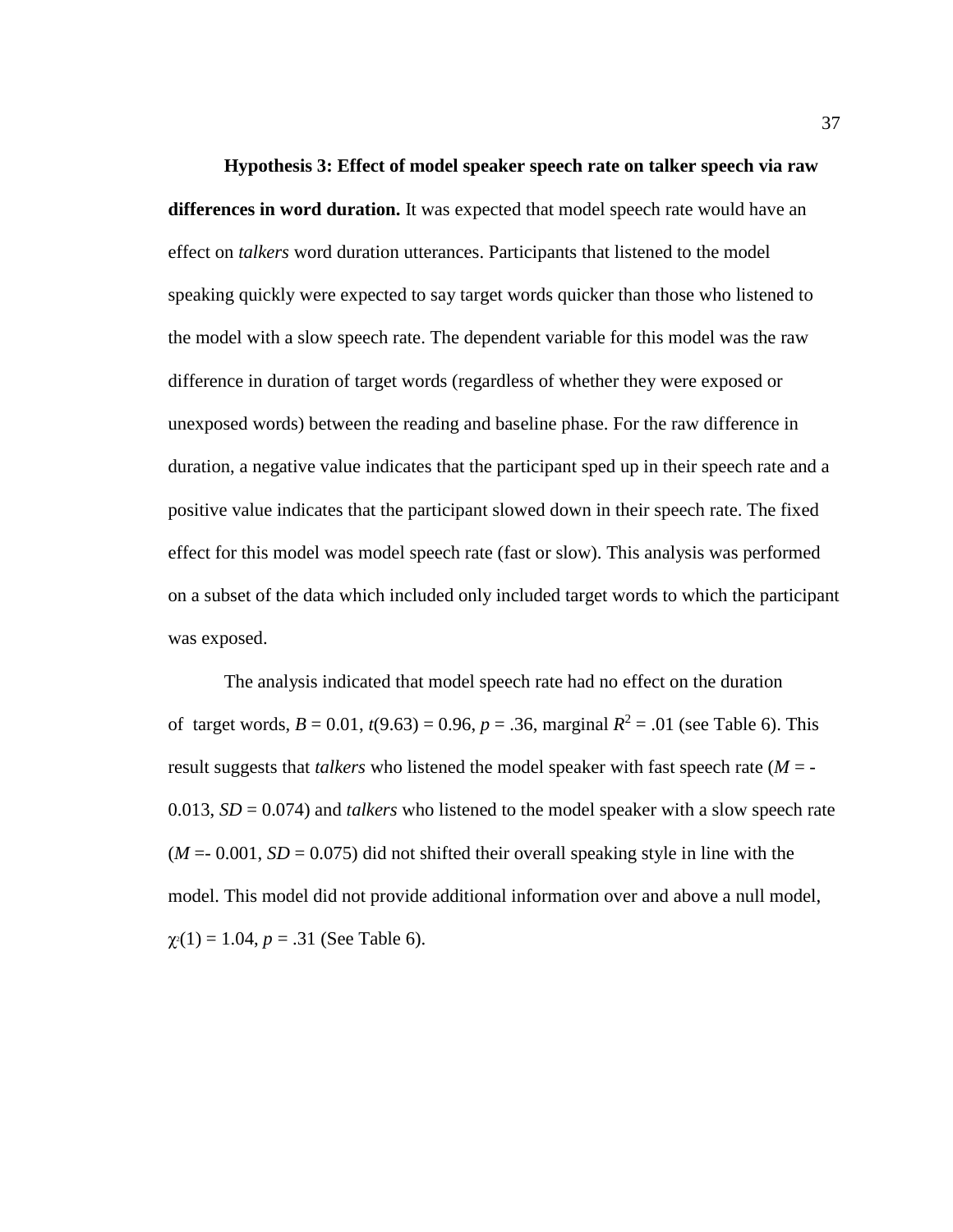**Hypothesis 3: Effect of model speaker speech rate on talker speech via raw differences in word duration.** It was expected that model speech rate would have an effect on *talkers* word duration utterances. Participants that listened to the model speaking quickly were expected to say target words quicker than those who listened to the model with a slow speech rate. The dependent variable for this model was the raw difference in duration of target words (regardless of whether they were exposed or unexposed words) between the reading and baseline phase. For the raw difference in duration, a negative value indicates that the participant sped up in their speech rate and a positive value indicates that the participant slowed down in their speech rate. The fixed effect for this model was model speech rate (fast or slow). This analysis was performed on a subset of the data which included only included target words to which the participant was exposed.

The analysis indicated that model speech rate had no effect on the duration of target words, $B = 0.01$, $t(9.63) = 0.96$, $p = .36$, marginal $R^2 = .01$ (see Table 6). This result suggests that *talkers* who listened the model speaker with fast speech rate ($M = -0.013$, $SD = 0.074$) and *talkers* who listened to the model speaker with a slow speech rate ($M = -0.001$, $SD = 0.075$) did not shifted their overall speaking style in line with the model. This model did not provide additional information over and above a null model, $\chi^2(1) = 1.04$, $p = .31$ (See Table 6).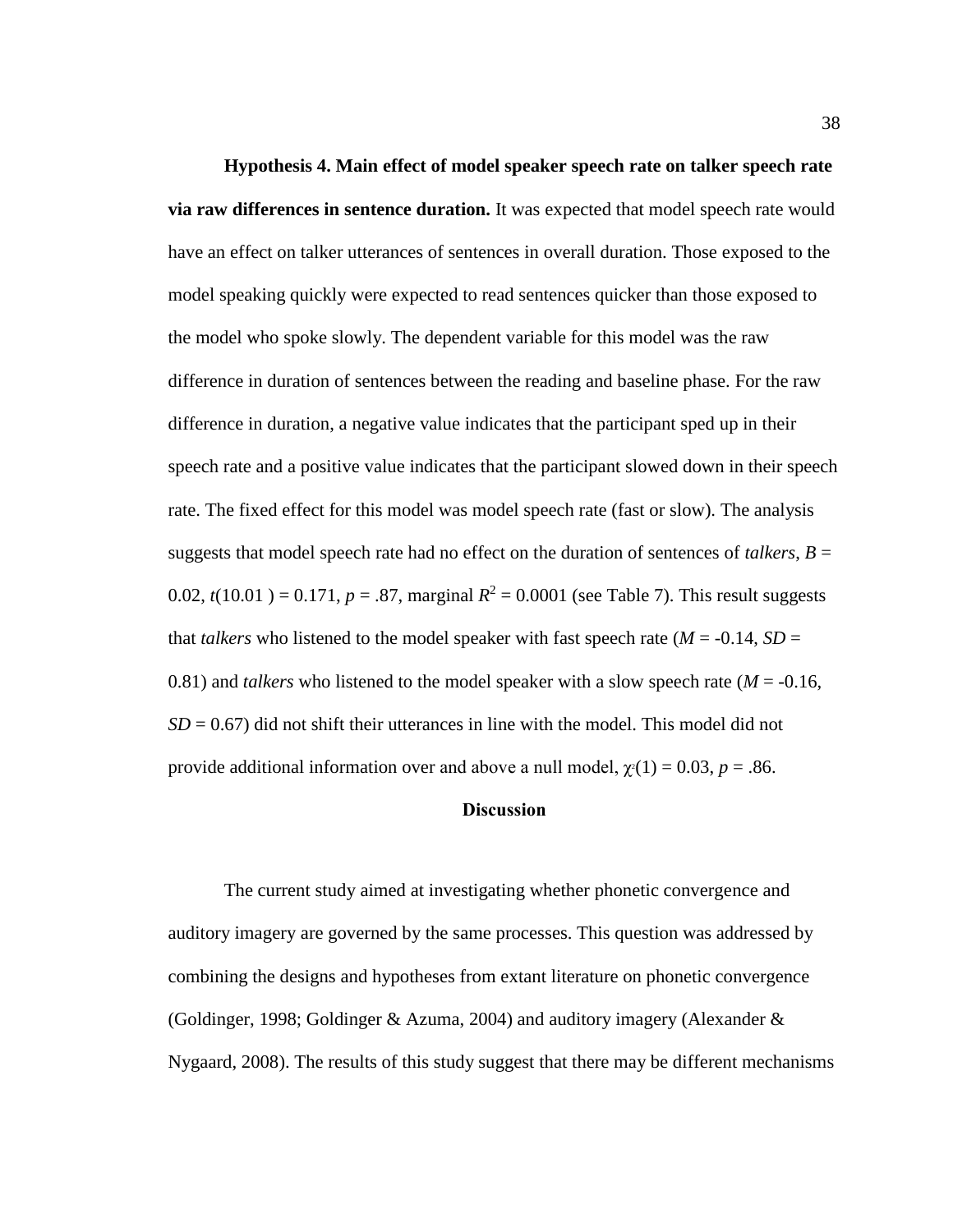**Hypothesis 4. Main effect of model speaker speech rate on talker speech rate via raw differences in sentence duration.** It was expected that model speech rate would have an effect on talker utterances of sentences in overall duration. Those exposed to the model speaking quickly were expected to read sentences quicker than those exposed to the model who spoke slowly. The dependent variable for this model was the raw difference in duration of sentences between the reading and baseline phase. For the raw difference in duration, a negative value indicates that the participant sped up in their speech rate and a positive value indicates that the participant slowed down in their speech rate. The fixed effect for this model was model speech rate (fast or slow). The analysis suggests that model speech rate had no effect on the duration of sentences of *talkers*, $B$ = 0.02, $t$(10.01 ) = 0.171, $p$ = .87, marginal $R^2$ = 0.0001 (see Table 7). This result suggests that *talkers* who listened to the model speaker with fast speech rate ($M$ = -0.14, $SD$ = 0.81) and *talkers* who listened to the model speaker with a slow speech rate ($M$ = -0.16, $SD$ = 0.67) did not shift their utterances in line with the model. This model did not provide additional information over and above a null model, $\chi^2(1)$ = 0.03, $p$ = .86.

## Discussion

The current study aimed at investigating whether phonetic convergence and auditory imagery are governed by the same processes. This question was addressed by combining the designs and hypotheses from extant literature on phonetic convergence (Goldinger, 1998; Goldinger & Azuma, 2004) and auditory imagery (Alexander & Nygaard, 2008). The results of this study suggest that there may be different mechanisms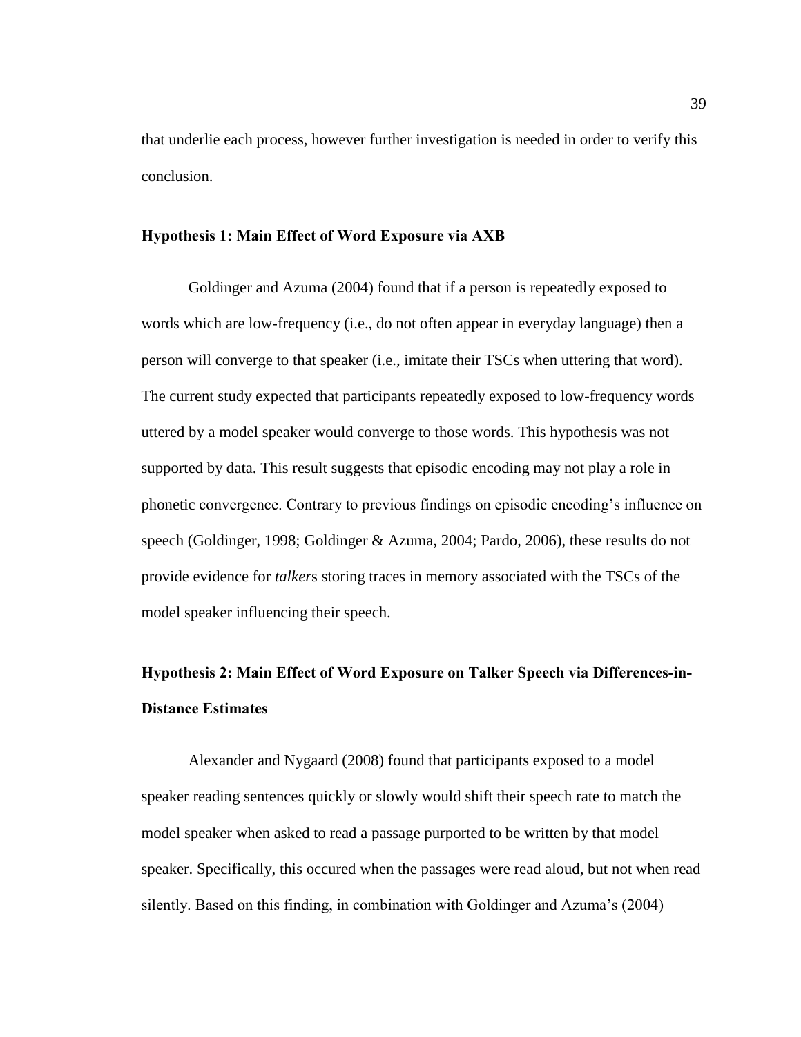that underlie each process, however further investigation is needed in order to verify this conclusion.

### Hypothesis 1: Main Effect of Word Exposure via AXB

Goldinger and Azuma (2004) found that if a person is repeatedly exposed to words which are low-frequency (i.e., do not often appear in everyday language) then a person will converge to that speaker (i.e., imitate their TSCs when uttering that word). The current study expected that participants repeatedly exposed to low-frequency words uttered by a model speaker would converge to those words. This hypothesis was not supported by data. This result suggests that episodic encoding may not play a role in phonetic convergence. Contrary to previous findings on episodic encoding's influence on speech (Goldinger, 1998; Goldinger & Azuma, 2004; Pardo, 2006), these results do not provide evidence for *talker*s storing traces in memory associated with the TSCs of the model speaker influencing their speech.

### Hypothesis 2: Main Effect of Word Exposure on Talker Speech via Differences-in-Distance Estimates

Alexander and Nygaard (2008) found that participants exposed to a model speaker reading sentences quickly or slowly would shift their speech rate to match the model speaker when asked to read a passage purported to be written by that model speaker. Specifically, this occured when the passages were read aloud, but not when read silently. Based on this finding, in combination with Goldinger and Azuma's (2004)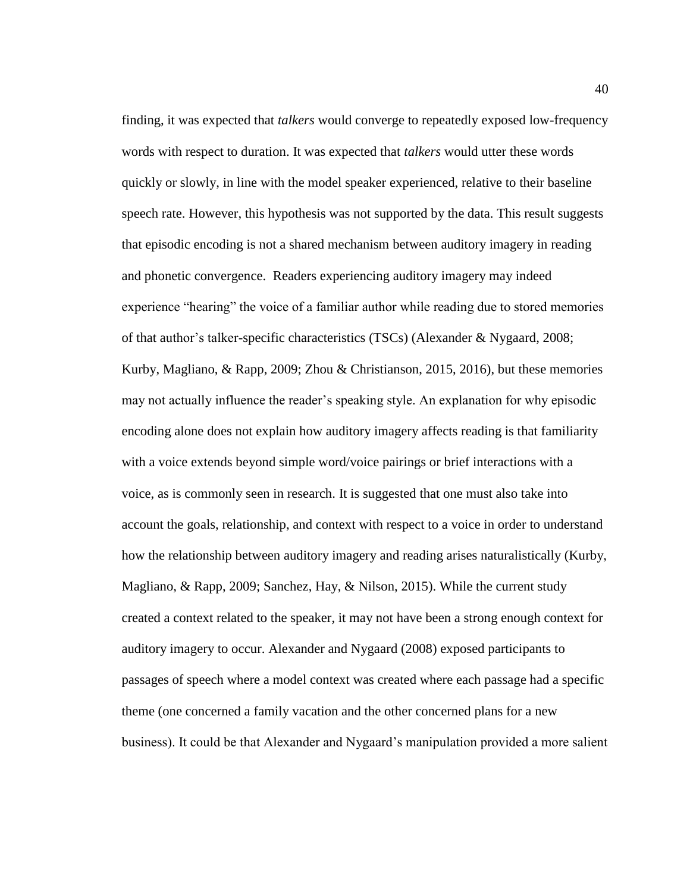finding, it was expected that *talkers* would converge to repeatedly exposed low-frequency words with respect to duration. It was expected that *talkers* would utter these words quickly or slowly, in line with the model speaker experienced, relative to their baseline speech rate. However, this hypothesis was not supported by the data. This result suggests that episodic encoding is not a shared mechanism between auditory imagery in reading and phonetic convergence. Readers experiencing auditory imagery may indeed experience "hearing" the voice of a familiar author while reading due to stored memories of that author's talker-specific characteristics (TSCs) (Alexander & Nygaard, 2008; Kurby, Magliano, & Rapp, 2009; Zhou & Christianson, 2015, 2016), but these memories may not actually influence the reader's speaking style. An explanation for why episodic encoding alone does not explain how auditory imagery affects reading is that familiarity with a voice extends beyond simple word/voice pairings or brief interactions with a voice, as is commonly seen in research. It is suggested that one must also take into account the goals, relationship, and context with respect to a voice in order to understand how the relationship between auditory imagery and reading arises naturalistically (Kurby, Magliano, & Rapp, 2009; Sanchez, Hay, & Nilson, 2015). While the current study created a context related to the speaker, it may not have been a strong enough context for auditory imagery to occur. Alexander and Nygaard (2008) exposed participants to passages of speech where a model context was created where each passage had a specific theme (one concerned a family vacation and the other concerned plans for a new business). It could be that Alexander and Nygaard's manipulation provided a more salient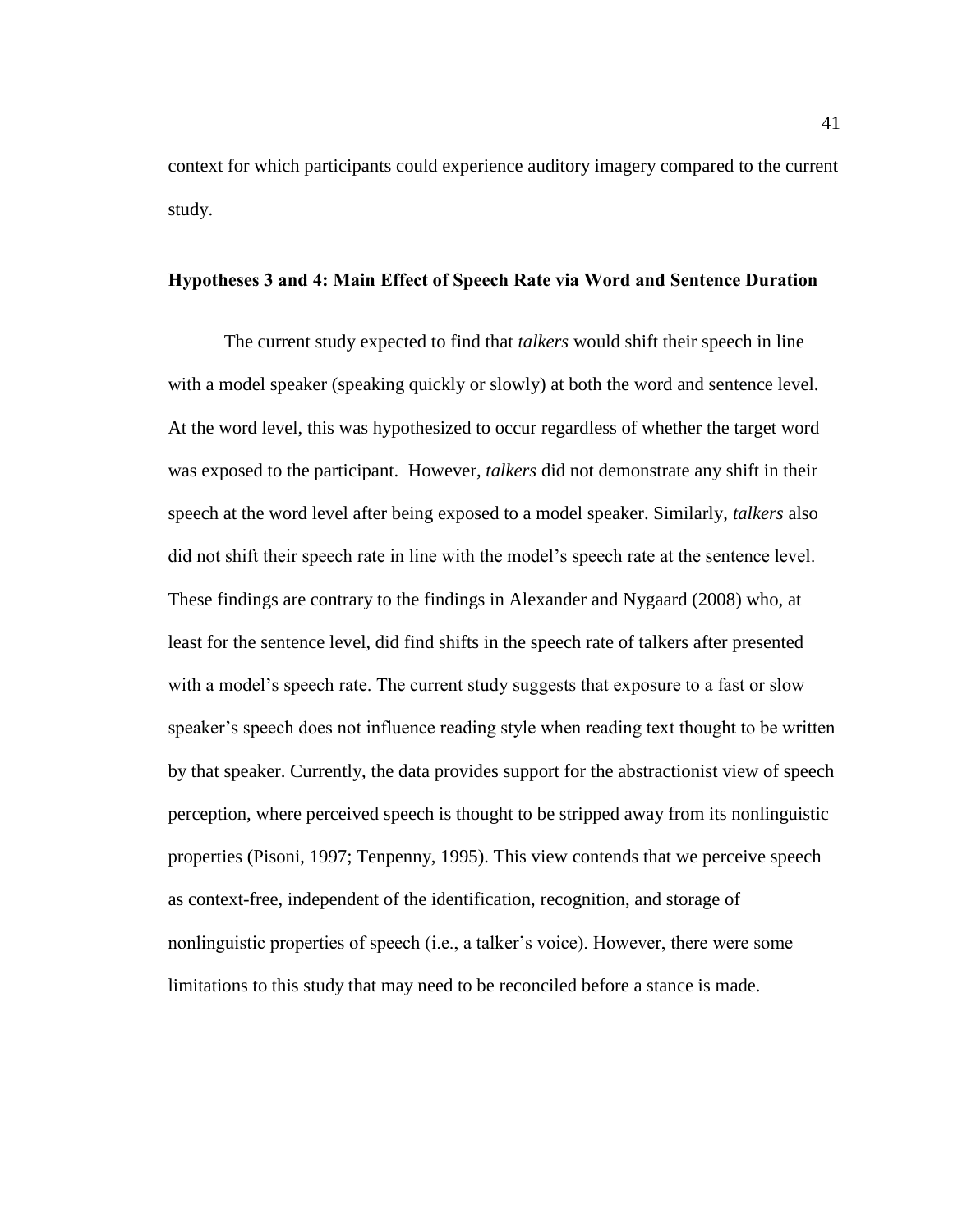context for which participants could experience auditory imagery compared to the current study.

### Hypotheses 3 and 4: Main Effect of Speech Rate via Word and Sentence Duration

The current study expected to find that *talkers* would shift their speech in line with a model speaker (speaking quickly or slowly) at both the word and sentence level. At the word level, this was hypothesized to occur regardless of whether the target word was exposed to the participant. However, *talkers* did not demonstrate any shift in their speech at the word level after being exposed to a model speaker. Similarly, *talkers* also did not shift their speech rate in line with the model's speech rate at the sentence level. These findings are contrary to the findings in Alexander and Nygaard (2008) who, at least for the sentence level, did find shifts in the speech rate of talkers after presented with a model's speech rate. The current study suggests that exposure to a fast or slow speaker's speech does not influence reading style when reading text thought to be written by that speaker. Currently, the data provides support for the abstractionist view of speech perception, where perceived speech is thought to be stripped away from its nonlinguistic properties (Pisoni, 1997; Tenpenny, 1995). This view contends that we perceive speech as context-free, independent of the identification, recognition, and storage of nonlinguistic properties of speech (i.e., a talker's voice). However, there were some limitations to this study that may need to be reconciled before a stance is made.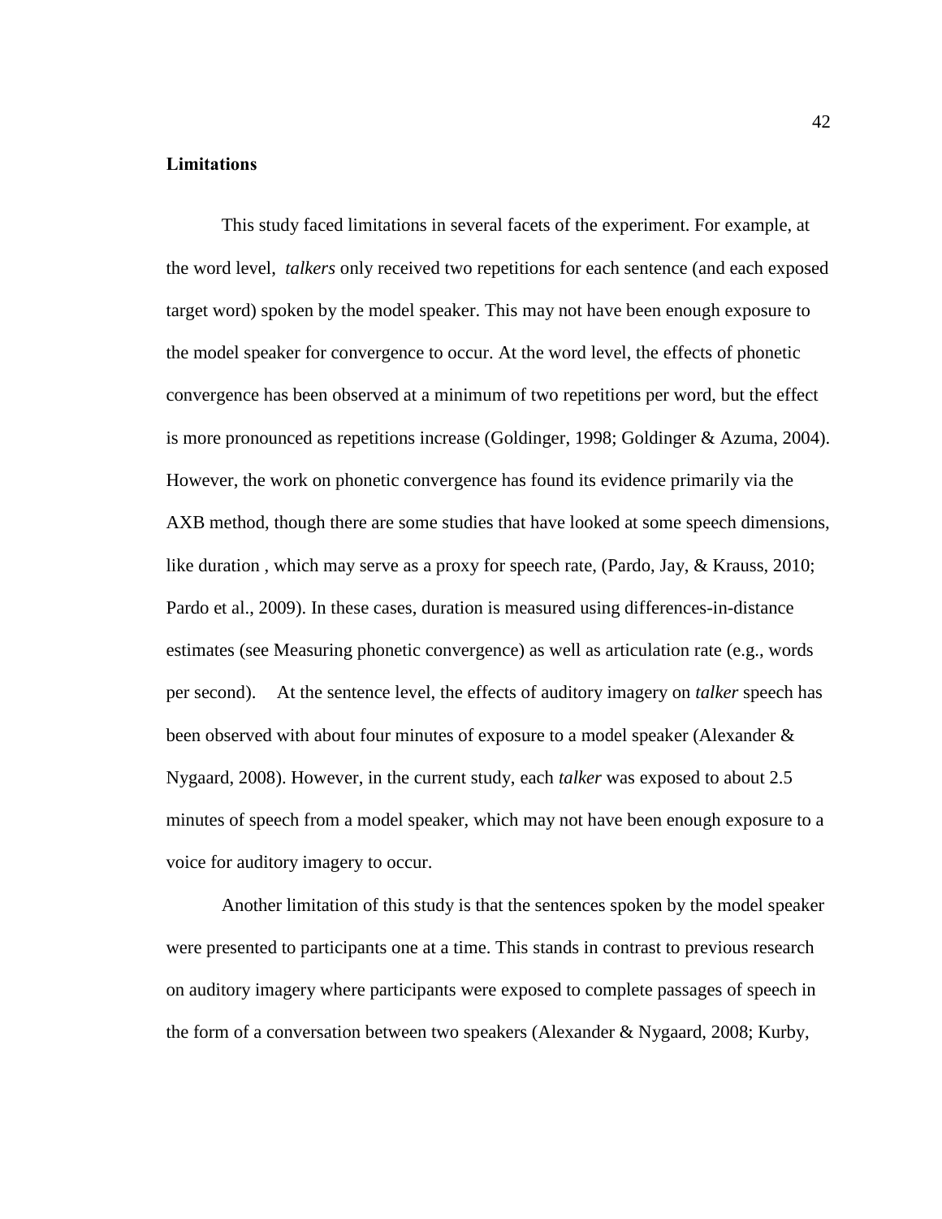**Limitations**

This study faced limitations in several facets of the experiment. For example, at the word level, *talkers* only received two repetitions for each sentence (and each exposed target word) spoken by the model speaker. This may not have been enough exposure to the model speaker for convergence to occur. At the word level, the effects of phonetic convergence has been observed at a minimum of two repetitions per word, but the effect is more pronounced as repetitions increase (Goldinger, 1998; Goldinger & Azuma, 2004). However, the work on phonetic convergence has found its evidence primarily via the AXB method, though there are some studies that have looked at some speech dimensions, like duration , which may serve as a proxy for speech rate, (Pardo, Jay, & Krauss, 2010; Pardo et al., 2009). In these cases, duration is measured using differences-in-distance estimates (see Measuring phonetic convergence) as well as articulation rate (e.g., words per second). At the sentence level, the effects of auditory imagery on *talker* speech has been observed with about four minutes of exposure to a model speaker (Alexander & Nygaard, 2008). However, in the current study, each *talker* was exposed to about 2.5 minutes of speech from a model speaker, which may not have been enough exposure to a voice for auditory imagery to occur.

Another limitation of this study is that the sentences spoken by the model speaker were presented to participants one at a time. This stands in contrast to previous research on auditory imagery where participants were exposed to complete passages of speech in the form of a conversation between two speakers (Alexander & Nygaard, 2008; Kurby,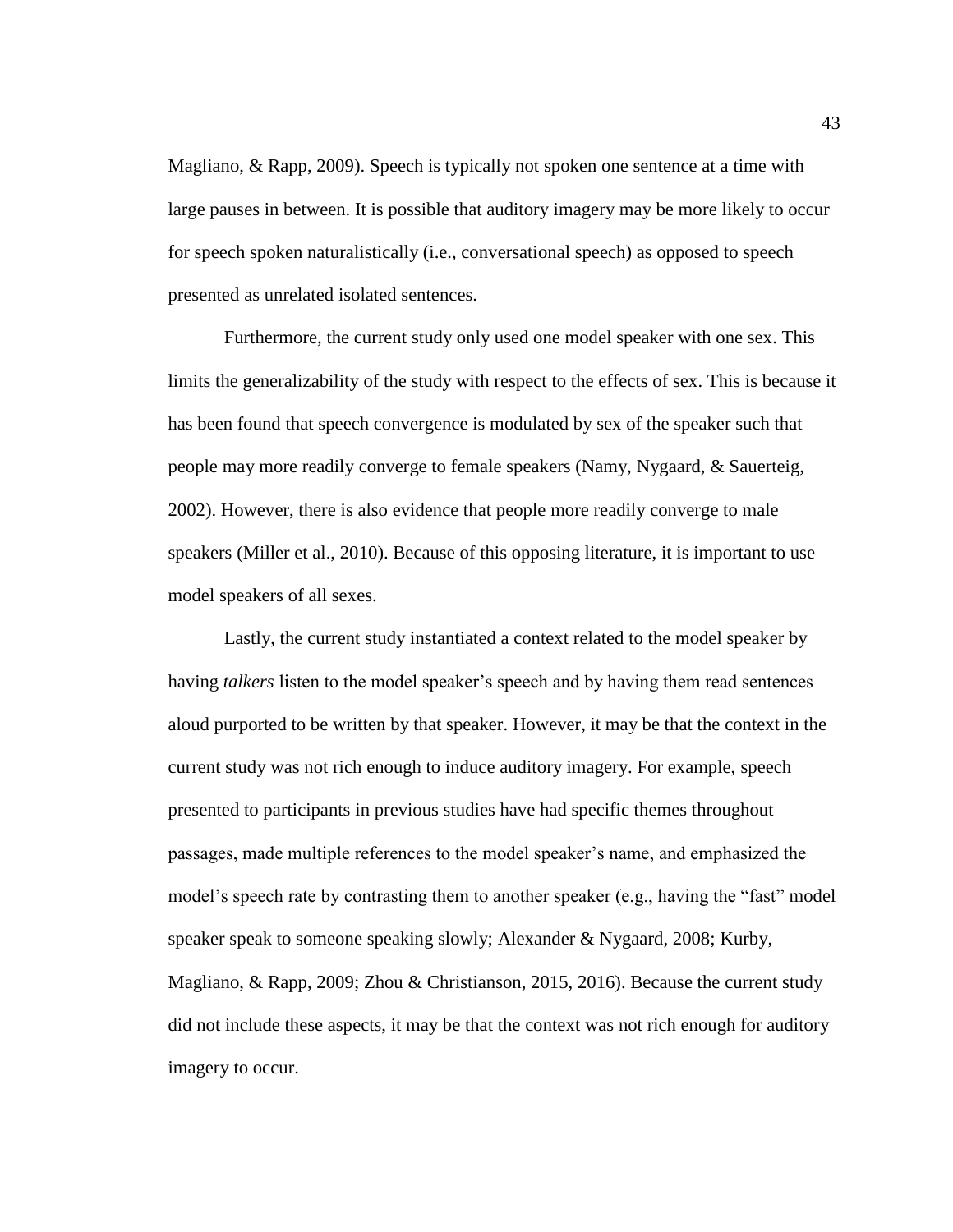Magliano, & Rapp, 2009). Speech is typically not spoken one sentence at a time with large pauses in between. It is possible that auditory imagery may be more likely to occur for speech spoken naturalistically (i.e., conversational speech) as opposed to speech presented as unrelated isolated sentences.

Furthermore, the current study only used one model speaker with one sex. This limits the generalizability of the study with respect to the effects of sex. This is because it has been found that speech convergence is modulated by sex of the speaker such that people may more readily converge to female speakers (Namy, Nygaard, & Sauerteig, 2002). However, there is also evidence that people more readily converge to male speakers (Miller et al., 2010). Because of this opposing literature, it is important to use model speakers of all sexes.

Lastly, the current study instantiated a context related to the model speaker by having *talkers* listen to the model speaker's speech and by having them read sentences aloud purported to be written by that speaker. However, it may be that the context in the current study was not rich enough to induce auditory imagery. For example, speech presented to participants in previous studies have had specific themes throughout passages, made multiple references to the model speaker's name, and emphasized the model's speech rate by contrasting them to another speaker (e.g., having the "fast" model speaker speak to someone speaking slowly; Alexander & Nygaard, 2008; Kurby, Magliano, & Rapp, 2009; Zhou & Christianson, 2015, 2016). Because the current study did not include these aspects, it may be that the context was not rich enough for auditory imagery to occur.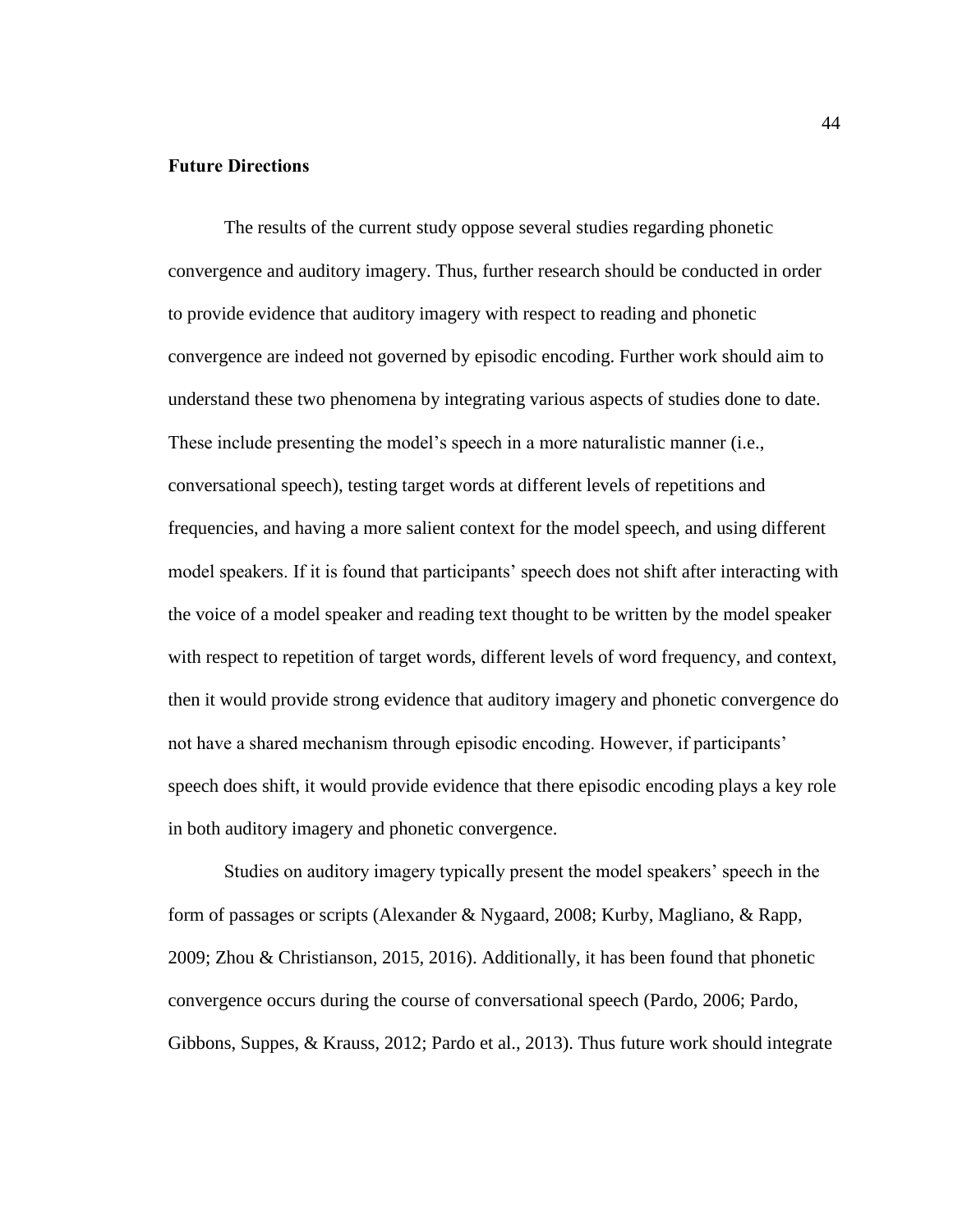**Future Directions**

The results of the current study oppose several studies regarding phonetic convergence and auditory imagery. Thus, further research should be conducted in order to provide evidence that auditory imagery with respect to reading and phonetic convergence are indeed not governed by episodic encoding. Further work should aim to understand these two phenomena by integrating various aspects of studies done to date. These include presenting the model's speech in a more naturalistic manner (i.e., conversational speech), testing target words at different levels of repetitions and frequencies, and having a more salient context for the model speech, and using different model speakers. If it is found that participants' speech does not shift after interacting with the voice of a model speaker and reading text thought to be written by the model speaker with respect to repetition of target words, different levels of word frequency, and context, then it would provide strong evidence that auditory imagery and phonetic convergence do not have a shared mechanism through episodic encoding. However, if participants' speech does shift, it would provide evidence that there episodic encoding plays a key role in both auditory imagery and phonetic convergence.

Studies on auditory imagery typically present the model speakers' speech in the form of passages or scripts (Alexander & Nygaard, 2008; Kurby, Magliano, & Rapp, 2009; Zhou & Christianson, 2015, 2016). Additionally, it has been found that phonetic convergence occurs during the course of conversational speech (Pardo, 2006; Pardo, Gibbons, Suppes, & Krauss, 2012; Pardo et al., 2013). Thus future work should integrate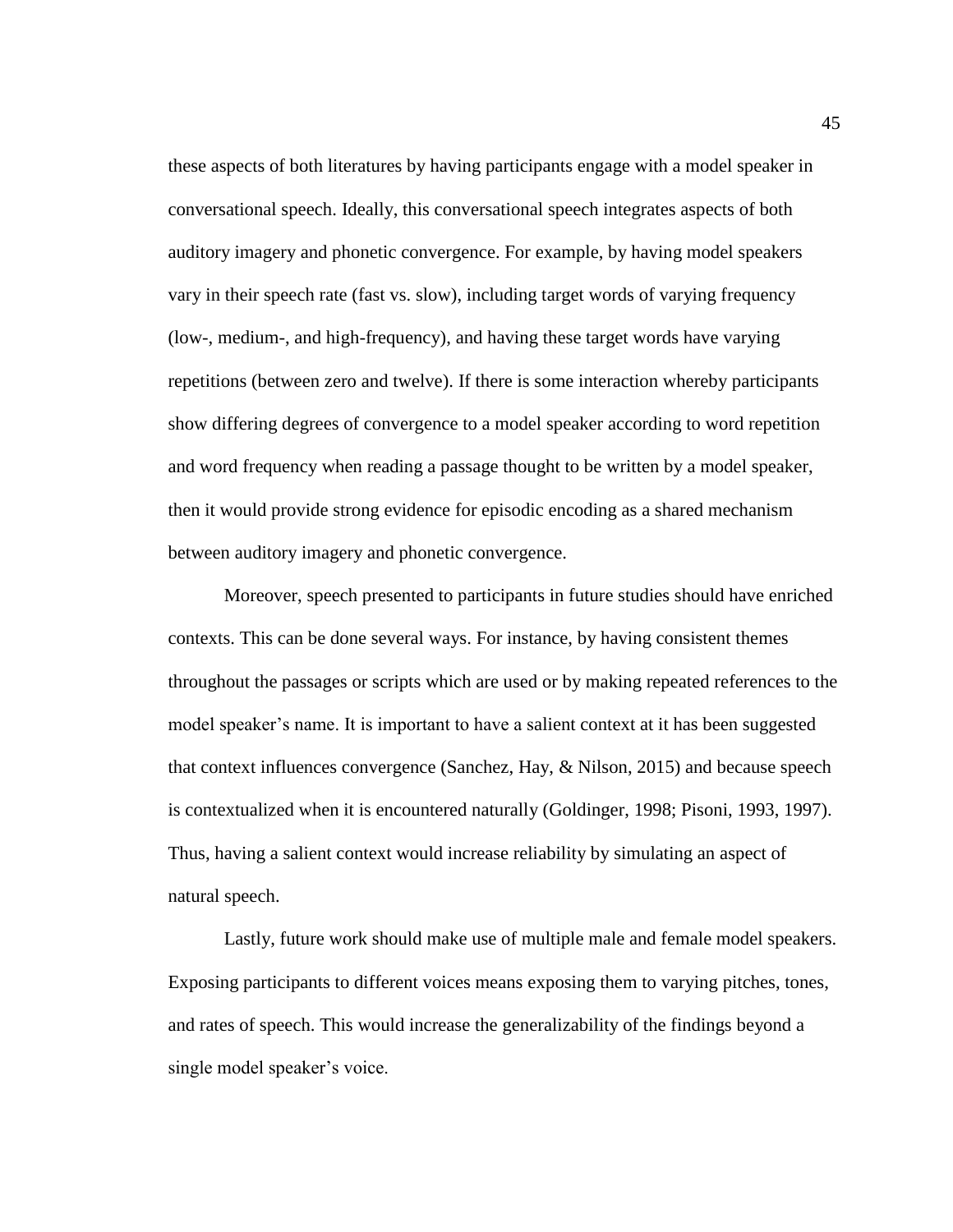these aspects of both literatures by having participants engage with a model speaker in conversational speech. Ideally, this conversational speech integrates aspects of both auditory imagery and phonetic convergence. For example, by having model speakers vary in their speech rate (fast vs. slow), including target words of varying frequency (low-, medium-, and high-frequency), and having these target words have varying repetitions (between zero and twelve). If there is some interaction whereby participants show differing degrees of convergence to a model speaker according to word repetition and word frequency when reading a passage thought to be written by a model speaker, then it would provide strong evidence for episodic encoding as a shared mechanism between auditory imagery and phonetic convergence.

Moreover, speech presented to participants in future studies should have enriched contexts. This can be done several ways. For instance, by having consistent themes throughout the passages or scripts which are used or by making repeated references to the model speaker's name. It is important to have a salient context at it has been suggested that context influences convergence (Sanchez, Hay, & Nilson, 2015) and because speech is contextualized when it is encountered naturally (Goldinger, 1998; Pisoni, 1993, 1997). Thus, having a salient context would increase reliability by simulating an aspect of natural speech.

Lastly, future work should make use of multiple male and female model speakers. Exposing participants to different voices means exposing them to varying pitches, tones, and rates of speech. This would increase the generalizability of the findings beyond a single model speaker's voice.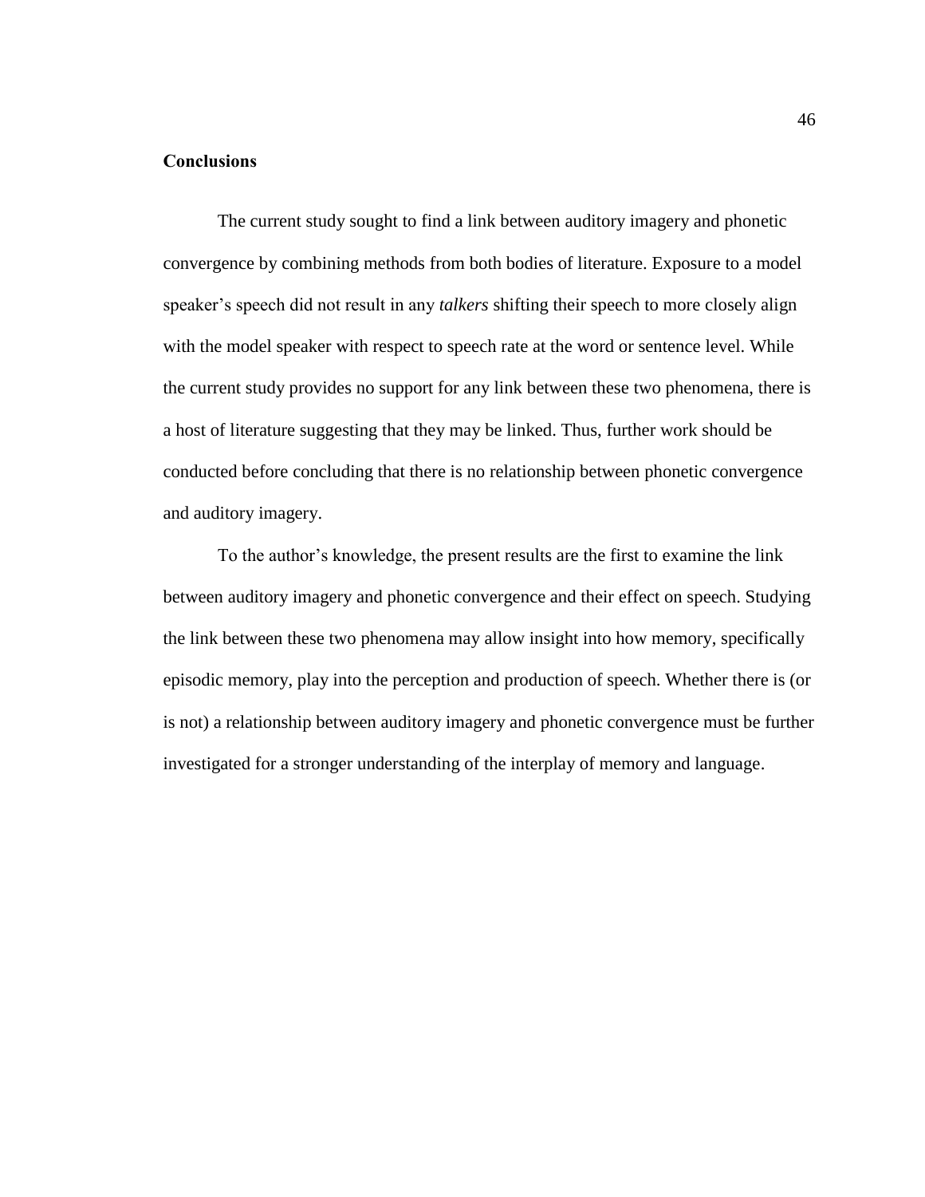**Conclusions**

The current study sought to find a link between auditory imagery and phonetic convergence by combining methods from both bodies of literature. Exposure to a model speaker's speech did not result in any *talkers* shifting their speech to more closely align with the model speaker with respect to speech rate at the word or sentence level. While the current study provides no support for any link between these two phenomena, there is a host of literature suggesting that they may be linked. Thus, further work should be conducted before concluding that there is no relationship between phonetic convergence and auditory imagery.

To the author's knowledge, the present results are the first to examine the link between auditory imagery and phonetic convergence and their effect on speech. Studying the link between these two phenomena may allow insight into how memory, specifically episodic memory, play into the perception and production of speech. Whether there is (or is not) a relationship between auditory imagery and phonetic convergence must be further investigated for a stronger understanding of the interplay of memory and language.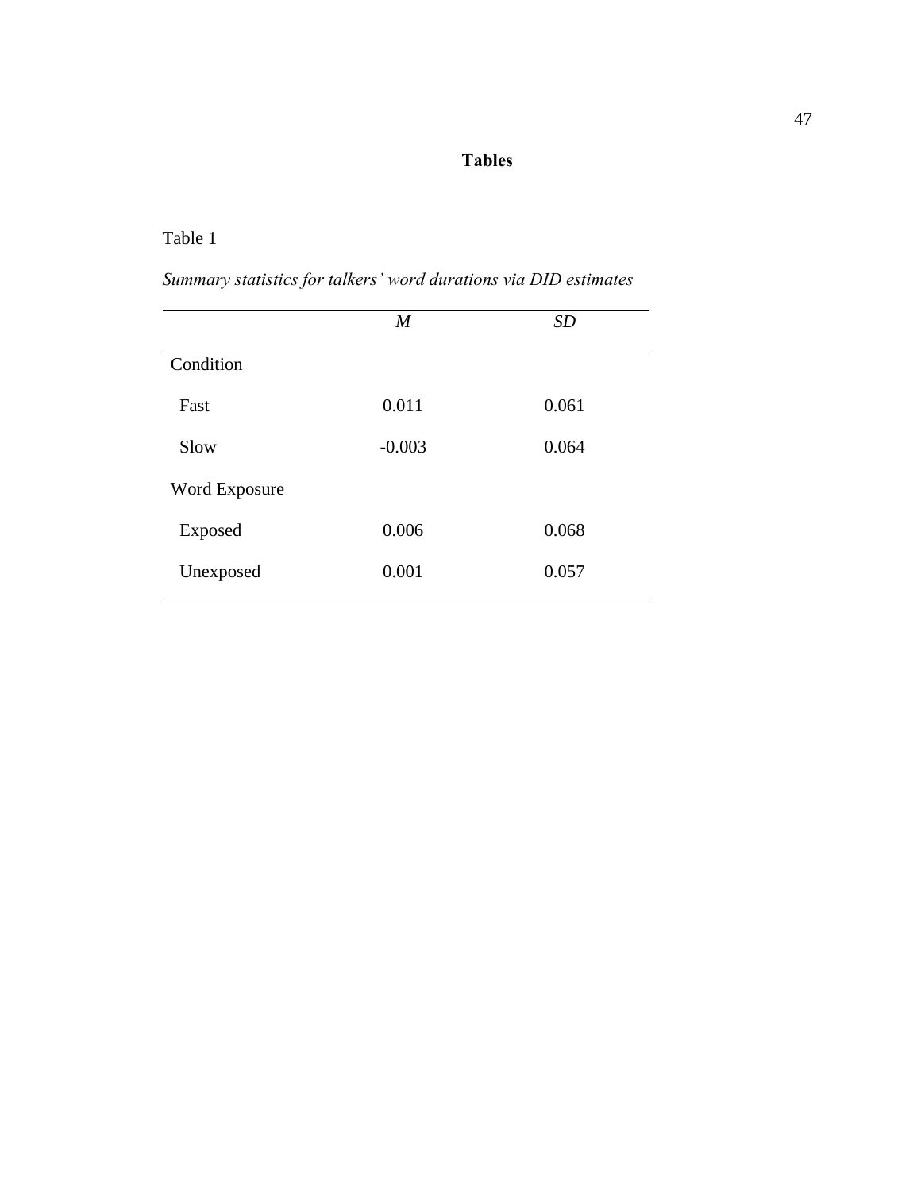# Tables

Table 1

*Summary statistics for talkers' word durations via DID estimates*

| | *M* | *SD* |
|---|---|---|
| Condition | | |
| Fast | 0.011 | 0.061 |
| Slow | -0.003 | 0.064 |
| Word Exposure | | |
| Exposed | 0.006 | 0.068 |
| Unexposed | 0.001 | 0.057 |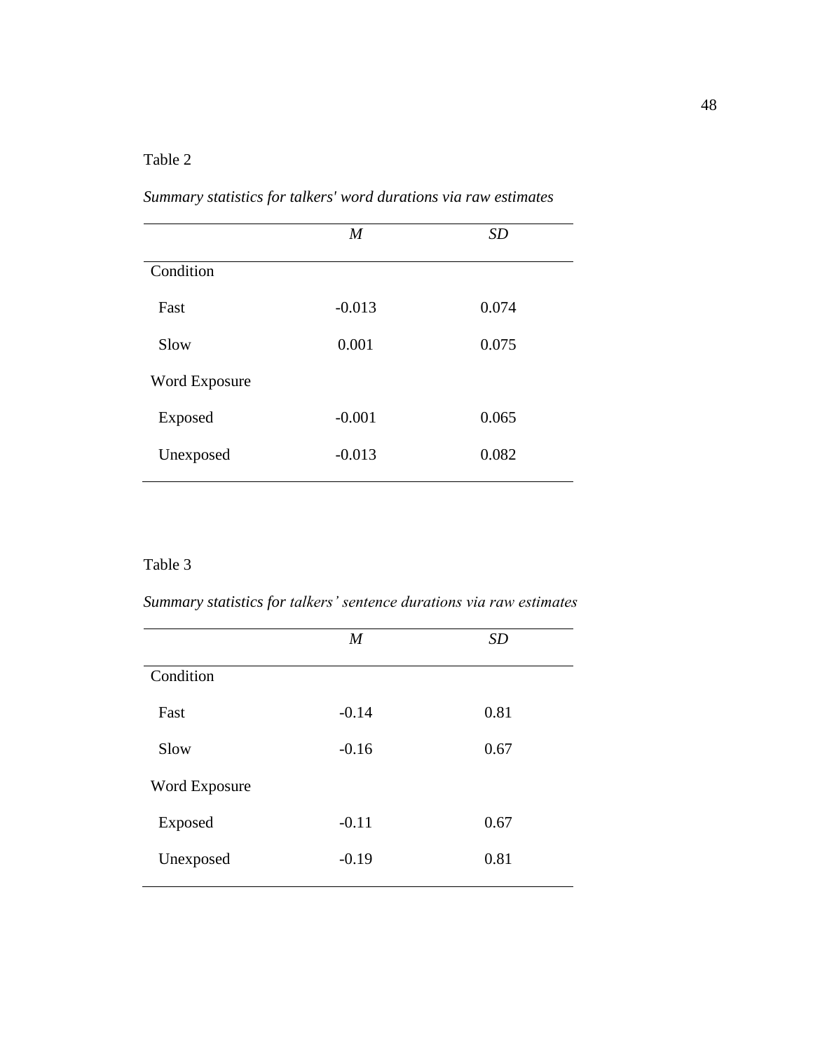Table 2

*Summary statistics for talkers' word durations via raw estimates*

| | *M* | *SD* |
|---|---|---|
| Condition | | |
| Fast | -0.013 | 0.074 |
| Slow | 0.001 | 0.075 |
| Word Exposure | | |
| Exposed | -0.001 | 0.065 |
| Unexposed | -0.013 | 0.082 |

Table 3

*Summary statistics for talkers' sentence durations via raw estimates*

| | *M* | *SD* |
|---|---|---|
| Condition | | |
| Fast | -0.14 | 0.81 |
| Slow | -0.16 | 0.67 |
| Word Exposure | | |
| Exposed | -0.11 | 0.67 |
| Unexposed | -0.19 | 0.81 |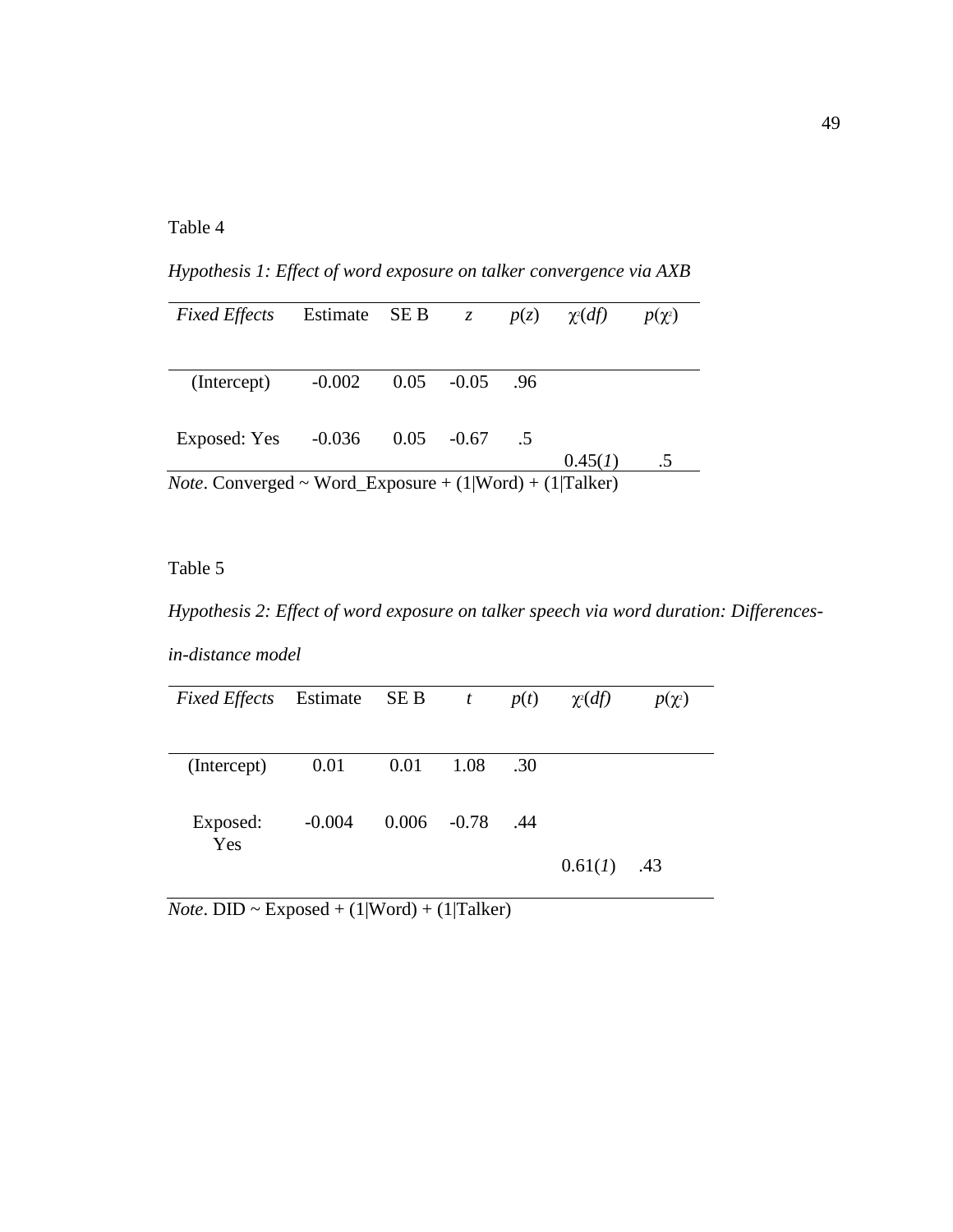Table 4

*Hypothesis 1: Effect of word exposure on talker convergence via AXB*

| *Fixed Effects* | Estimate | SE B | *z* | *p*(*z*) | $\chi^2$(*df*) | *p*($\chi^2$) |
|---|---|---|---|---|---|---|
| (Intercept) | -0.002 | 0.05 | -0.05 | .96 | | |
| Exposed: Yes | -0.036 | 0.05 | -0.67 | .5 | 0.45(*1*) | .5 |

*Note*. Converged ~ Word_Exposure + (1|Word) + (1|Talker)

Table 5

*Hypothesis 2: Effect of word exposure on talker speech via word duration: Differences-in-distance model*

| *Fixed Effects* | Estimate | SE B | *t* | *p*(*t*) | $\chi^2$(*df*) | *p*($\chi^2$) |
|---|---|---|---|---|---|---|
| (Intercept) | 0.01 | 0.01 | 1.08 | .30 | | |
| Exposed: Yes | -0.004 | 0.006 | -0.78 | .44 | 0.61(*1*) | .43 |

*Note*. DID ~ Exposed + (1|Word) + (1|Talker)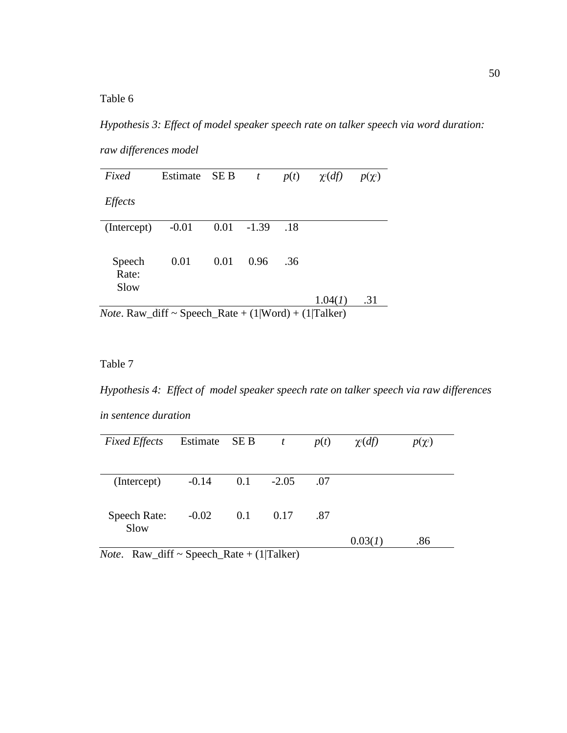Table 6

*Hypothesis 3: Effect of model speaker speech rate on talker speech via word duration: raw differences model*

| *Fixed Effects* | Estimate | SE B | *t* | *p*(*t*) | $\chi^2$(*df*) | *p*($\chi^2$) |
|---|---|---|---|---|---|---|
| (Intercept) | -0.01 | 0.01 | -1.39 | .18 | | |
| Speech Rate: Slow | 0.01 | 0.01 | 0.96 | .36 | | |
| | | | | | 1.04(*1*) | .31 |

*Note*. Raw_diff ~ Speech_Rate + (1|Word) + (1|Talker)

Table 7

*Hypothesis 4: Effect of model speaker speech rate on talker speech via raw differences in sentence duration*

| *Fixed Effects* | Estimate | SE B | *t* | *p*(*t*) | $\chi^2$(*df*) | *p*($\chi^2$) |
|---|---|---|---|---|---|---|
| (Intercept) | -0.14 | 0.1 | -2.05 | .07 | | |
| Speech Rate: Slow | -0.02 | 0.1 | 0.17 | .87 | | |
| | | | | | 0.03(*1*) | .86 |

*Note*. Raw_diff ~ Speech_Rate + (1|Talker)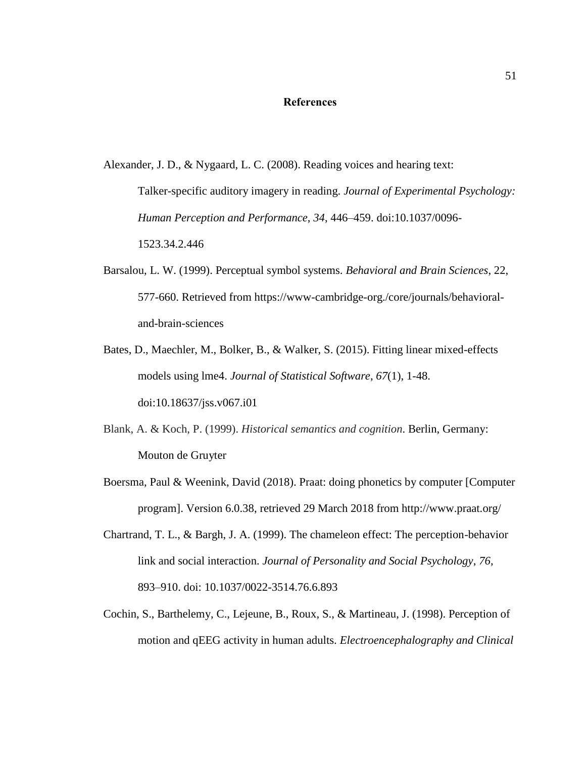# References

Alexander, J. D., & Nygaard, L. C. (2008). Reading voices and hearing text: Talker-specific auditory imagery in reading. *Journal of Experimental Psychology: Human Perception and Performance*, *34*, 446–459. doi:10.1037/0096-1523.34.2.446

Barsalou, L. W. (1999). Perceptual symbol systems. *Behavioral and Brain Sciences*, 22, 577-660. Retrieved from https://www-cambridge-org./core/journals/behavioral-and-brain-sciences

Bates, D., Maechler, M., Bolker, B., & Walker, S. (2015). Fitting linear mixed-effects models using lme4. *Journal of Statistical Software*, *67*(1), 1-48. doi:10.18637/jss.v067.i01

Blank, A. & Koch, P. (1999). *Historical semantics and cognition*. Berlin, Germany: Mouton de Gruyter

Boersma, Paul & Weenink, David (2018). Praat: doing phonetics by computer [Computer program]. Version 6.0.38, retrieved 29 March 2018 from http://www.praat.org/

Chartrand, T. L., & Bargh, J. A. (1999). The chameleon effect: The perception-behavior link and social interaction. *Journal of Personality and Social Psychology*, *76*, 893–910. doi: 10.1037/0022-3514.76.6.893

Cochin, S., Barthelemy, C., Lejeune, B., Roux, S., & Martineau, J. (1998). Perception of motion and qEEG activity in human adults. *Electroencephalography and Clinical*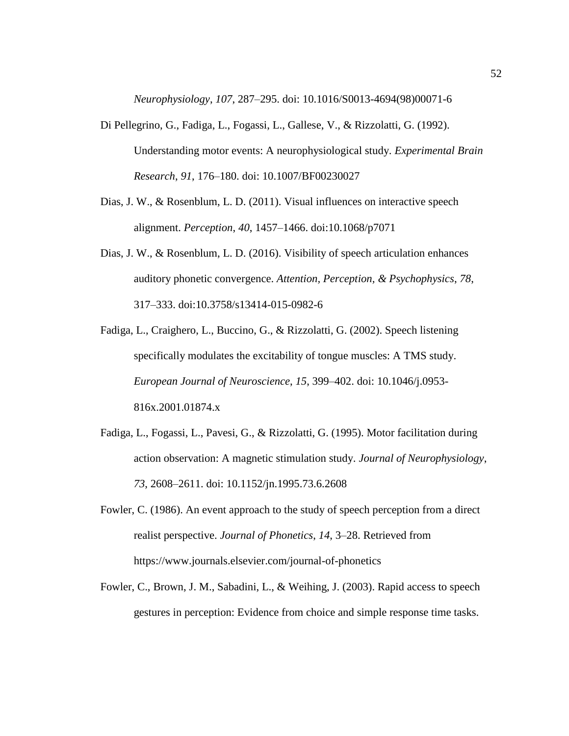*Neurophysiology*, *107*, 287–295. doi: 10.1016/S0013-4694(98)00071-6

Di Pellegrino, G., Fadiga, L., Fogassi, L., Gallese, V., & Rizzolatti, G. (1992). Understanding motor events: A neurophysiological study. *Experimental Brain Research*, *91*, 176–180. doi: 10.1007/BF00230027

Dias, J. W., & Rosenblum, L. D. (2011). Visual influences on interactive speech alignment. *Perception*, *40*, 1457–1466. doi:10.1068/p7071

Dias, J. W., & Rosenblum, L. D. (2016). Visibility of speech articulation enhances auditory phonetic convergence. *Attention, Perception, & Psychophysics*, *78*, 317–333. doi:10.3758/s13414-015-0982-6

Fadiga, L., Craighero, L., Buccino, G., & Rizzolatti, G. (2002). Speech listening specifically modulates the excitability of tongue muscles: A TMS study. *European Journal of Neuroscience*, *15*, 399–402. doi: 10.1046/j.0953-816x.2001.01874.x

Fadiga, L., Fogassi, L., Pavesi, G., & Rizzolatti, G. (1995). Motor facilitation during action observation: A magnetic stimulation study. *Journal of Neurophysiology*, *73*, 2608–2611. doi: 10.1152/jn.1995.73.6.2608

Fowler, C. (1986). An event approach to the study of speech perception from a direct realist perspective. *Journal of Phonetics*, *14*, 3–28. Retrieved from https://www.journals.elsevier.com/journal-of-phonetics

Fowler, C., Brown, J. M., Sabadini, L., & Weihing, J. (2003). Rapid access to speech gestures in perception: Evidence from choice and simple response time tasks.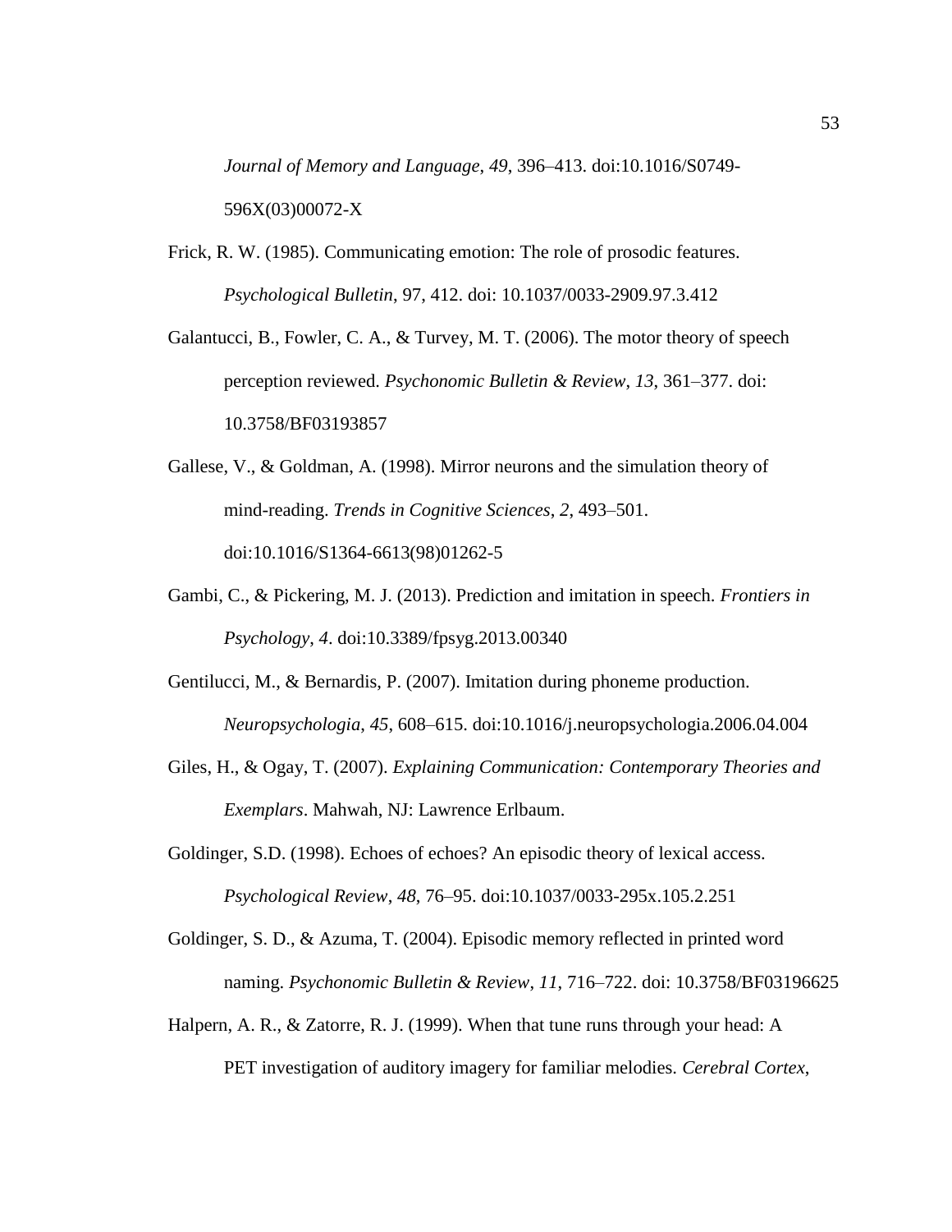*Journal of Memory and Language*, *49*, 396–413. doi:10.1016/S0749-596X(03)00072-X

Frick, R. W. (1985). Communicating emotion: The role of prosodic features. *Psychological Bulletin*, 97, 412. doi: 10.1037/0033-2909.97.3.412

Galantucci, B., Fowler, C. A., & Turvey, M. T. (2006). The motor theory of speech perception reviewed. *Psychonomic Bulletin & Review*, *13*, 361–377. doi: 10.3758/BF03193857

Gallese, V., & Goldman, A. (1998). Mirror neurons and the simulation theory of mind-reading. *Trends in Cognitive Sciences*, *2*, 493–501. doi:10.1016/S1364-6613(98)01262-5

Gambi, C., & Pickering, M. J. (2013). Prediction and imitation in speech. *Frontiers in Psychology*, *4*. doi:10.3389/fpsyg.2013.00340

Gentilucci, M., & Bernardis, P. (2007). Imitation during phoneme production. *Neuropsychologia*, *45*, 608–615. doi:10.1016/j.neuropsychologia.2006.04.004

Giles, H., & Ogay, T. (2007). *Explaining Communication: Contemporary Theories and Exemplars*. Mahwah, NJ: Lawrence Erlbaum.

Goldinger, S.D. (1998). Echoes of echoes? An episodic theory of lexical access. *Psychological Review*, *48*, 76–95. doi:10.1037/0033-295x.105.2.251

Goldinger, S. D., & Azuma, T. (2004). Episodic memory reflected in printed word naming. *Psychonomic Bulletin & Review*, *11*, 716–722. doi: 10.3758/BF03196625

Halpern, A. R., & Zatorre, R. J. (1999). When that tune runs through your head: A PET investigation of auditory imagery for familiar melodies. *Cerebral Cortex*,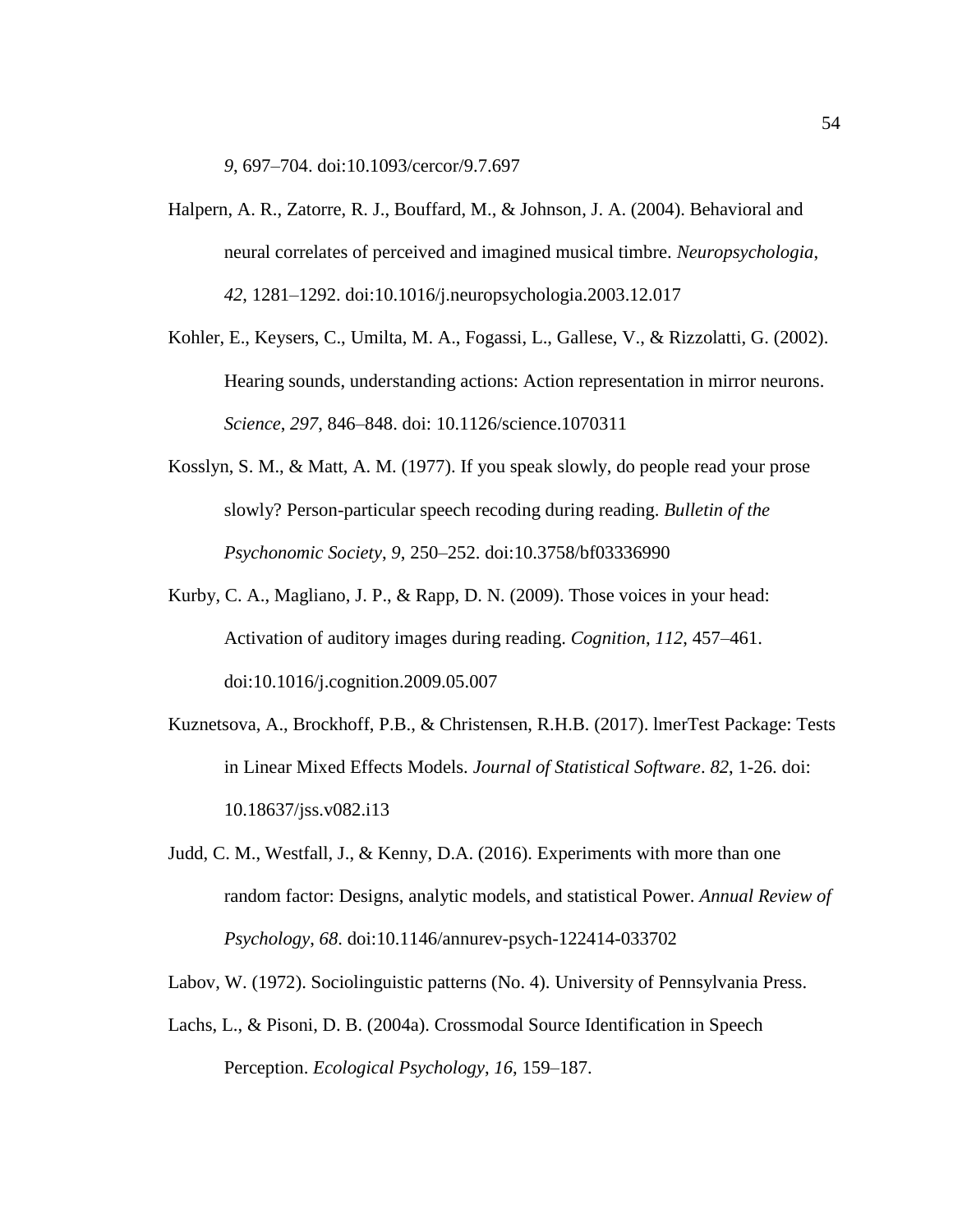*9*, 697–704. doi:10.1093/cercor/9.7.697

Halpern, A. R., Zatorre, R. J., Bouffard, M., & Johnson, J. A. (2004). Behavioral and neural correlates of perceived and imagined musical timbre. *Neuropsychologia*, *42*, 1281–1292. doi:10.1016/j.neuropsychologia.2003.12.017

Kohler, E., Keysers, C., Umilta, M. A., Fogassi, L., Gallese, V., & Rizzolatti, G. (2002). Hearing sounds, understanding actions: Action representation in mirror neurons. *Science*, *297*, 846–848. doi: 10.1126/science.1070311

Kosslyn, S. M., & Matt, A. M. (1977). If you speak slowly, do people read your prose slowly? Person-particular speech recoding during reading. *Bulletin of the Psychonomic Society*, *9*, 250–252. doi:10.3758/bf03336990

Kurby, C. A., Magliano, J. P., & Rapp, D. N. (2009). Those voices in your head: Activation of auditory images during reading. *Cognition*, *112,* 457–461. doi:10.1016/j.cognition.2009.05.007

Kuznetsova, A., Brockhoff, P.B., & Christensen, R.H.B. (2017). lmerTest Package: Tests in Linear Mixed Effects Models. *Journal of Statistical Software*. *82*, 1-26. doi: 10.18637/jss.v082.i13

Judd, C. M., Westfall, J., & Kenny, D.A. (2016). Experiments with more than one random factor: Designs, analytic models, and statistical Power. *Annual Review of Psychology, 68*. doi:10.1146/annurev-psych-122414-033702

Labov, W. (1972). Sociolinguistic patterns (No. 4). University of Pennsylvania Press.

Lachs, L., & Pisoni, D. B. (2004a). Crossmodal Source Identification in Speech Perception. *Ecological Psychology*, *16*, 159–187.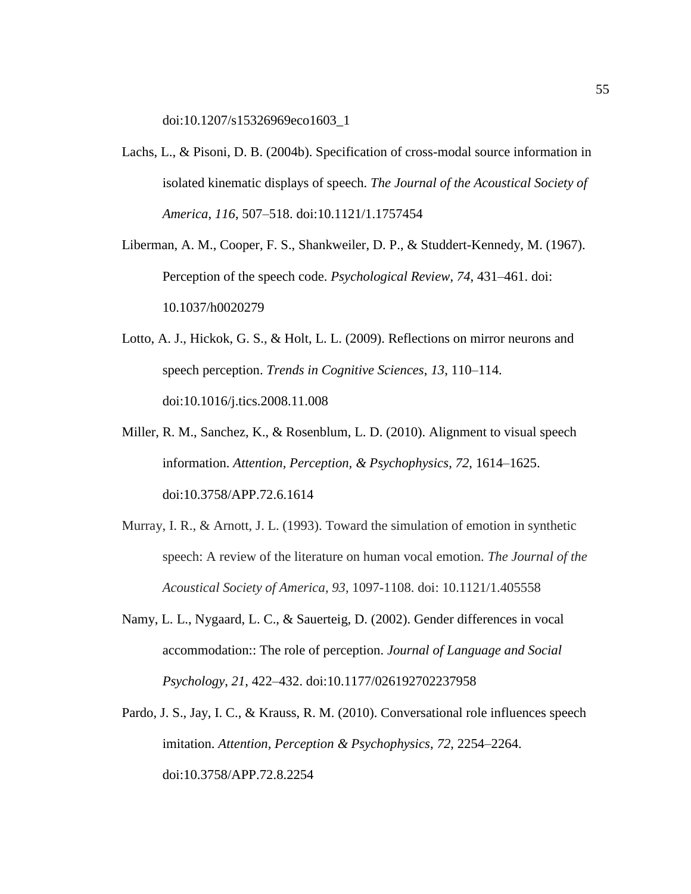doi:10.1207/s15326969eco1603_1

Lachs, L., & Pisoni, D. B. (2004b). Specification of cross-modal source information in isolated kinematic displays of speech. *The Journal of the Acoustical Society of America*, *116*, 507–518. doi:10.1121/1.1757454

Liberman, A. M., Cooper, F. S., Shankweiler, D. P., & Studdert-Kennedy, M. (1967). Perception of the speech code. *Psychological Review*, *74*, 431–461. doi: 10.1037/h0020279

Lotto, A. J., Hickok, G. S., & Holt, L. L. (2009). Reflections on mirror neurons and speech perception. *Trends in Cognitive Sciences*, *13*, 110–114. doi:10.1016/j.tics.2008.11.008

Miller, R. M., Sanchez, K., & Rosenblum, L. D. (2010). Alignment to visual speech information. *Attention, Perception, & Psychophysics*, *72*, 1614–1625. doi:10.3758/APP.72.6.1614

Murray, I. R., & Arnott, J. L. (1993). Toward the simulation of emotion in synthetic speech: A review of the literature on human vocal emotion. *The Journal of the Acoustical Society of America*, *93*, 1097-1108. doi: 10.1121/1.405558

Namy, L. L., Nygaard, L. C., & Sauerteig, D. (2002). Gender differences in vocal accommodation:: The role of perception. *Journal of Language and Social Psychology*, *21*, 422–432. doi:10.1177/026192702237958

Pardo, J. S., Jay, I. C., & Krauss, R. M. (2010). Conversational role influences speech imitation. *Attention, Perception & Psychophysics*, *72*, 2254–2264. doi:10.3758/APP.72.8.2254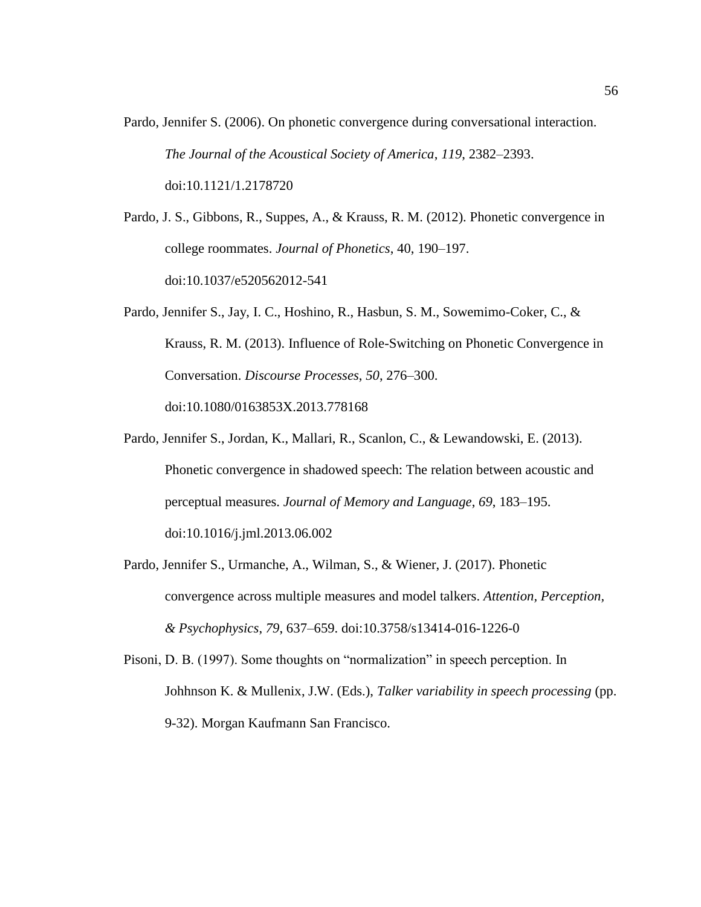Pardo, Jennifer S. (2006). On phonetic convergence during conversational interaction. *The Journal of the Acoustical Society of America*, *119*, 2382–2393. doi:10.1121/1.2178720

Pardo, J. S., Gibbons, R., Suppes, A., & Krauss, R. M. (2012). Phonetic convergence in college roommates. *Journal of Phonetics*, 40, 190–197. doi:10.1037/e520562012-541

Pardo, Jennifer S., Jay, I. C., Hoshino, R., Hasbun, S. M., Sowemimo-Coker, C., & Krauss, R. M. (2013). Influence of Role-Switching on Phonetic Convergence in Conversation. *Discourse Processes*, *50*, 276–300. doi:10.1080/0163853X.2013.778168

Pardo, Jennifer S., Jordan, K., Mallari, R., Scanlon, C., & Lewandowski, E. (2013). Phonetic convergence in shadowed speech: The relation between acoustic and perceptual measures. *Journal of Memory and Language*, *69*, 183–195. doi:10.1016/j.jml.2013.06.002

Pardo, Jennifer S., Urmanche, A., Wilman, S., & Wiener, J. (2017). Phonetic convergence across multiple measures and model talkers. *Attention, Perception, & Psychophysics*, *79*, 637–659. doi:10.3758/s13414-016-1226-0

Pisoni, D. B. (1997). Some thoughts on "normalization" in speech perception. In Johhnson K. & Mullenix, J.W. (Eds.), *Talker variability in speech processing* (pp. 9-32). Morgan Kaufmann San Francisco.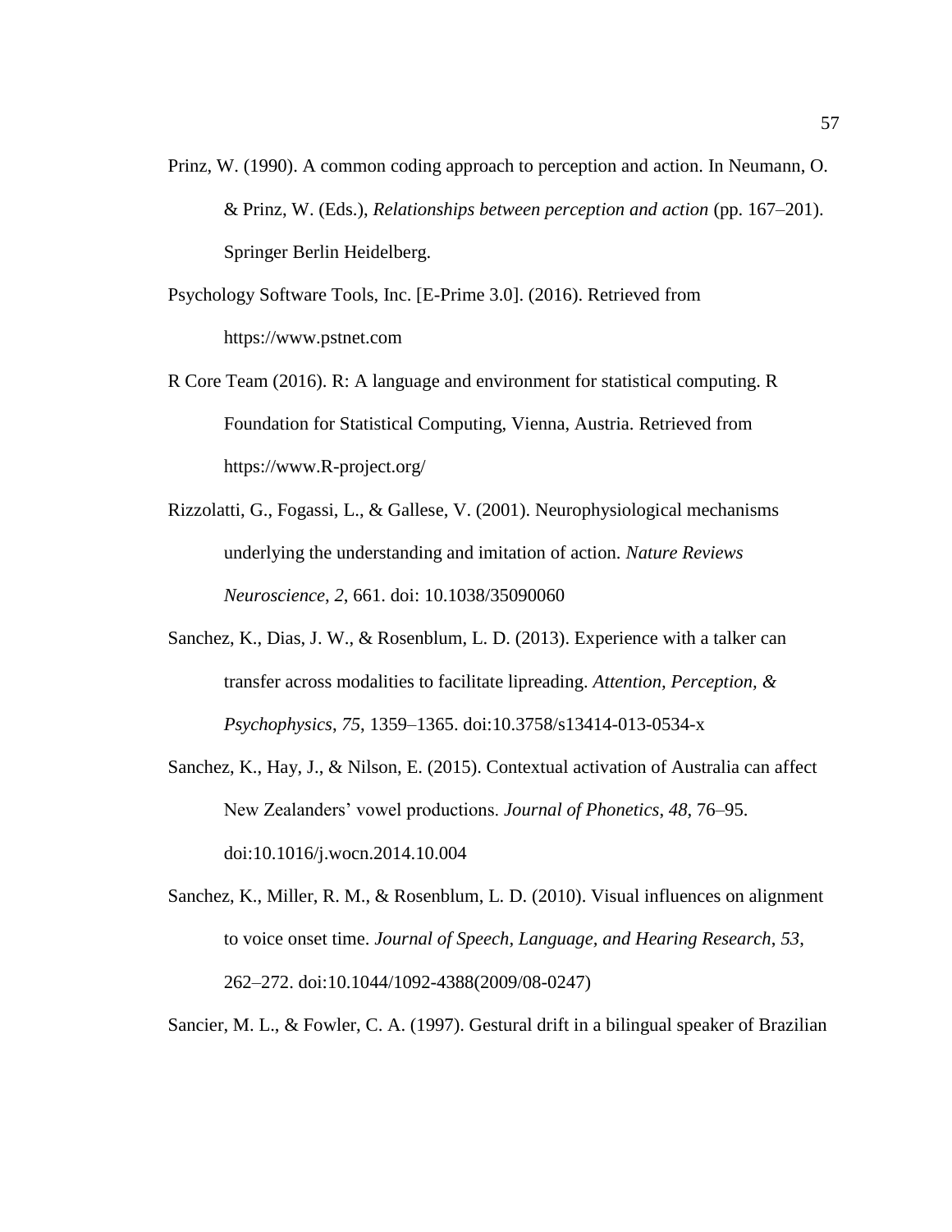Prinz, W. (1990). A common coding approach to perception and action. In Neumann, O. & Prinz, W. (Eds.), *Relationships between perception and action* (pp. 167–201). Springer Berlin Heidelberg.

Psychology Software Tools, Inc. [E-Prime 3.0]. (2016). Retrieved from https://www.pstnet.com

R Core Team (2016). R: A language and environment for statistical computing. R Foundation for Statistical Computing, Vienna, Austria. Retrieved from https://www.R-project.org/

Rizzolatti, G., Fogassi, L., & Gallese, V. (2001). Neurophysiological mechanisms underlying the understanding and imitation of action. *Nature Reviews Neuroscience*, *2*, 661. doi: 10.1038/35090060

Sanchez, K., Dias, J. W., & Rosenblum, L. D. (2013). Experience with a talker can transfer across modalities to facilitate lipreading. *Attention, Perception, & Psychophysics*, *75*, 1359–1365. doi:10.3758/s13414-013-0534-x

Sanchez, K., Hay, J., & Nilson, E. (2015). Contextual activation of Australia can affect New Zealanders' vowel productions. *Journal of Phonetics*, *48*, 76–95. doi:10.1016/j.wocn.2014.10.004

Sanchez, K., Miller, R. M., & Rosenblum, L. D. (2010). Visual influences on alignment to voice onset time. *Journal of Speech, Language, and Hearing Research*, *53*, 262–272. doi:10.1044/1092-4388(2009/08-0247)

Sancier, M. L., & Fowler, C. A. (1997). Gestural drift in a bilingual speaker of Brazilian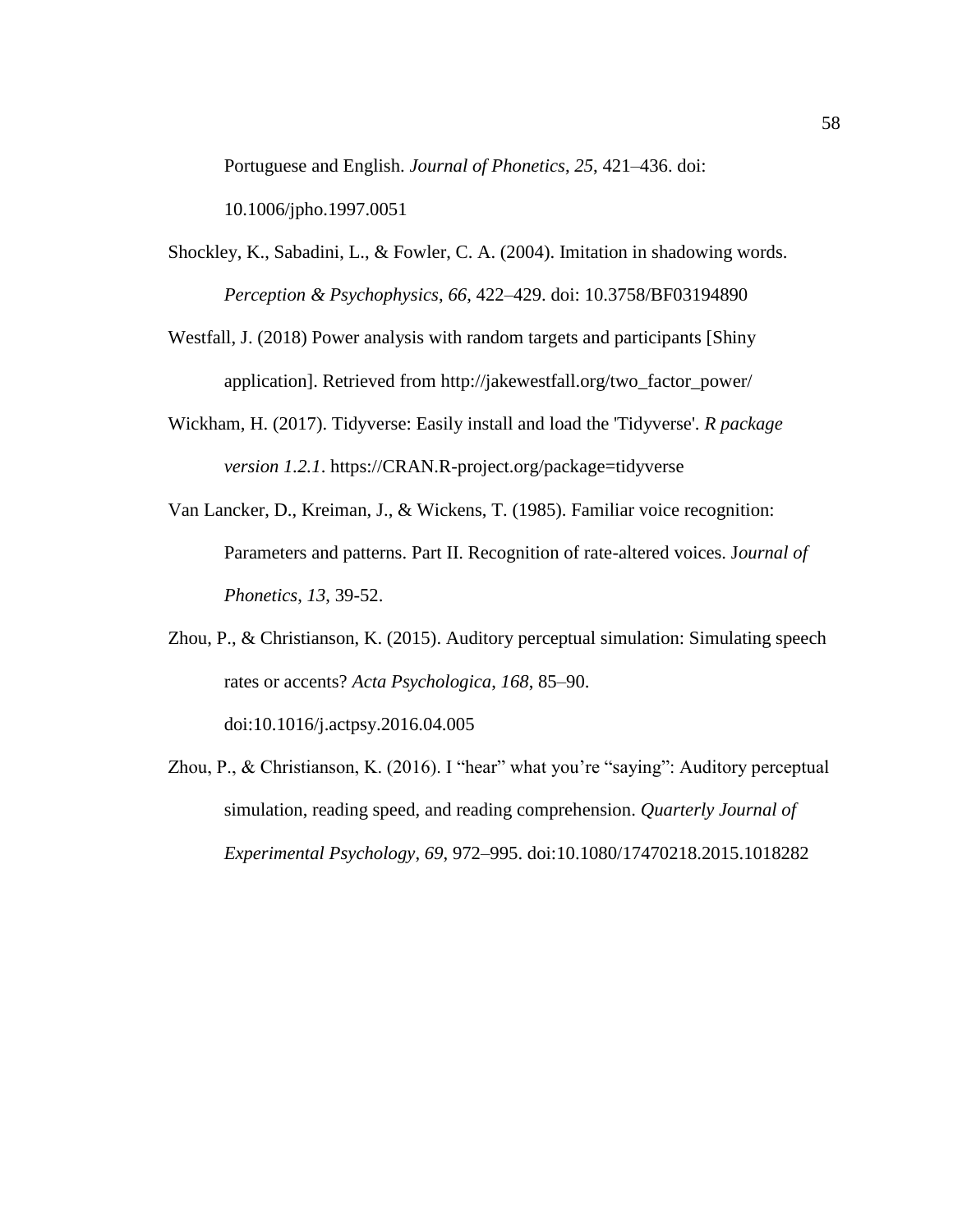Portuguese and English. *Journal of Phonetics*, *25*, 421–436. doi: 10.1006/jpho.1997.0051

Shockley, K., Sabadini, L., & Fowler, C. A. (2004). Imitation in shadowing words. *Perception & Psychophysics*, *66*, 422–429. doi: 10.3758/BF03194890

Westfall, J. (2018) Power analysis with random targets and participants [Shiny application]. Retrieved from http://jakewestfall.org/two_factor_power/

Wickham, H. (2017). Tidyverse: Easily install and load the 'Tidyverse'. *R package version 1.2.1*. https://CRAN.R-project.org/package=tidyverse

Van Lancker, D., Kreiman, J., & Wickens, T. (1985). Familiar voice recognition: Parameters and patterns. Part II. Recognition of rate-altered voices. J*ournal of Phonetics*, *13*, 39-52.

Zhou, P., & Christianson, K. (2015). Auditory perceptual simulation: Simulating speech rates or accents? *Acta Psychologica*, *168*, 85–90. doi:10.1016/j.actpsy.2016.04.005

Zhou, P., & Christianson, K. (2016). I "hear" what you're "saying": Auditory perceptual simulation, reading speed, and reading comprehension. *Quarterly Journal of Experimental Psychology*, *69*, 972–995. doi:10.1080/17470218.2015.1018282